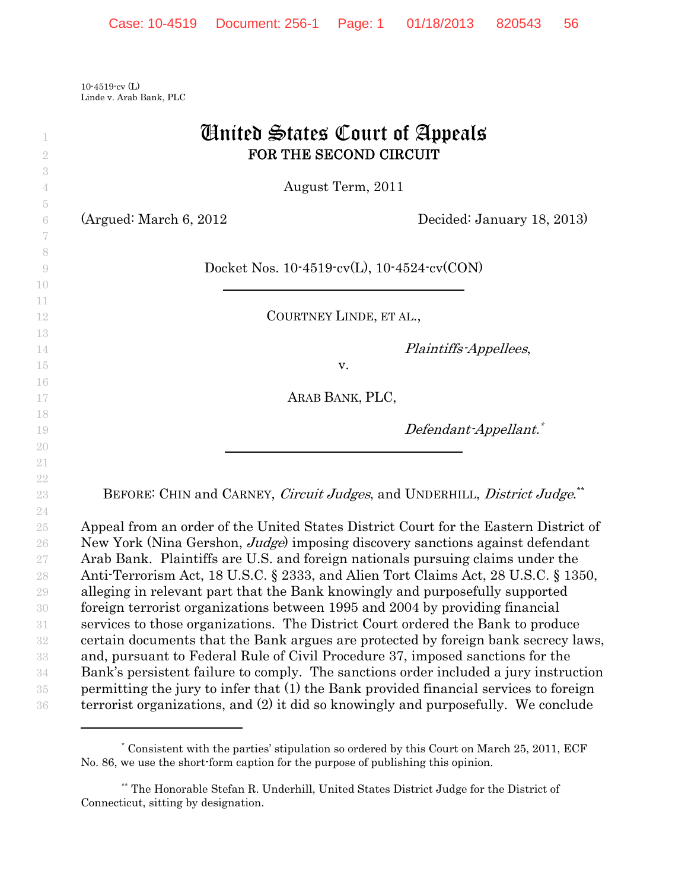10-4519-cv (L)
Linde v. Arab Bank, PLC

# United States Court of Appeals
## FOR THE SECOND CIRCUIT

August Term, 2011

(Argued: March 6, 2012 Decided: January 18, 2013)

Docket Nos. 10-4519-cv(L), 10-4524-cv(CON)

---

COURTNEY LINDE, ET AL.,

*Plaintiffs-Appellees*,

v.

ARAB BANK, PLC,

*Defendant-Appellant.*[*]

---

BEFORE: CHIN and CARNEY, *Circuit Judges*, and UNDERHILL, *District Judge*.[**]

Appeal from an order of the United States District Court for the Eastern District of New York (Nina Gershon, *Judge*) imposing discovery sanctions against defendant Arab Bank. Plaintiffs are U.S. and foreign nationals pursuing claims under the Anti-Terrorism Act, 18 U.S.C. § 2333, and Alien Tort Claims Act, 28 U.S.C. § 1350, alleging in relevant part that the Bank knowingly and purposefully supported foreign terrorist organizations between 1995 and 2004 by providing financial services to those organizations. The District Court ordered the Bank to produce certain documents that the Bank argues are protected by foreign bank secrecy laws, and, pursuant to Federal Rule of Civil Procedure 37, imposed sanctions for the Bank's persistent failure to comply. The sanctions order included a jury instruction permitting the jury to infer that (1) the Bank provided financial services to foreign terrorist organizations, and (2) it did so knowingly and purposefully. We conclude

---

[*] Consistent with the parties' stipulation so ordered by this Court on March 25, 2011, ECF No. 86, we use the short-form caption for the purpose of publishing this opinion.

[**] The Honorable Stefan R. Underhill, United States District Judge for the District of Connecticut, sitting by designation.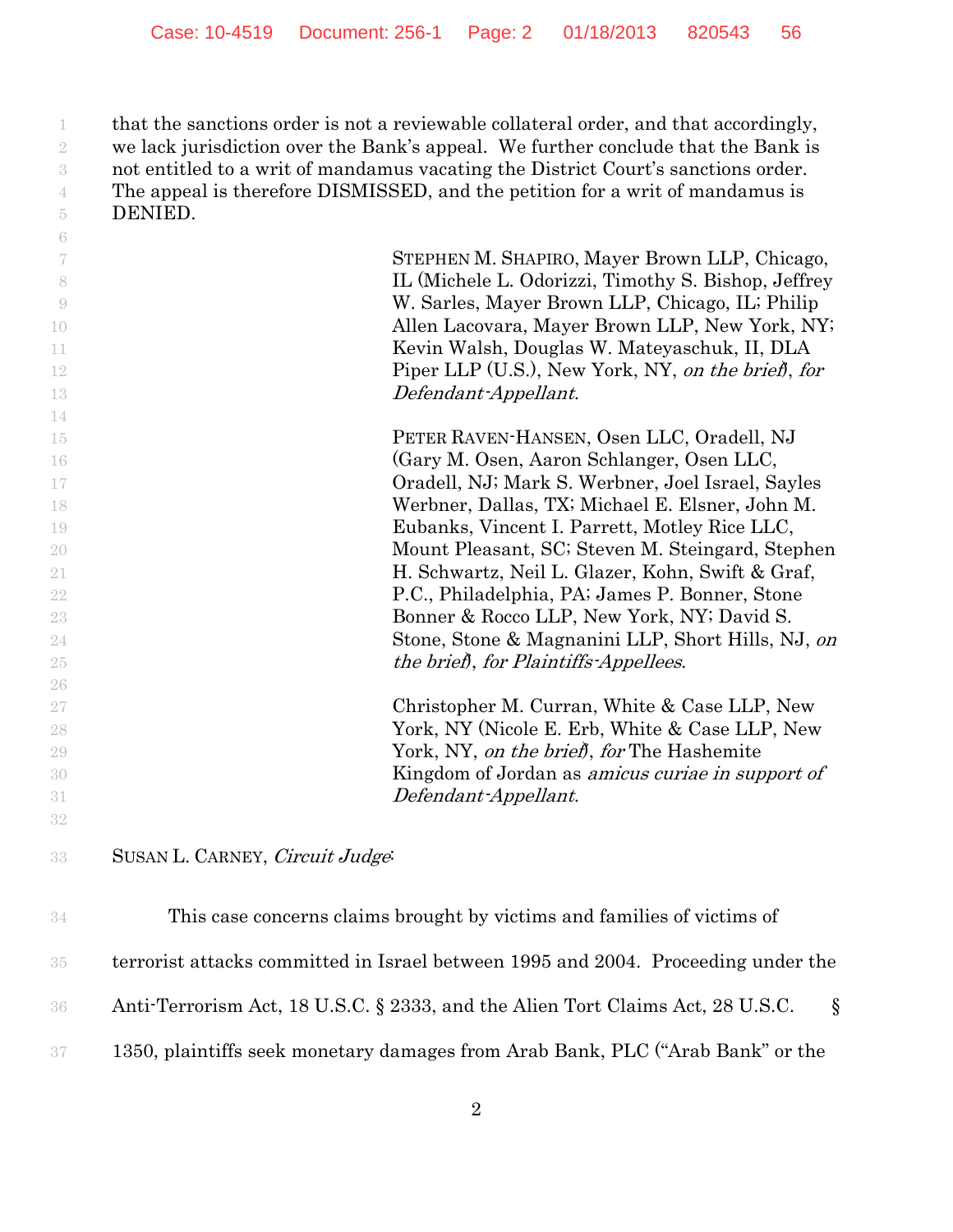that the sanctions order is not a reviewable collateral order, and that accordingly, we lack jurisdiction over the Bank's appeal. We further conclude that the Bank is not entitled to a writ of mandamus vacating the District Court's sanctions order. The appeal is therefore DISMISSED, and the petition for a writ of mandamus is DENIED.

STEPHEN M. SHAPIRO, Mayer Brown LLP, Chicago, IL (Michele L. Odorizzi, Timothy S. Bishop, Jeffrey W. Sarles, Mayer Brown LLP, Chicago, IL; Philip Allen Lacovara, Mayer Brown LLP, New York, NY; Kevin Walsh, Douglas W. Mateyaschuk, II, DLA Piper LLP (U.S.), New York, NY, *on the brief*), *for Defendant-Appellant*.

PETER RAVEN-HANSEN, Osen LLC, Oradell, NJ (Gary M. Osen, Aaron Schlanger, Osen LLC, Oradell, NJ; Mark S. Werbner, Joel Israel, Sayles Werbner, Dallas, TX; Michael E. Elsner, John M. Eubanks, Vincent I. Parrett, Motley Rice LLC, Mount Pleasant, SC; Steven M. Steingard, Stephen H. Schwartz, Neil L. Glazer, Kohn, Swift & Graf, P.C., Philadelphia, PA; James P. Bonner, Stone Bonner & Rocco LLP, New York, NY; David S. Stone, Stone & Magnanini LLP, Short Hills, NJ, *on the brief*), *for Plaintiffs-Appellees*.

Christopher M. Curran, White & Case LLP, New York, NY (Nicole E. Erb, White & Case LLP, New York, NY, *on the brief*), *for* The Hashemite Kingdom of Jordan as *amicus curiae in support of Defendant-Appellant*.

SUSAN L. CARNEY, *Circuit Judge*:

This case concerns claims brought by victims and families of victims of terrorist attacks committed in Israel between 1995 and 2004. Proceeding under the Anti-Terrorism Act, 18 U.S.C. § 2333, and the Alien Tort Claims Act, 28 U.S.C. § 1350, plaintiffs seek monetary damages from Arab Bank, PLC ("Arab Bank" or the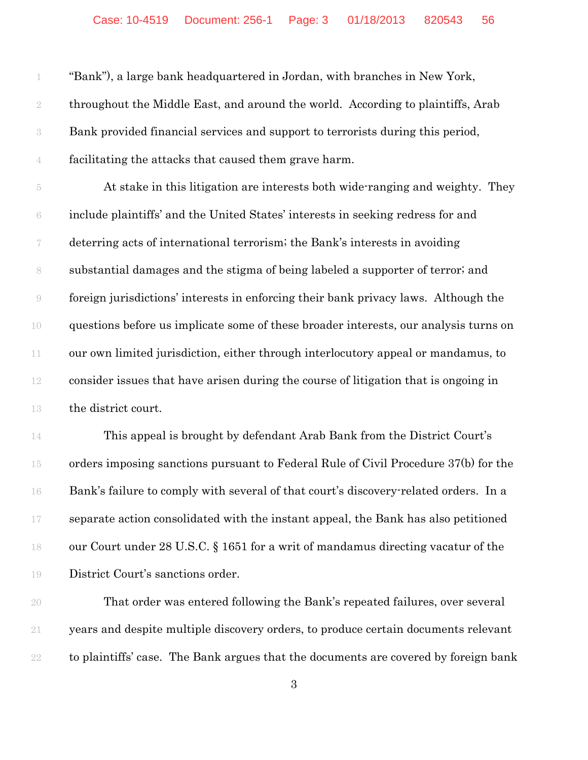"Bank"), a large bank headquartered in Jordan, with branches in New York, throughout the Middle East, and around the world. According to plaintiffs, Arab Bank provided financial services and support to terrorists during this period, facilitating the attacks that caused them grave harm.

At stake in this litigation are interests both wide-ranging and weighty. They include plaintiffs' and the United States' interests in seeking redress for and deterring acts of international terrorism; the Bank's interests in avoiding substantial damages and the stigma of being labeled a supporter of terror; and foreign jurisdictions' interests in enforcing their bank privacy laws. Although the questions before us implicate some of these broader interests, our analysis turns on our own limited jurisdiction, either through interlocutory appeal or mandamus, to consider issues that have arisen during the course of litigation that is ongoing in the district court.

This appeal is brought by defendant Arab Bank from the District Court's orders imposing sanctions pursuant to Federal Rule of Civil Procedure 37(b) for the Bank's failure to comply with several of that court's discovery-related orders. In a separate action consolidated with the instant appeal, the Bank has also petitioned our Court under 28 U.S.C. § 1651 for a writ of mandamus directing vacatur of the District Court's sanctions order.

That order was entered following the Bank's repeated failures, over several years and despite multiple discovery orders, to produce certain documents relevant to plaintiffs' case. The Bank argues that the documents are covered by foreign bank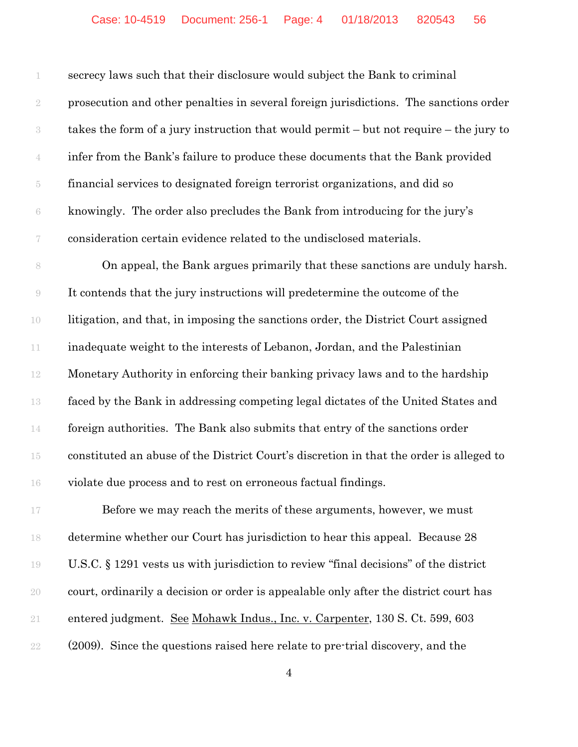secrecy laws such that their disclosure would subject the Bank to criminal prosecution and other penalties in several foreign jurisdictions. The sanctions order takes the form of a jury instruction that would permit – but not require – the jury to infer from the Bank's failure to produce these documents that the Bank provided financial services to designated foreign terrorist organizations, and did so knowingly. The order also precludes the Bank from introducing for the jury's consideration certain evidence related to the undisclosed materials.

On appeal, the Bank argues primarily that these sanctions are unduly harsh. It contends that the jury instructions will predetermine the outcome of the litigation, and that, in imposing the sanctions order, the District Court assigned inadequate weight to the interests of Lebanon, Jordan, and the Palestinian Monetary Authority in enforcing their banking privacy laws and to the hardship faced by the Bank in addressing competing legal dictates of the United States and foreign authorities. The Bank also submits that entry of the sanctions order constituted an abuse of the District Court's discretion in that the order is alleged to violate due process and to rest on erroneous factual findings.

Before we may reach the merits of these arguments, however, we must determine whether our Court has jurisdiction to hear this appeal. Because 28 U.S.C. § 1291 vests us with jurisdiction to review "final decisions" of the district court, ordinarily a decision or order is appealable only after the district court has entered judgment. See Mohawk Indus., Inc. v. Carpenter, 130 S. Ct. 599, 603 (2009). Since the questions raised here relate to pre-trial discovery, and the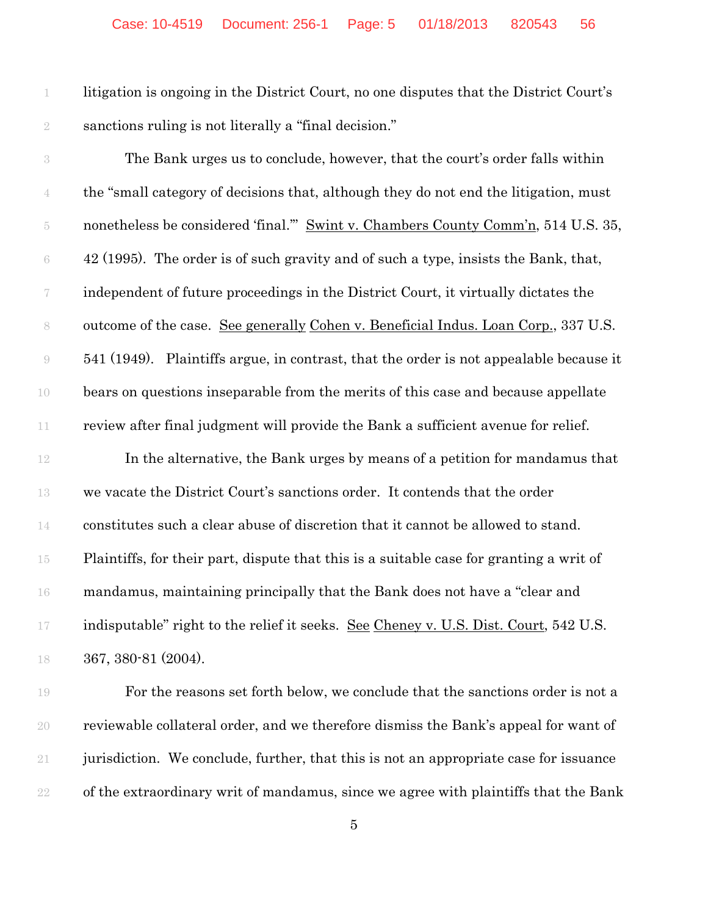litigation is ongoing in the District Court, no one disputes that the District Court's sanctions ruling is not literally a "final decision."

The Bank urges us to conclude, however, that the court's order falls within the "small category of decisions that, although they do not end the litigation, must nonetheless be considered 'final.'" Swint v. Chambers County Comm'n, 514 U.S. 35, 42 (1995). The order is of such gravity and of such a type, insists the Bank, that, independent of future proceedings in the District Court, it virtually dictates the outcome of the case. See generally Cohen v. Beneficial Indus. Loan Corp., 337 U.S. 541 (1949). Plaintiffs argue, in contrast, that the order is not appealable because it bears on questions inseparable from the merits of this case and because appellate review after final judgment will provide the Bank a sufficient avenue for relief.

In the alternative, the Bank urges by means of a petition for mandamus that we vacate the District Court's sanctions order. It contends that the order constitutes such a clear abuse of discretion that it cannot be allowed to stand. Plaintiffs, for their part, dispute that this is a suitable case for granting a writ of mandamus, maintaining principally that the Bank does not have a "clear and indisputable" right to the relief it seeks. See Cheney v. U.S. Dist. Court, 542 U.S. 367, 380-81 (2004).

For the reasons set forth below, we conclude that the sanctions order is not a reviewable collateral order, and we therefore dismiss the Bank's appeal for want of jurisdiction. We conclude, further, that this is not an appropriate case for issuance of the extraordinary writ of mandamus, since we agree with plaintiffs that the Bank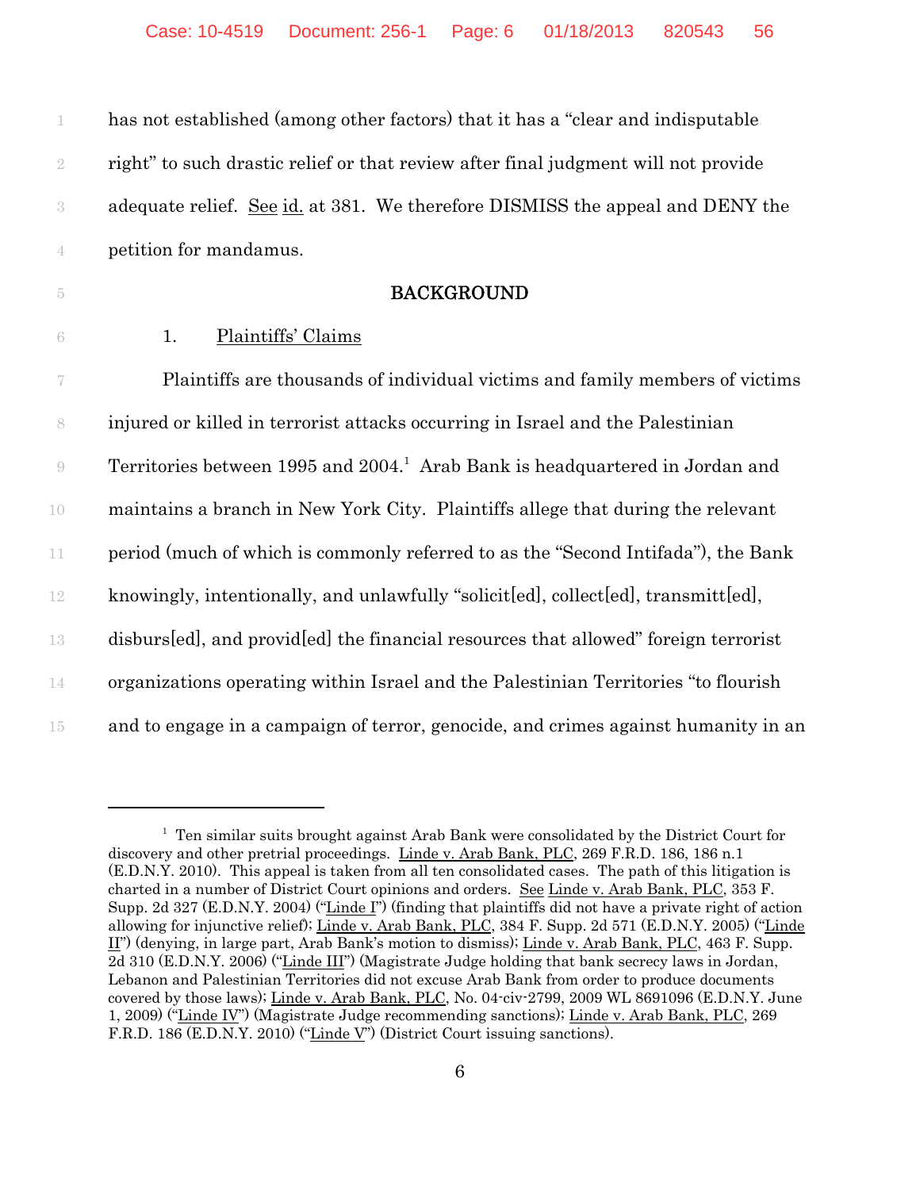has not established (among other factors) that it has a "clear and indisputable right" to such drastic relief or that review after final judgment will not provide adequate relief. See id. at 381. We therefore DISMISS the appeal and DENY the petition for mandamus.

## BACKGROUND

### 1. Plaintiffs' Claims

Plaintiffs are thousands of individual victims and family members of victims injured or killed in terrorist attacks occurring in Israel and the Palestinian Territories between 1995 and 2004.[1] Arab Bank is headquartered in Jordan and maintains a branch in New York City. Plaintiffs allege that during the relevant period (much of which is commonly referred to as the "Second Intifada"), the Bank knowingly, intentionally, and unlawfully "solicit[ed], collect[ed], transmitt[ed], disburs[ed], and provid[ed] the financial resources that allowed" foreign terrorist organizations operating within Israel and the Palestinian Territories "to flourish and to engage in a campaign of terror, genocide, and crimes against humanity in an

---

[1] Ten similar suits brought against Arab Bank were consolidated by the District Court for discovery and other pretrial proceedings. Linde v. Arab Bank, PLC, 269 F.R.D. 186, 186 n.1 (E.D.N.Y. 2010). This appeal is taken from all ten consolidated cases. The path of this litigation is charted in a number of District Court opinions and orders. See Linde v. Arab Bank, PLC, 353 F. Supp. 2d 327 (E.D.N.Y. 2004) ("Linde I") (finding that plaintiffs did not have a private right of action allowing for injunctive relief); Linde v. Arab Bank, PLC, 384 F. Supp. 2d 571 (E.D.N.Y. 2005) ("Linde II") (denying, in large part, Arab Bank's motion to dismiss); Linde v. Arab Bank, PLC, 463 F. Supp. 2d 310 (E.D.N.Y. 2006) ("Linde III") (Magistrate Judge holding that bank secrecy laws in Jordan, Lebanon and Palestinian Territories did not excuse Arab Bank from order to produce documents covered by those laws); Linde v. Arab Bank, PLC, No. 04-civ-2799, 2009 WL 8691096 (E.D.N.Y. June 1, 2009) ("Linde IV") (Magistrate Judge recommending sanctions); Linde v. Arab Bank, PLC, 269 F.R.D. 186 (E.D.N.Y. 2010) ("Linde V") (District Court issuing sanctions).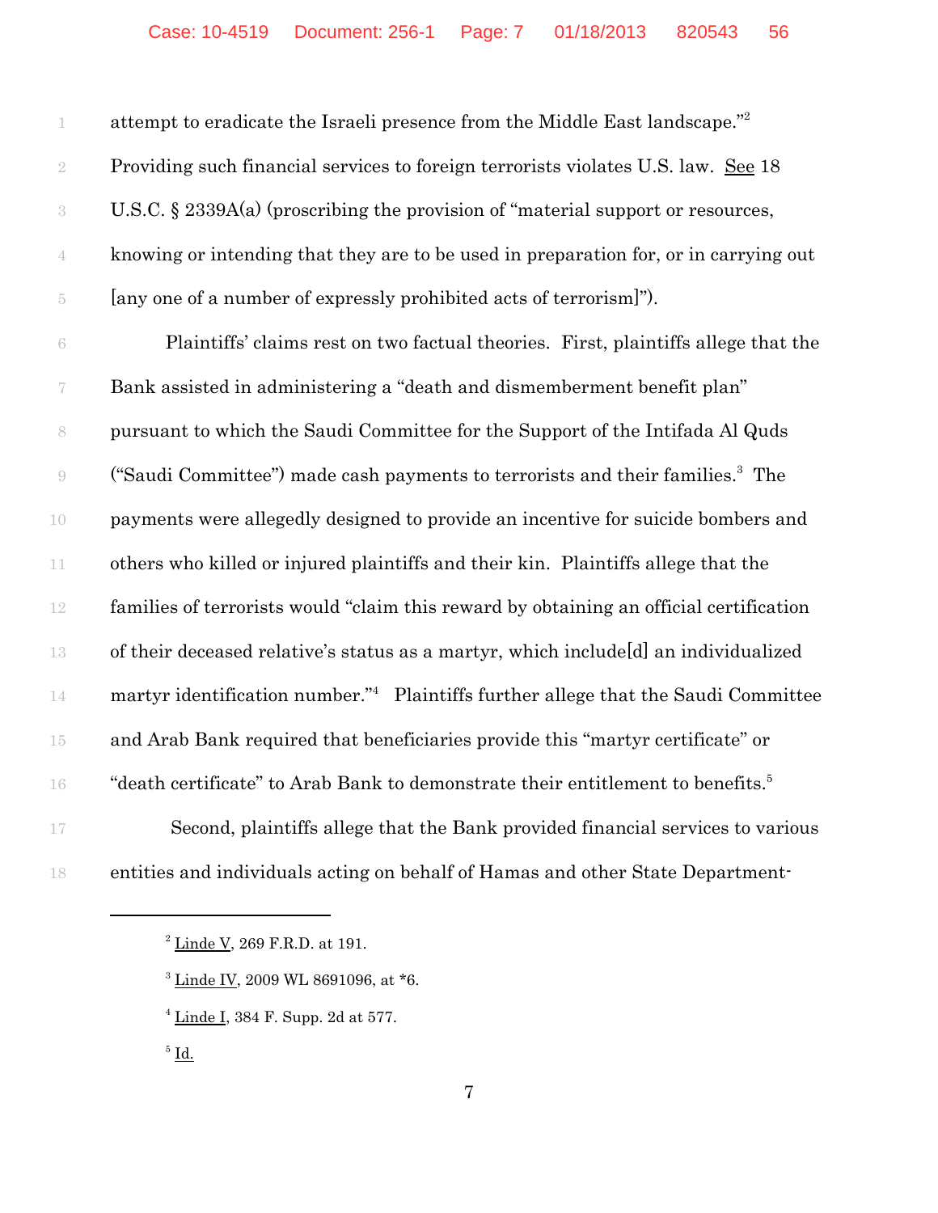attempt to eradicate the Israeli presence from the Middle East landscape."[2] Providing such financial services to foreign terrorists violates U.S. law. See 18 U.S.C. § 2339A(a) (proscribing the provision of "material support or resources, knowing or intending that they are to be used in preparation for, or in carrying out [any one of a number of expressly prohibited acts of terrorism]").

Plaintiffs' claims rest on two factual theories. First, plaintiffs allege that the Bank assisted in administering a "death and dismemberment benefit plan" pursuant to which the Saudi Committee for the Support of the Intifada Al Quds ("Saudi Committee") made cash payments to terrorists and their families.[3] The payments were allegedly designed to provide an incentive for suicide bombers and others who killed or injured plaintiffs and their kin. Plaintiffs allege that the families of terrorists would "claim this reward by obtaining an official certification of their deceased relative's status as a martyr, which include[d] an individualized martyr identification number."[4] Plaintiffs further allege that the Saudi Committee and Arab Bank required that beneficiaries provide this "martyr certificate" or "death certificate" to Arab Bank to demonstrate their entitlement to benefits.[5]

Second, plaintiffs allege that the Bank provided financial services to various entities and individuals acting on behalf of Hamas and other State Department-

---

[2] Linde V, 269 F.R.D. at 191.

[3] Linde IV, 2009 WL 8691096, at *6.

[4] Linde I, 384 F. Supp. 2d at 577.

[5] Id.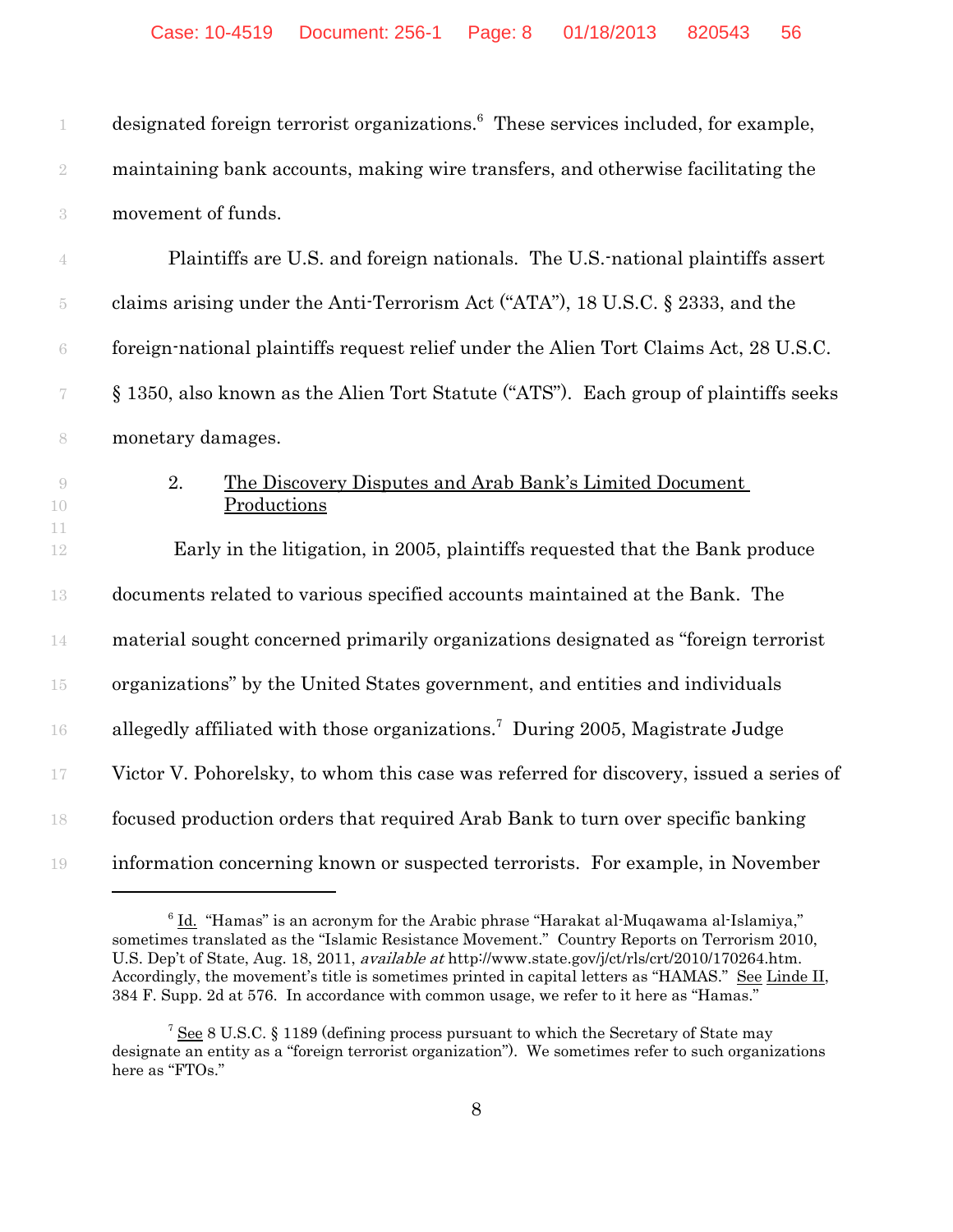designated foreign terrorist organizations.[6] These services included, for example, maintaining bank accounts, making wire transfers, and otherwise facilitating the movement of funds.

Plaintiffs are U.S. and foreign nationals. The U.S.-national plaintiffs assert claims arising under the Anti-Terrorism Act ("ATA"), 18 U.S.C. § 2333, and the foreign-national plaintiffs request relief under the Alien Tort Claims Act, 28 U.S.C. § 1350, also known as the Alien Tort Statute ("ATS"). Each group of plaintiffs seeks monetary damages.

### 2. The Discovery Disputes and Arab Bank's Limited Document Productions

Early in the litigation, in 2005, plaintiffs requested that the Bank produce documents related to various specified accounts maintained at the Bank. The material sought concerned primarily organizations designated as "foreign terrorist organizations" by the United States government, and entities and individuals allegedly affiliated with those organizations.[7] During 2005, Magistrate Judge Victor V. Pohorelsky, to whom this case was referred for discovery, issued a series of focused production orders that required Arab Bank to turn over specific banking information concerning known or suspected terrorists. For example, in November

---

[6] Id. "Hamas" is an acronym for the Arabic phrase "Harakat al-Muqawama al-Islamiya," sometimes translated as the "Islamic Resistance Movement." Country Reports on Terrorism 2010, U.S. Dep't of State, Aug. 18, 2011, *available at* http://www.state.gov/j/ct/rls/crt/2010/170264.htm. Accordingly, the movement's title is sometimes printed in capital letters as "HAMAS." See Linde II, 384 F. Supp. 2d at 576. In accordance with common usage, we refer to it here as "Hamas."

[7] See 8 U.S.C. § 1189 (defining process pursuant to which the Secretary of State may designate an entity as a "foreign terrorist organization"). We sometimes refer to such organizations here as "FTOs."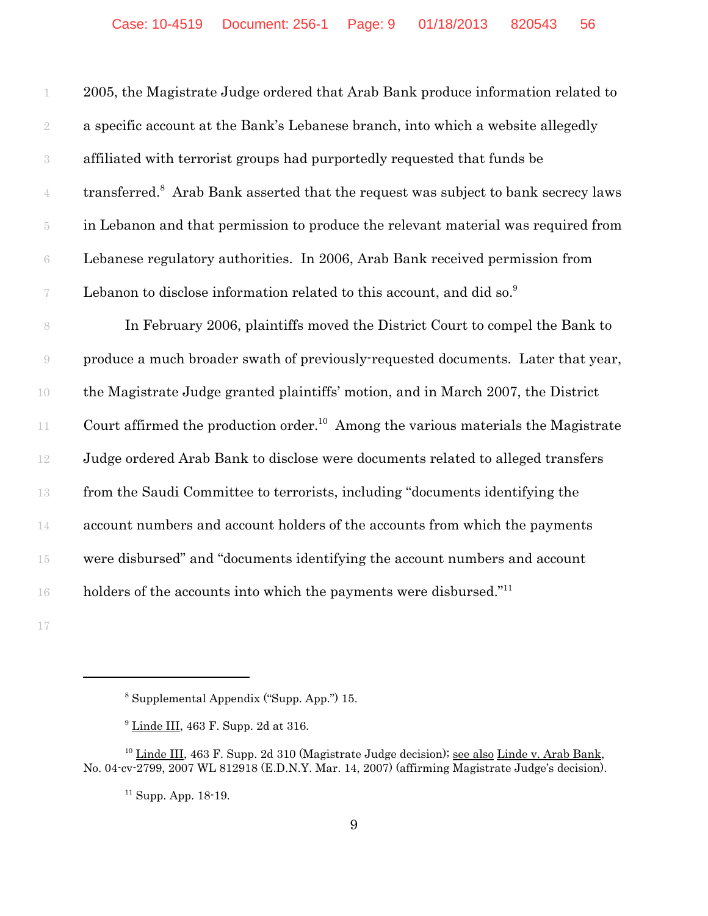2005, the Magistrate Judge ordered that Arab Bank produce information related to a specific account at the Bank's Lebanese branch, into which a website allegedly affiliated with terrorist groups had purportedly requested that funds be transferred.[8] Arab Bank asserted that the request was subject to bank secrecy laws in Lebanon and that permission to produce the relevant material was required from Lebanese regulatory authorities. In 2006, Arab Bank received permission from Lebanon to disclose information related to this account, and did so.[9]

In February 2006, plaintiffs moved the District Court to compel the Bank to produce a much broader swath of previously-requested documents. Later that year, the Magistrate Judge granted plaintiffs' motion, and in March 2007, the District Court affirmed the production order.[10] Among the various materials the Magistrate Judge ordered Arab Bank to disclose were documents related to alleged transfers from the Saudi Committee to terrorists, including "documents identifying the account numbers and account holders of the accounts from which the payments were disbursed" and "documents identifying the account numbers and account holders of the accounts into which the payments were disbursed."[11]

---

[8] Supplemental Appendix ("Supp. App.") 15.

[9] Linde III, 463 F. Supp. 2d at 316.

[10] Linde III, 463 F. Supp. 2d 310 (Magistrate Judge decision); see also Linde v. Arab Bank, No. 04-cv-2799, 2007 WL 812918 (E.D.N.Y. Mar. 14, 2007) (affirming Magistrate Judge's decision).

[11] Supp. App. 18-19.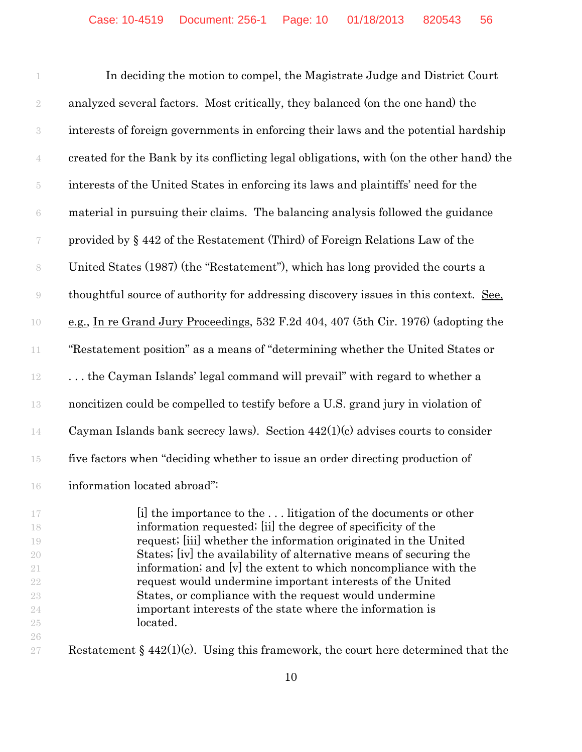In deciding the motion to compel, the Magistrate Judge and District Court analyzed several factors. Most critically, they balanced (on the one hand) the interests of foreign governments in enforcing their laws and the potential hardship created for the Bank by its conflicting legal obligations, with (on the other hand) the interests of the United States in enforcing its laws and plaintiffs' need for the material in pursuing their claims. The balancing analysis followed the guidance provided by § 442 of the Restatement (Third) of Foreign Relations Law of the United States (1987) (the "Restatement"), which has long provided the courts a thoughtful source of authority for addressing discovery issues in this context. See, e.g., In re Grand Jury Proceedings, 532 F.2d 404, 407 (5th Cir. 1976) (adopting the "Restatement position" as a means of "determining whether the United States or . . . the Cayman Islands' legal command will prevail" with regard to whether a noncitizen could be compelled to testify before a U.S. grand jury in violation of Cayman Islands bank secrecy laws). Section 442(1)(c) advises courts to consider five factors when "deciding whether to issue an order directing production of information located abroad":

> [i] the importance to the . . . litigation of the documents or other information requested; [ii] the degree of specificity of the request; [iii] whether the information originated in the United States; [iv] the availability of alternative means of securing the information; and [v] the extent to which noncompliance with the request would undermine important interests of the United States, or compliance with the request would undermine important interests of the state where the information is located.

Restatement § 442(1)(c). Using this framework, the court here determined that the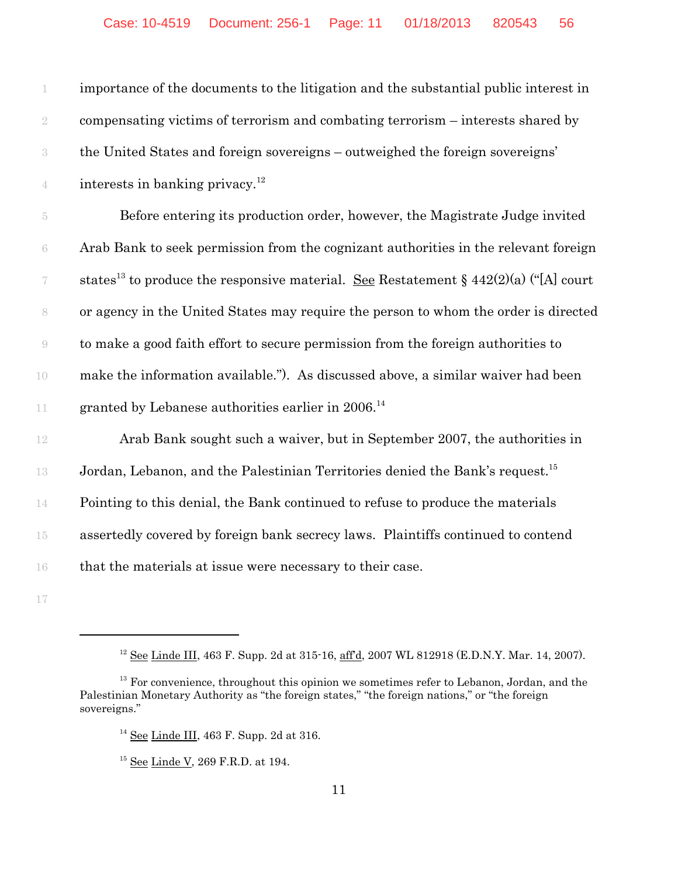importance of the documents to the litigation and the substantial public interest in compensating victims of terrorism and combating terrorism – interests shared by the United States and foreign sovereigns – outweighed the foreign sovereigns' interests in banking privacy.[12]

Before entering its production order, however, the Magistrate Judge invited Arab Bank to seek permission from the cognizant authorities in the relevant foreign states[13] to produce the responsive material. See Restatement § 442(2)(a) ("[A] court or agency in the United States may require the person to whom the order is directed to make a good faith effort to secure permission from the foreign authorities to make the information available."). As discussed above, a similar waiver had been granted by Lebanese authorities earlier in 2006.[14]

Arab Bank sought such a waiver, but in September 2007, the authorities in Jordan, Lebanon, and the Palestinian Territories denied the Bank's request.[15] Pointing to this denial, the Bank continued to refuse to produce the materials assertedly covered by foreign bank secrecy laws. Plaintiffs continued to contend that the materials at issue were necessary to their case.

---

[12] See Linde III, 463 F. Supp. 2d at 315-16, aff'd, 2007 WL 812918 (E.D.N.Y. Mar. 14, 2007).

[13] For convenience, throughout this opinion we sometimes refer to Lebanon, Jordan, and the Palestinian Monetary Authority as "the foreign states," "the foreign nations," or "the foreign sovereigns."

[14] See Linde III, 463 F. Supp. 2d at 316.

[15] See Linde V, 269 F.R.D. at 194.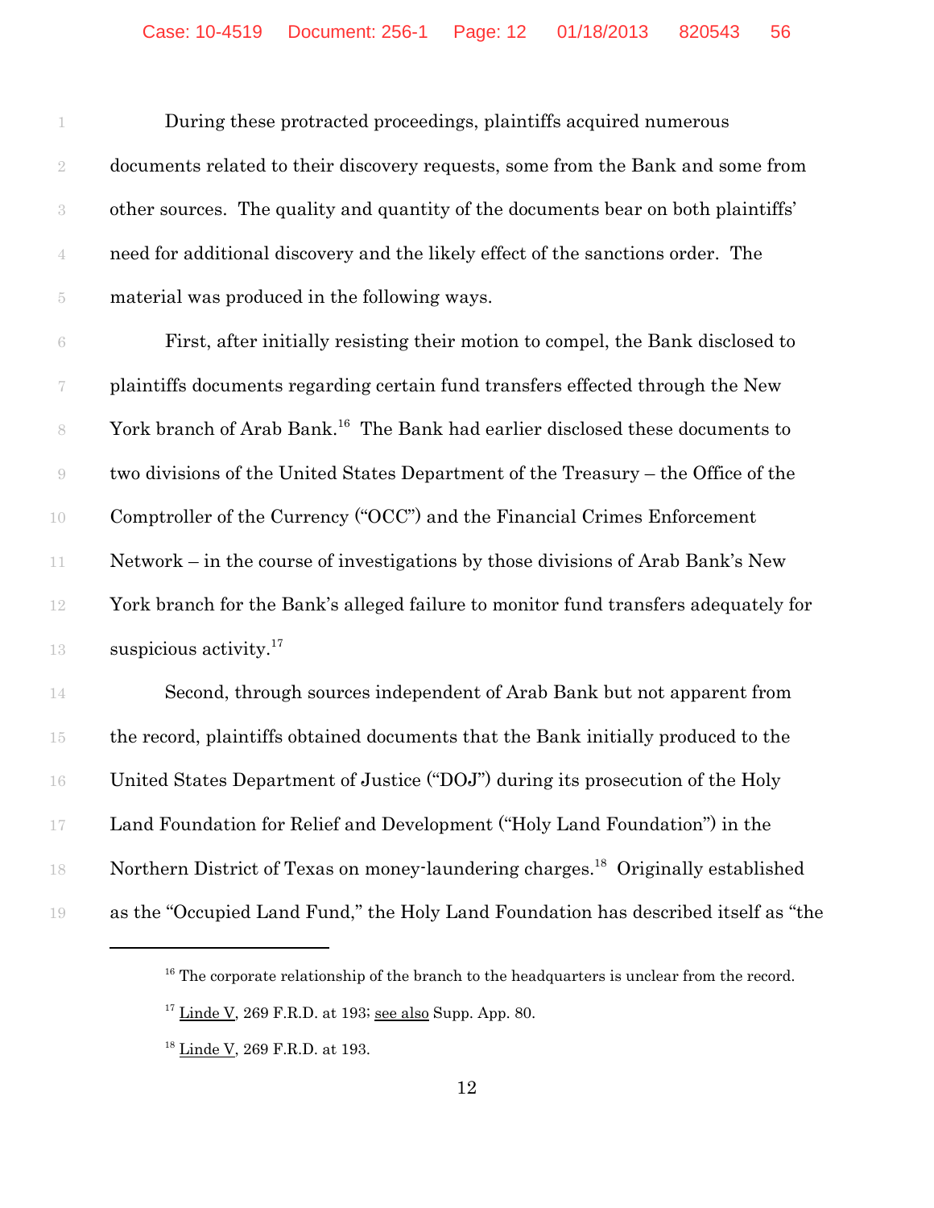During these protracted proceedings, plaintiffs acquired numerous documents related to their discovery requests, some from the Bank and some from other sources. The quality and quantity of the documents bear on both plaintiffs' need for additional discovery and the likely effect of the sanctions order. The material was produced in the following ways.

First, after initially resisting their motion to compel, the Bank disclosed to plaintiffs documents regarding certain fund transfers effected through the New York branch of Arab Bank.[16] The Bank had earlier disclosed these documents to two divisions of the United States Department of the Treasury – the Office of the Comptroller of the Currency ("OCC") and the Financial Crimes Enforcement Network – in the course of investigations by those divisions of Arab Bank's New York branch for the Bank's alleged failure to monitor fund transfers adequately for suspicious activity.[17]

Second, through sources independent of Arab Bank but not apparent from the record, plaintiffs obtained documents that the Bank initially produced to the United States Department of Justice ("DOJ") during its prosecution of the Holy Land Foundation for Relief and Development ("Holy Land Foundation") in the Northern District of Texas on money-laundering charges.[18] Originally established as the "Occupied Land Fund," the Holy Land Foundation has described itself as "the

---

[16] The corporate relationship of the branch to the headquarters is unclear from the record.

[17] Linde V, 269 F.R.D. at 193; see also Supp. App. 80.

[18] Linde V, 269 F.R.D. at 193.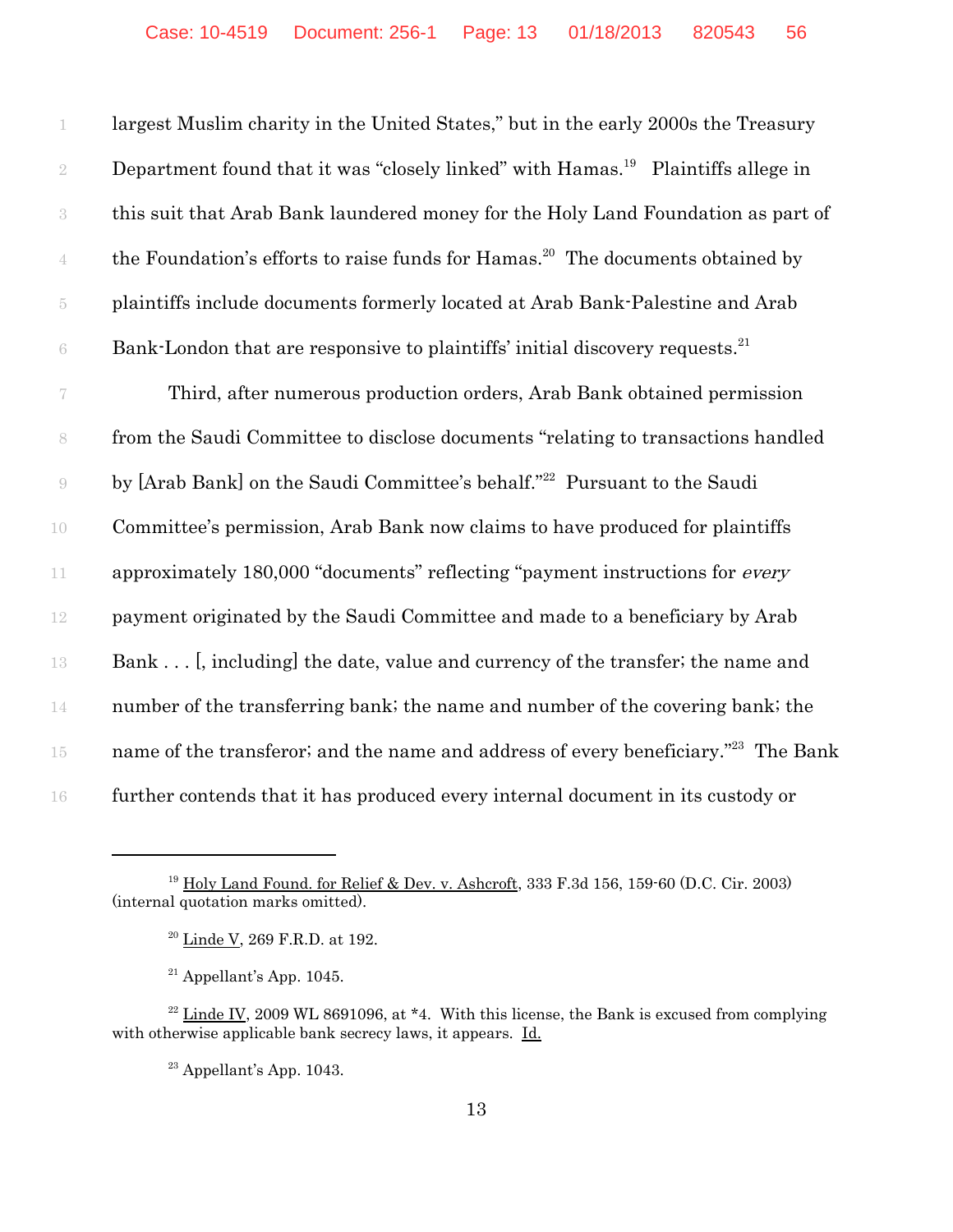largest Muslim charity in the United States," but in the early 2000s the Treasury Department found that it was "closely linked" with Hamas.[19] Plaintiffs allege in this suit that Arab Bank laundered money for the Holy Land Foundation as part of the Foundation's efforts to raise funds for Hamas.[20] The documents obtained by plaintiffs include documents formerly located at Arab Bank-Palestine and Arab Bank-London that are responsive to plaintiffs' initial discovery requests.[21]

Third, after numerous production orders, Arab Bank obtained permission from the Saudi Committee to disclose documents "relating to transactions handled by [Arab Bank] on the Saudi Committee's behalf."[22] Pursuant to the Saudi Committee's permission, Arab Bank now claims to have produced for plaintiffs approximately 180,000 "documents" reflecting "payment instructions for *every* payment originated by the Saudi Committee and made to a beneficiary by Arab Bank . . . [, including] the date, value and currency of the transfer; the name and number of the transferring bank; the name and number of the covering bank; the name of the transferor; and the name and address of every beneficiary."[23] The Bank further contends that it has produced every internal document in its custody or

---

[19] Holy Land Found. for Relief & Dev. v. Ashcroft, 333 F.3d 156, 159-60 (D.C. Cir. 2003) (internal quotation marks omitted).

[20] Linde V, 269 F.R.D. at 192.

[21] Appellant's App. 1045.

[22] Linde IV, 2009 WL 8691096, at *4. With this license, the Bank is excused from complying with otherwise applicable bank secrecy laws, it appears. Id.

[23] Appellant's App. 1043.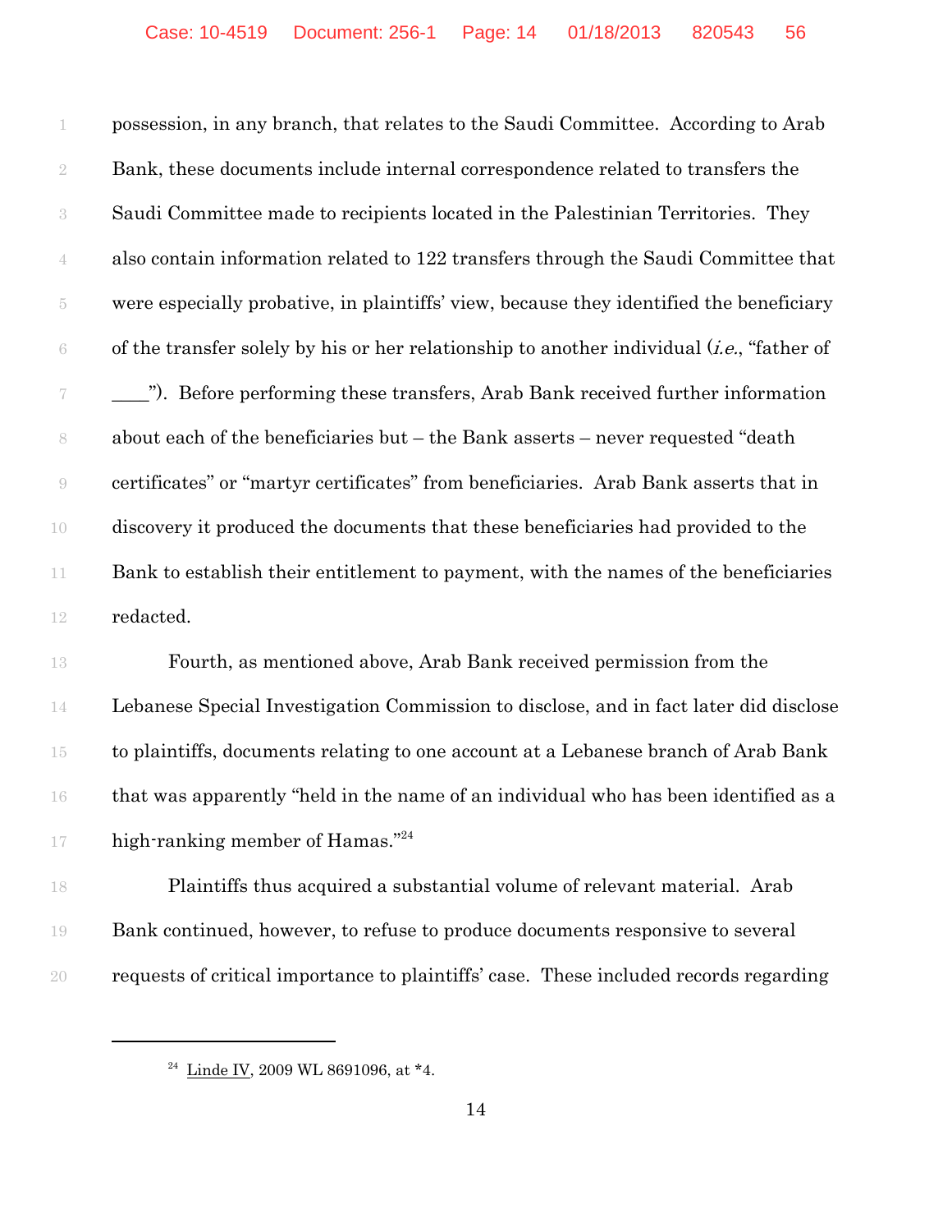possession, in any branch, that relates to the Saudi Committee. According to Arab Bank, these documents include internal correspondence related to transfers the Saudi Committee made to recipients located in the Palestinian Territories. They also contain information related to 122 transfers through the Saudi Committee that were especially probative, in plaintiffs' view, because they identified the beneficiary of the transfer solely by his or her relationship to another individual (*i.e.*, "father of ____"). Before performing these transfers, Arab Bank received further information about each of the beneficiaries but – the Bank asserts – never requested "death certificates" or "martyr certificates" from beneficiaries. Arab Bank asserts that in discovery it produced the documents that these beneficiaries had provided to the Bank to establish their entitlement to payment, with the names of the beneficiaries redacted.

Fourth, as mentioned above, Arab Bank received permission from the Lebanese Special Investigation Commission to disclose, and in fact later did disclose to plaintiffs, documents relating to one account at a Lebanese branch of Arab Bank that was apparently "held in the name of an individual who has been identified as a high-ranking member of Hamas."[24]

Plaintiffs thus acquired a substantial volume of relevant material. Arab Bank continued, however, to refuse to produce documents responsive to several requests of critical importance to plaintiffs' case. These included records regarding

---

[24] Linde IV, 2009 WL 8691096, at *4.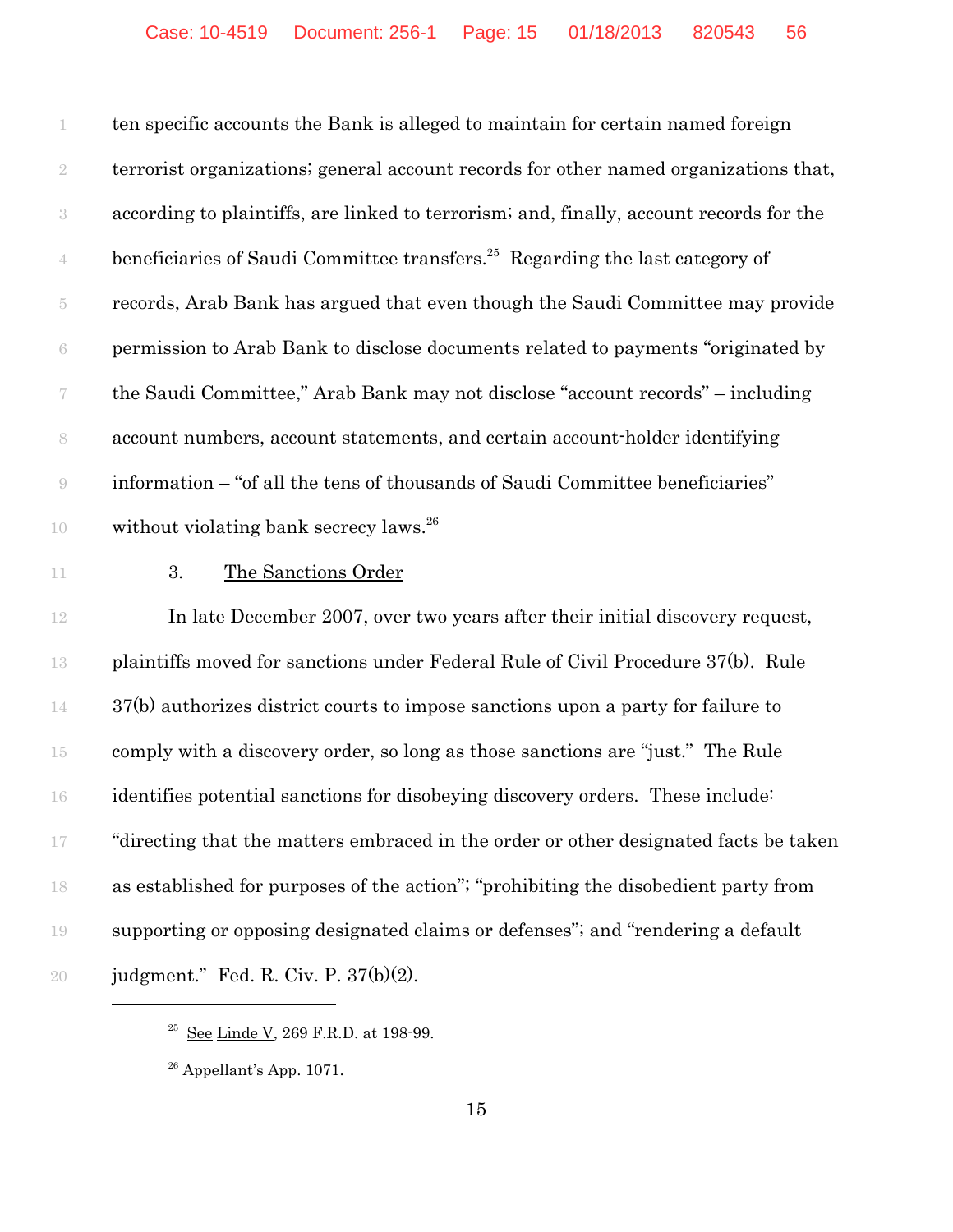ten specific accounts the Bank is alleged to maintain for certain named foreign terrorist organizations; general account records for other named organizations that, according to plaintiffs, are linked to terrorism; and, finally, account records for the beneficiaries of Saudi Committee transfers.[25] Regarding the last category of records, Arab Bank has argued that even though the Saudi Committee may provide permission to Arab Bank to disclose documents related to payments "originated by the Saudi Committee," Arab Bank may not disclose "account records" – including account numbers, account statements, and certain account-holder identifying information – "of all the tens of thousands of Saudi Committee beneficiaries" without violating bank secrecy laws.[26]

3. <u>The Sanctions Order</u>

In late December 2007, over two years after their initial discovery request, plaintiffs moved for sanctions under Federal Rule of Civil Procedure 37(b). Rule 37(b) authorizes district courts to impose sanctions upon a party for failure to comply with a discovery order, so long as those sanctions are "just." The Rule identifies potential sanctions for disobeying discovery orders. These include: "directing that the matters embraced in the order or other designated facts be taken as established for purposes of the action"; "prohibiting the disobedient party from supporting or opposing designated claims or defenses"; and "rendering a default judgment." Fed. R. Civ. P. 37(b)(2).

---

[25] <u>See</u> <u>Linde V</u>, 269 F.R.D. at 198-99.

[26] Appellant's App. 1071.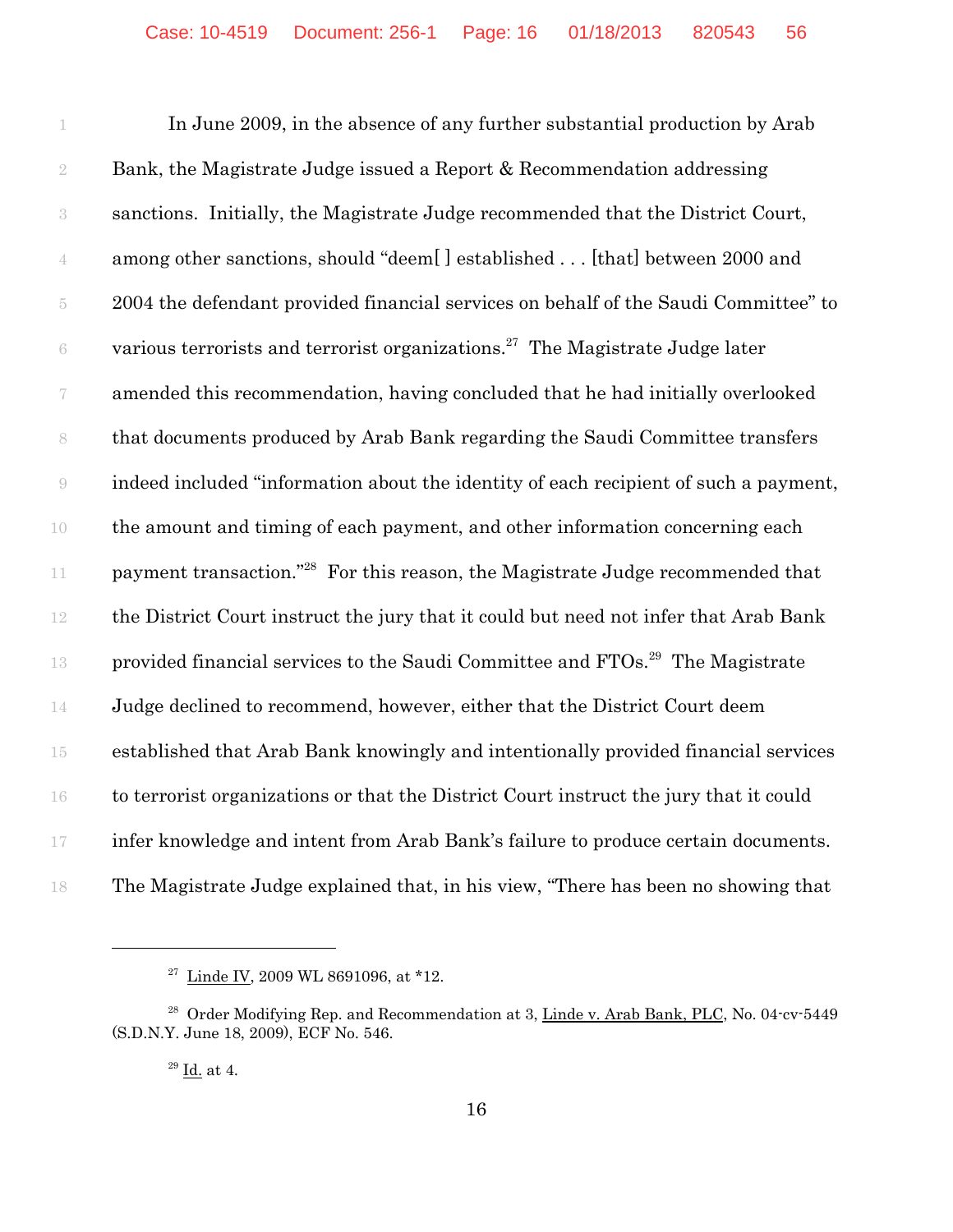In June 2009, in the absence of any further substantial production by Arab Bank, the Magistrate Judge issued a Report & Recommendation addressing sanctions. Initially, the Magistrate Judge recommended that the District Court, among other sanctions, should "deem[ ] established . . . [that] between 2000 and 2004 the defendant provided financial services on behalf of the Saudi Committee" to various terrorists and terrorist organizations.[27] The Magistrate Judge later amended this recommendation, having concluded that he had initially overlooked that documents produced by Arab Bank regarding the Saudi Committee transfers indeed included "information about the identity of each recipient of such a payment, the amount and timing of each payment, and other information concerning each payment transaction."[28] For this reason, the Magistrate Judge recommended that the District Court instruct the jury that it could but need not infer that Arab Bank provided financial services to the Saudi Committee and FTOs.[29] The Magistrate Judge declined to recommend, however, either that the District Court deem established that Arab Bank knowingly and intentionally provided financial services to terrorist organizations or that the District Court instruct the jury that it could infer knowledge and intent from Arab Bank's failure to produce certain documents. The Magistrate Judge explained that, in his view, "There has been no showing that

---

[27] Linde IV, 2009 WL 8691096, at *12.

[28] Order Modifying Rep. and Recommendation at 3, Linde v. Arab Bank, PLC, No. 04-cv-5449 (S.D.N.Y. June 18, 2009), ECF No. 546.

[29] Id. at 4.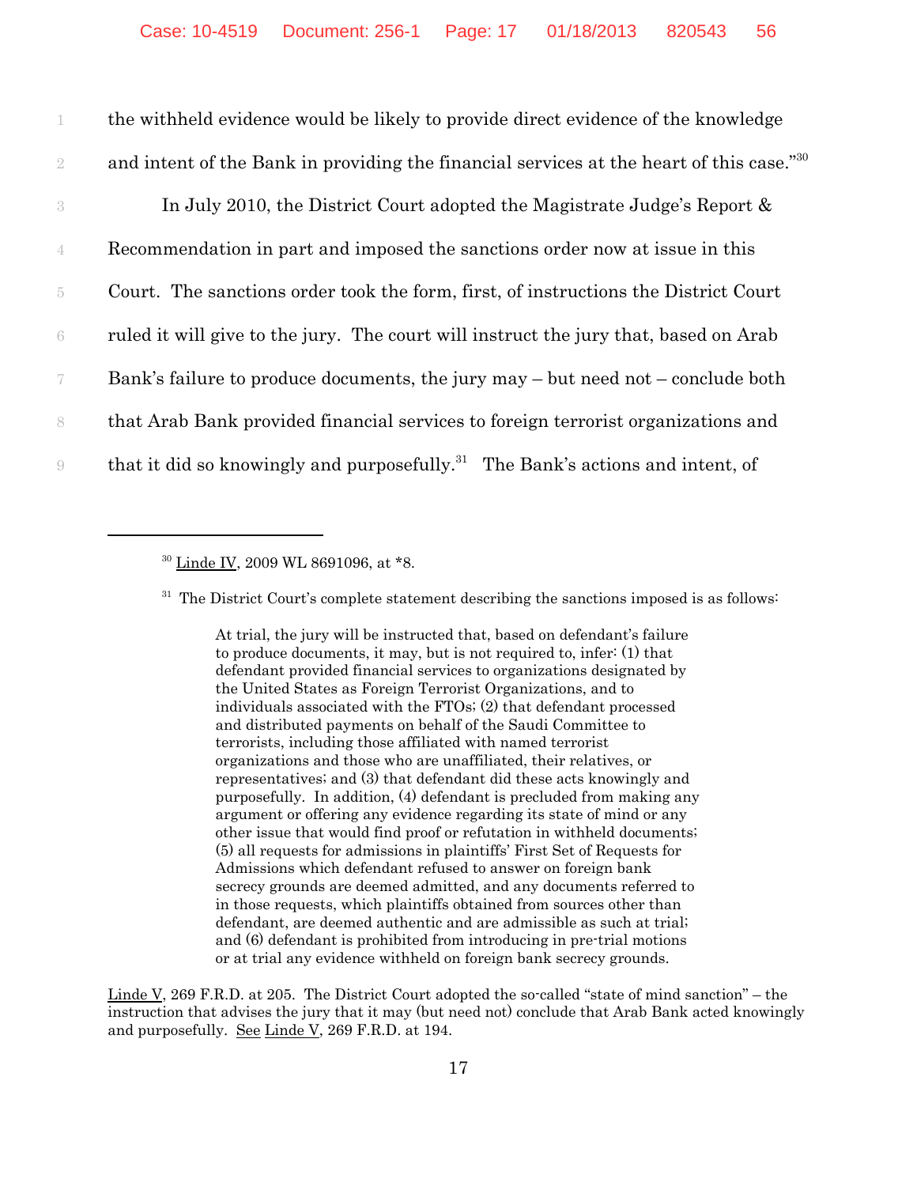the withheld evidence would be likely to provide direct evidence of the knowledge and intent of the Bank in providing the financial services at the heart of this case."[30]

In July 2010, the District Court adopted the Magistrate Judge's Report & Recommendation in part and imposed the sanctions order now at issue in this Court. The sanctions order took the form, first, of instructions the District Court ruled it will give to the jury. The court will instruct the jury that, based on Arab Bank's failure to produce documents, the jury may – but need not – conclude both that Arab Bank provided financial services to foreign terrorist organizations and that it did so knowingly and purposefully.[31] The Bank's actions and intent, of

---

[30] Linde IV, 2009 WL 8691096, at *8.

[31] The District Court's complete statement describing the sanctions imposed is as follows:

> At trial, the jury will be instructed that, based on defendant's failure to produce documents, it may, but is not required to, infer: (1) that defendant provided financial services to organizations designated by the United States as Foreign Terrorist Organizations, and to individuals associated with the FTOs; (2) that defendant processed and distributed payments on behalf of the Saudi Committee to terrorists, including those affiliated with named terrorist organizations and those who are unaffiliated, their relatives, or representatives; and (3) that defendant did these acts knowingly and purposefully. In addition, (4) defendant is precluded from making any argument or offering any evidence regarding its state of mind or any other issue that would find proof or refutation in withheld documents; (5) all requests for admissions in plaintiffs' First Set of Requests for Admissions which defendant refused to answer on foreign bank secrecy grounds are deemed admitted, and any documents referred to in those requests, which plaintiffs obtained from sources other than defendant, are deemed authentic and are admissible as such at trial; and (6) defendant is prohibited from introducing in pre-trial motions or at trial any evidence withheld on foreign bank secrecy grounds.

Linde V, 269 F.R.D. at 205. The District Court adopted the so-called "state of mind sanction" – the instruction that advises the jury that it may (but need not) conclude that Arab Bank acted knowingly and purposefully. See Linde V, 269 F.R.D. at 194.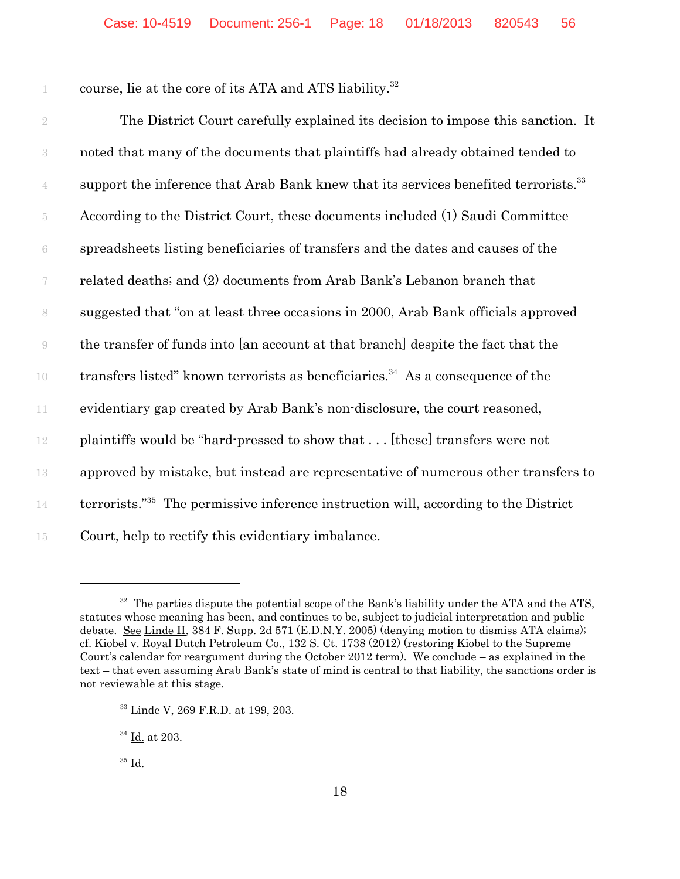course, lie at the core of its ATA and ATS liability.[32]

The District Court carefully explained its decision to impose this sanction. It noted that many of the documents that plaintiffs had already obtained tended to support the inference that Arab Bank knew that its services benefited terrorists.[33] According to the District Court, these documents included (1) Saudi Committee spreadsheets listing beneficiaries of transfers and the dates and causes of the related deaths; and (2) documents from Arab Bank's Lebanon branch that suggested that "on at least three occasions in 2000, Arab Bank officials approved the transfer of funds into [an account at that branch] despite the fact that the transfers listed" known terrorists as beneficiaries.[34] As a consequence of the evidentiary gap created by Arab Bank's non-disclosure, the court reasoned, plaintiffs would be "hard-pressed to show that . . . [these] transfers were not approved by mistake, but instead are representative of numerous other transfers to terrorists."[35] The permissive inference instruction will, according to the District Court, help to rectify this evidentiary imbalance.

---

[32] The parties dispute the potential scope of the Bank's liability under the ATA and the ATS, statutes whose meaning has been, and continues to be, subject to judicial interpretation and public debate. See Linde II, 384 F. Supp. 2d 571 (E.D.N.Y. 2005) (denying motion to dismiss ATA claims); cf. Kiobel v. Royal Dutch Petroleum Co., 132 S. Ct. 1738 (2012) (restoring Kiobel to the Supreme Court's calendar for reargument during the October 2012 term). We conclude – as explained in the text – that even assuming Arab Bank state of mind is central to that liability, the sanctions order is not reviewable at this stage.

[33] Linde V, 269 F.R.D. at 199, 203.

[34] Id. at 203.

[35] Id.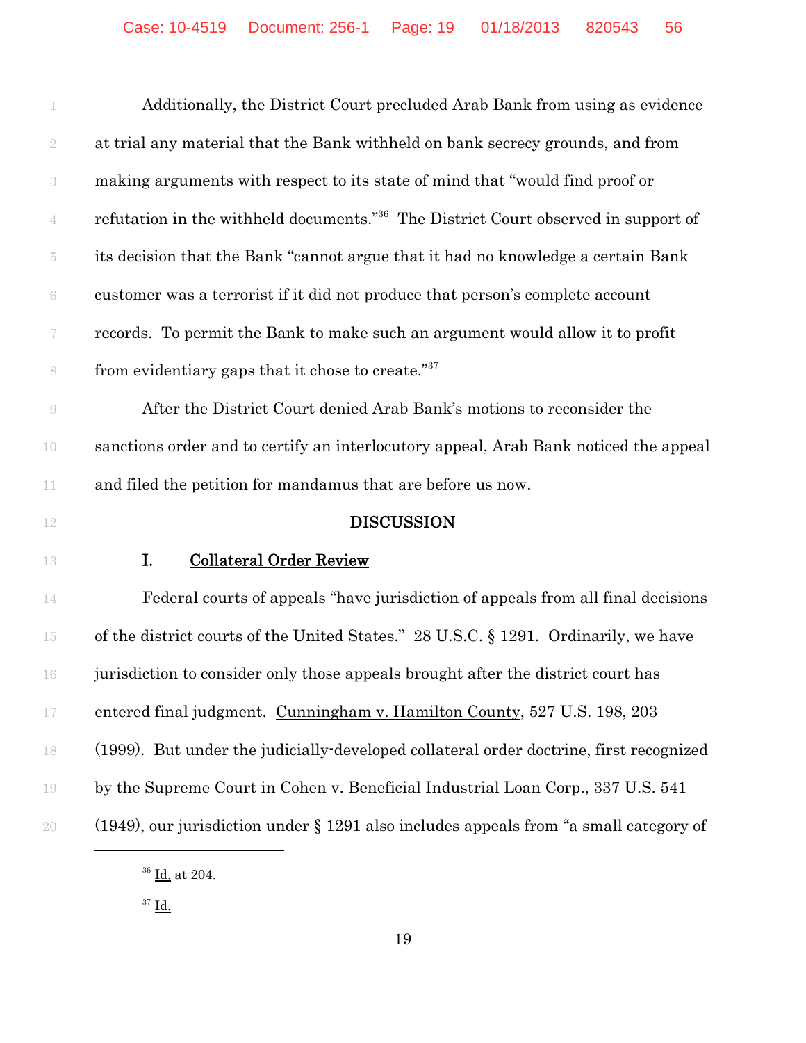Additionally, the District Court precluded Arab Bank from using as evidence at trial any material that the Bank withheld on bank secrecy grounds, and from making arguments with respect to its state of mind that "would find proof or refutation in the withheld documents."[36] The District Court observed in support of its decision that the Bank "cannot argue that it had no knowledge a certain Bank customer was a terrorist if it did not produce that person's complete account records. To permit the Bank to make such an argument would allow it to profit from evidentiary gaps that it chose to create."[37]

After the District Court denied Arab Bank's motions to reconsider the sanctions order and to certify an interlocutory appeal, Arab Bank noticed the appeal and filed the petition for mandamus that are before us now.

## DISCUSSION

### I. Collateral Order Review

Federal courts of appeals "have jurisdiction of appeals from all final decisions of the district courts of the United States." 28 U.S.C. § 1291. Ordinarily, we have jurisdiction to consider only those appeals brought after the district court has entered final judgment. Cunningham v. Hamilton County, 527 U.S. 198, 203 (1999). But under the judicially-developed collateral order doctrine, first recognized by the Supreme Court in Cohen v. Beneficial Industrial Loan Corp., 337 U.S. 541 (1949), our jurisdiction under § 1291 also includes appeals from "a small category of

---

[36] Id. at 204.

[37] Id.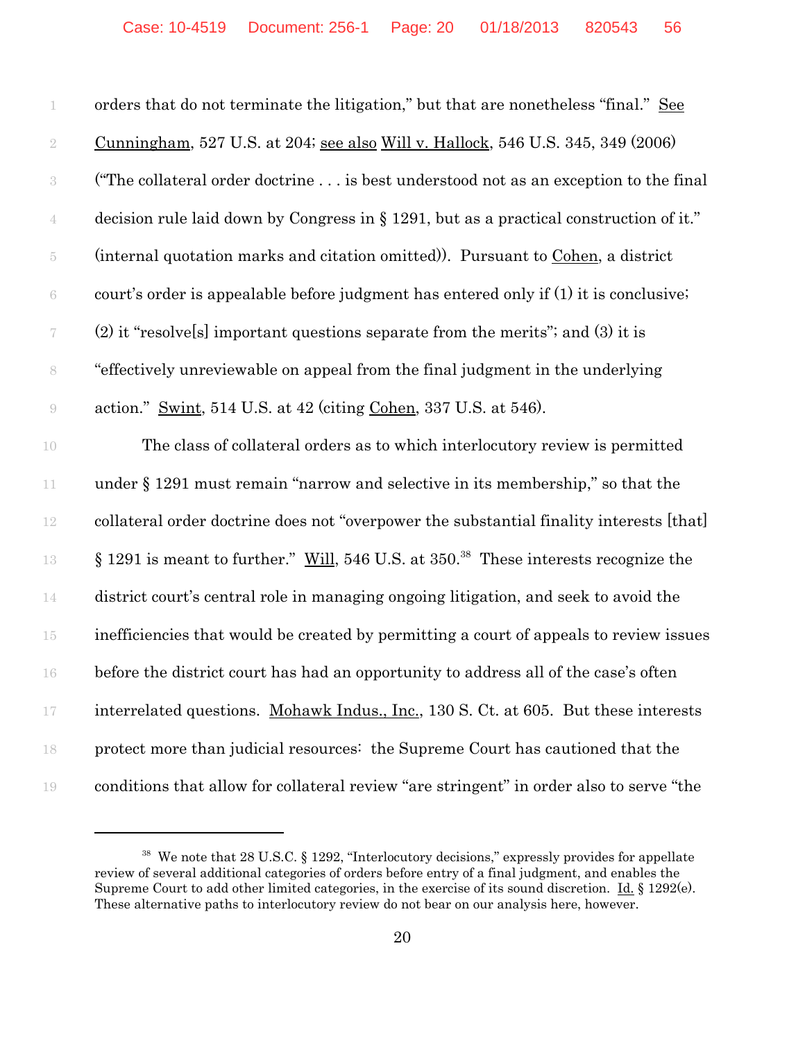orders that do not terminate the litigation," but that are nonetheless "final." See Cunningham, 527 U.S. at 204; see also Will v. Hallock, 546 U.S. 345, 349 (2006) ("The collateral order doctrine . . . is best understood not as an exception to the final decision rule laid down by Congress in § 1291, but as a practical construction of it." (internal quotation marks and citation omitted)). Pursuant to Cohen, a district court's order is appealable before judgment has entered only if (1) it is conclusive; (2) it "resolve[s] important questions separate from the merits"; and (3) it is "effectively unreviewable on appeal from the final judgment in the underlying action." Swint, 514 U.S. at 42 (citing Cohen, 337 U.S. at 546).

The class of collateral orders as to which interlocutory review is permitted under § 1291 must remain "narrow and selective in its membership," so that the collateral order doctrine does not "overpower the substantial finality interests [that] § 1291 is meant to further." Will, 546 U.S. at 350.[38] These interests recognize the district court's central role in managing ongoing litigation, and seek to avoid the inefficiencies that would be created by permitting a court of appeals to review issues before the district court has had an opportunity to address all of the case's often interrelated questions. Mohawk Indus., Inc., 130 S. Ct. at 605. But these interests protect more than judicial resources: the Supreme Court has cautioned that the conditions that allow for collateral review "are stringent" in order also to serve "the

[38] We note that 28 U.S.C. § 1292, "Interlocutory decisions," expressly provides for appellate review of several additional categories of orders before entry of a final judgment, and enables the Supreme Court to add other limited categories, in the exercise of its sound discretion. Id. § 1292(e). These alternative paths to interlocutory review do not bear on our analysis here, however.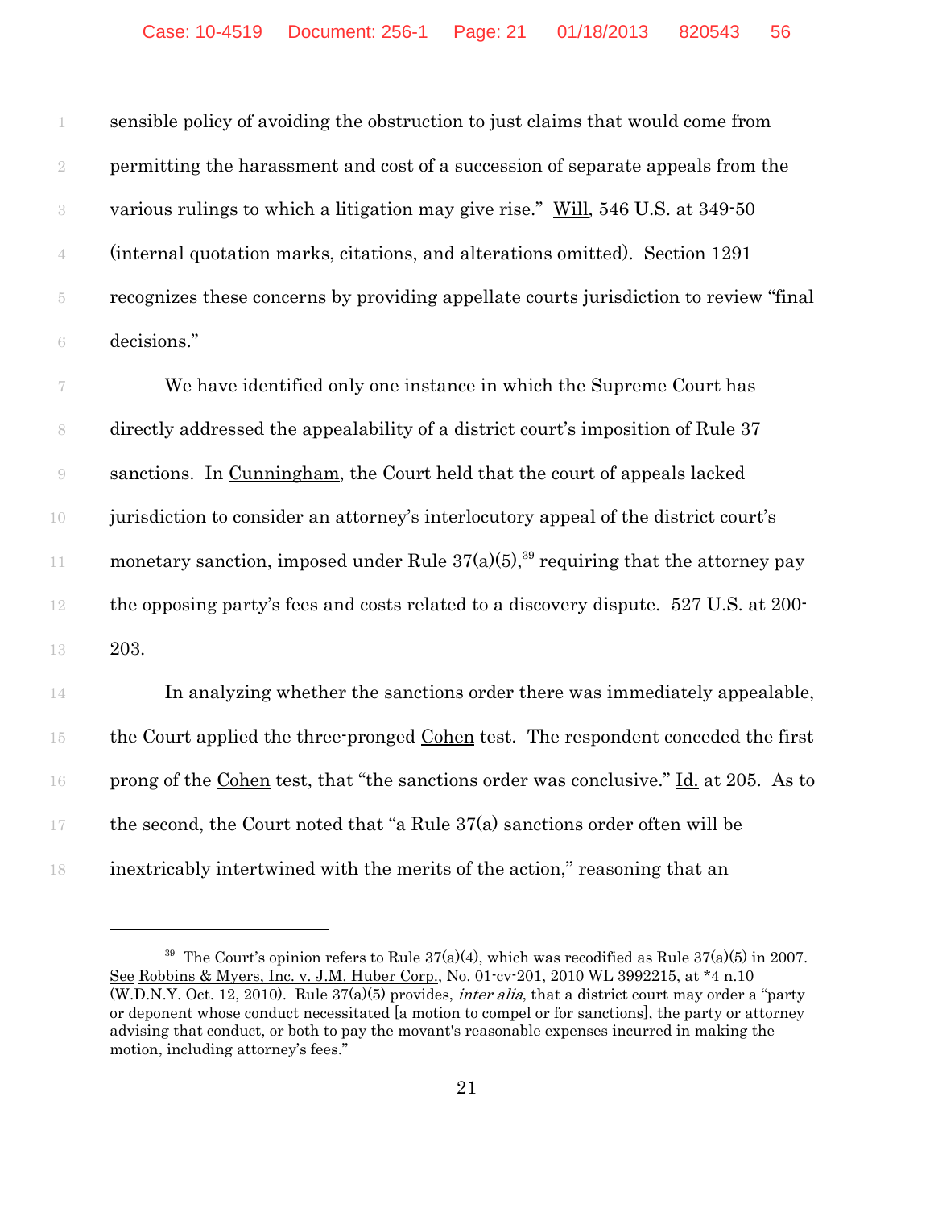sensible policy of avoiding the obstruction to just claims that would come from permitting the harassment and cost of a succession of separate appeals from the various rulings to which a litigation may give rise." Will, 546 U.S. at 349-50 (internal quotation marks, citations, and alterations omitted). Section 1291 recognizes these concerns by providing appellate courts jurisdiction to review "final decisions."

We have identified only one instance in which the Supreme Court has directly addressed the appealability of a district court's imposition of Rule 37 sanctions. In Cunningham, the Court held that the court of appeals lacked jurisdiction to consider an attorney's interlocutory appeal of the district court's monetary sanction, imposed under Rule 37(a)(5),[39] requiring that the attorney pay the opposing party's fees and costs related to a discovery dispute. 527 U.S. at 200-203.

In analyzing whether the sanctions order there was immediately appealable, the Court applied the three-pronged Cohen test. The respondent conceded the first prong of the Cohen test, that "the sanctions order was conclusive." Id. at 205. As to the second, the Court noted that "a Rule 37(a) sanctions order often will be inextricably intertwined with the merits of the action," reasoning that an

---

[39] The Court's opinion refers to Rule 37(a)(4), which was recodified as Rule 37(a)(5) in 2007. See Robbins & Myers, Inc. v. J.M. Huber Corp., No. 01-cv-201, 2010 WL 3992215, at *4 n.10 (W.D.N.Y. Oct. 12, 2010). Rule 37(a)(5) provides, *inter alia*, that a district court may order a "party or deponent whose conduct necessitated [a motion to compel or for sanctions], the party or attorney advising that conduct, or both to pay the movant's reasonable expenses incurred in making the motion, including attorney's fees."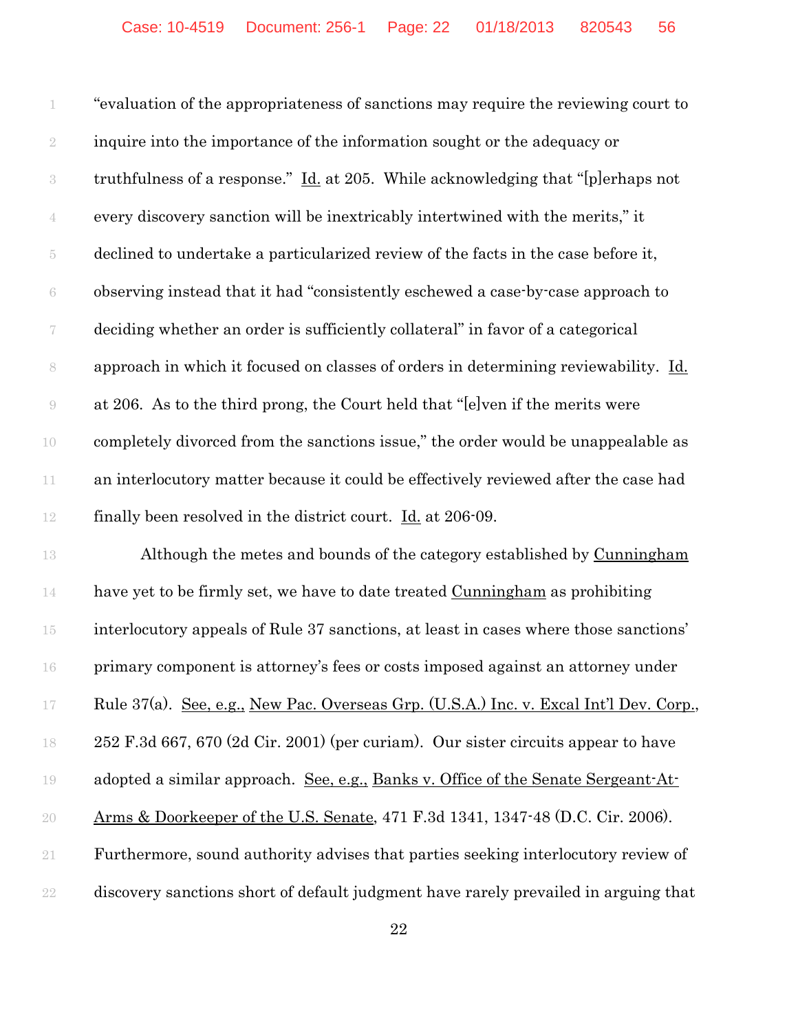"evaluation of the appropriateness of sanctions may require the reviewing court to inquire into the importance of the information sought or the adequacy or truthfulness of a response." Id. at 205. While acknowledging that "[p]erhaps not every discovery sanction will be inextricably intertwined with the merits," it declined to undertake a particularized review of the facts in the case before it, observing instead that it had "consistently eschewed a case-by-case approach to deciding whether an order is sufficiently collateral" in favor of a categorical approach in which it focused on classes of orders in determining reviewability. Id. at 206. As to the third prong, the Court held that "[e]ven if the merits were completely divorced from the sanctions issue," the order would be unappealable as an interlocutory matter because it could be effectively reviewed after the case had finally been resolved in the district court. Id. at 206-09.

Although the metes and bounds of the category established by Cunningham have yet to be firmly set, we have to date treated Cunningham as prohibiting interlocutory appeals of Rule 37 sanctions, at least in cases where those sanctions' primary component is attorney's fees or costs imposed against an attorney under Rule 37(a). See, e.g., New Pac. Overseas Grp. (U.S.A.) Inc. v. Excal Int'l Dev. Corp., 252 F.3d 667, 670 (2d Cir. 2001) (per curiam). Our sister circuits appear to have adopted a similar approach. See, e.g., Banks v. Office of the Senate Sergeant-At-Arms & Doorkeeper of the U.S. Senate, 471 F.3d 1341, 1347-48 (D.C. Cir. 2006). Furthermore, sound authority advises that parties seeking interlocutory review of discovery sanctions short of default judgment have rarely prevailed in arguing that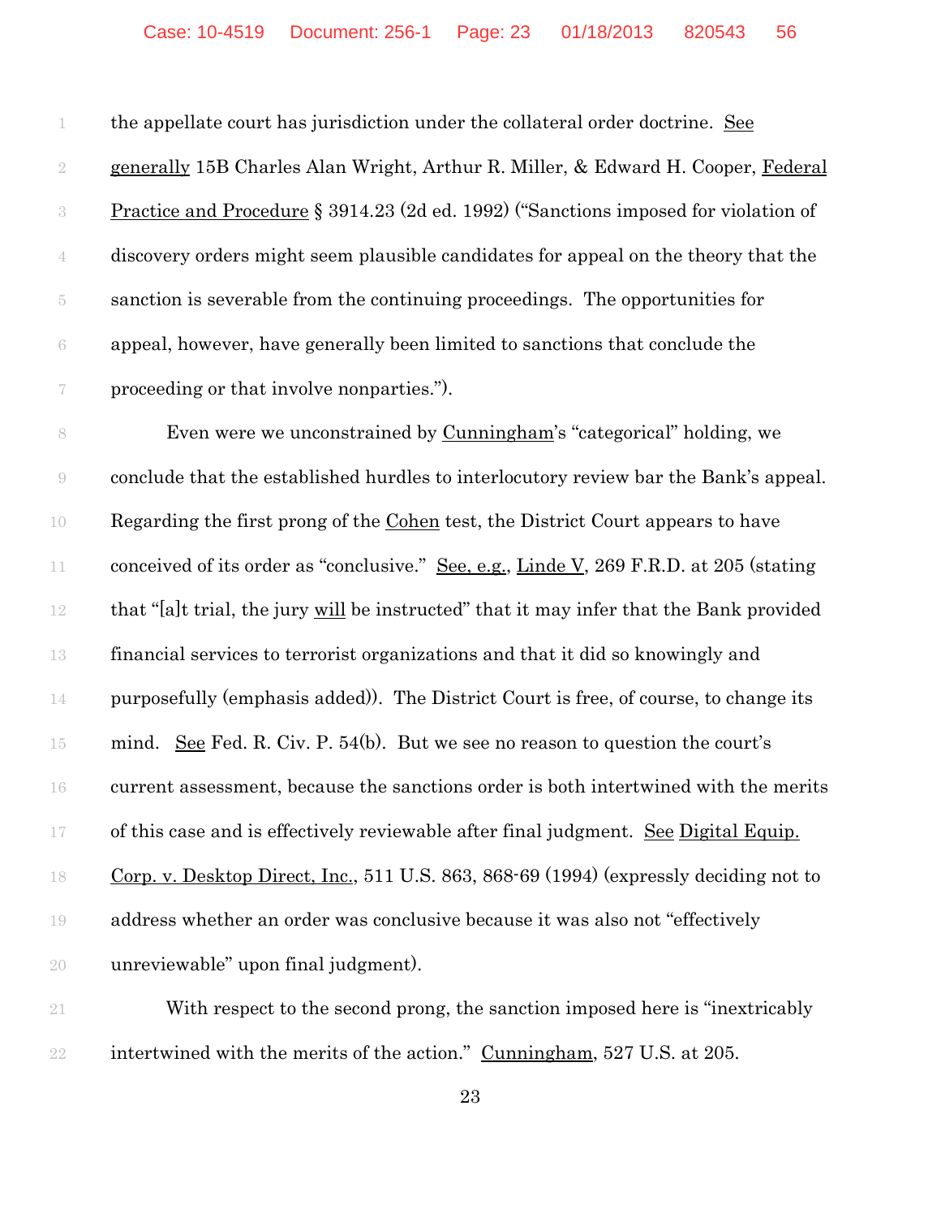the appellate court has jurisdiction under the collateral order doctrine. See generally 15B Charles Alan Wright, Arthur R. Miller, & Edward H. Cooper, Federal Practice and Procedure § 3914.23 (2d ed. 1992) ("Sanctions imposed for violation of discovery orders might seem plausible candidates for appeal on the theory that the sanction is severable from the continuing proceedings. The opportunities for appeal, however, have generally been limited to sanctions that conclude the proceeding or that involve nonparties.").

Even were we unconstrained by Cunningham's "categorical" holding, we conclude that the established hurdles to interlocutory review bar the Bank's appeal. Regarding the first prong of the Cohen test, the District Court appears to have conceived of its order as "conclusive." See, e.g., Linde V, 269 F.R.D. at 205 (stating that "[a]t trial, the jury will be instructed" that it may infer that the Bank provided financial services to terrorist organizations and that it did so knowingly and purposefully (emphasis added)). The District Court is free, of course, to change its mind. See Fed. R. Civ. P. 54(b). But we see no reason to question the court's current assessment, because the sanctions order is both intertwined with the merits of this case and is effectively reviewable after final judgment. See Digital Equip. Corp. v. Desktop Direct, Inc., 511 U.S. 863, 868-69 (1994) (expressly deciding not to address whether an order was conclusive because it was also not "effectively unreviewable" upon final judgment).

With respect to the second prong, the sanction imposed here is "inextricably intertwined with the merits of the action." Cunningham, 527 U.S. at 205.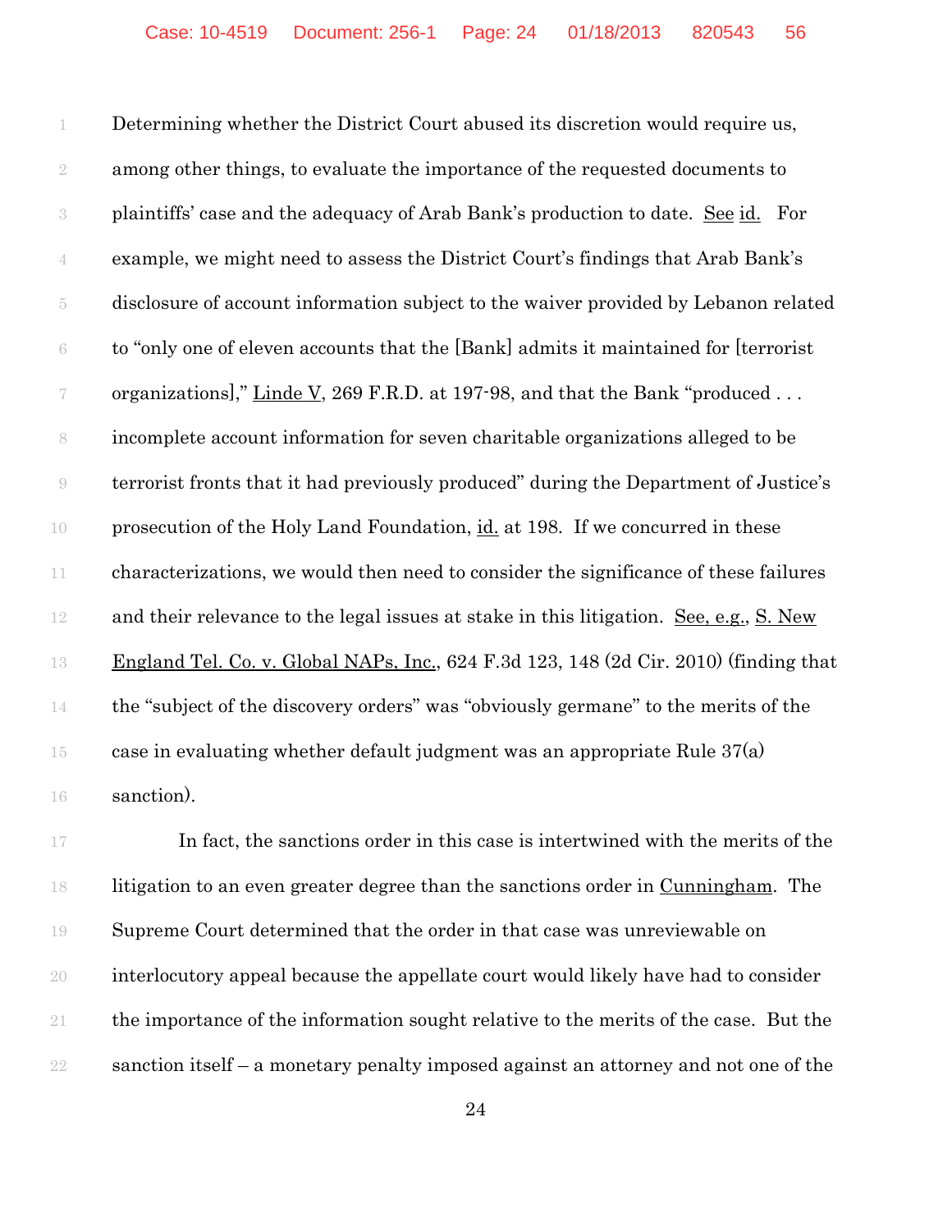Determining whether the District Court abused its discretion would require us, among other things, to evaluate the importance of the requested documents to plaintiffs' case and the adequacy of Arab Bank's production to date. See id. For example, we might need to assess the District Court's findings that Arab Bank's disclosure of account information subject to the waiver provided by Lebanon related to "only one of eleven accounts that the [Bank] admits it maintained for [terrorist organizations]," Linde V, 269 F.R.D. at 197-98, and that the Bank "produced . . . incomplete account information for seven charitable organizations alleged to be terrorist fronts that it had previously produced" during the Department of Justice's prosecution of the Holy Land Foundation, id. at 198. If we concurred in these characterizations, we would then need to consider the significance of these failures and their relevance to the legal issues at stake in this litigation. See, e.g., S. New England Tel. Co. v. Global NAPs, Inc., 624 F.3d 123, 148 (2d Cir. 2010) (finding that the "subject of the discovery orders" was "obviously germane" to the merits of the case in evaluating whether default judgment was an appropriate Rule 37(a) sanction).

In fact, the sanctions order in this case is intertwined with the merits of the litigation to an even greater degree than the sanctions order in Cunningham. The Supreme Court determined that the order in that case was unreviewable on interlocutory appeal because the appellate court would likely have had to consider the importance of the information sought relative to the merits of the case. But the sanction itself – a monetary penalty imposed against an attorney and not one of the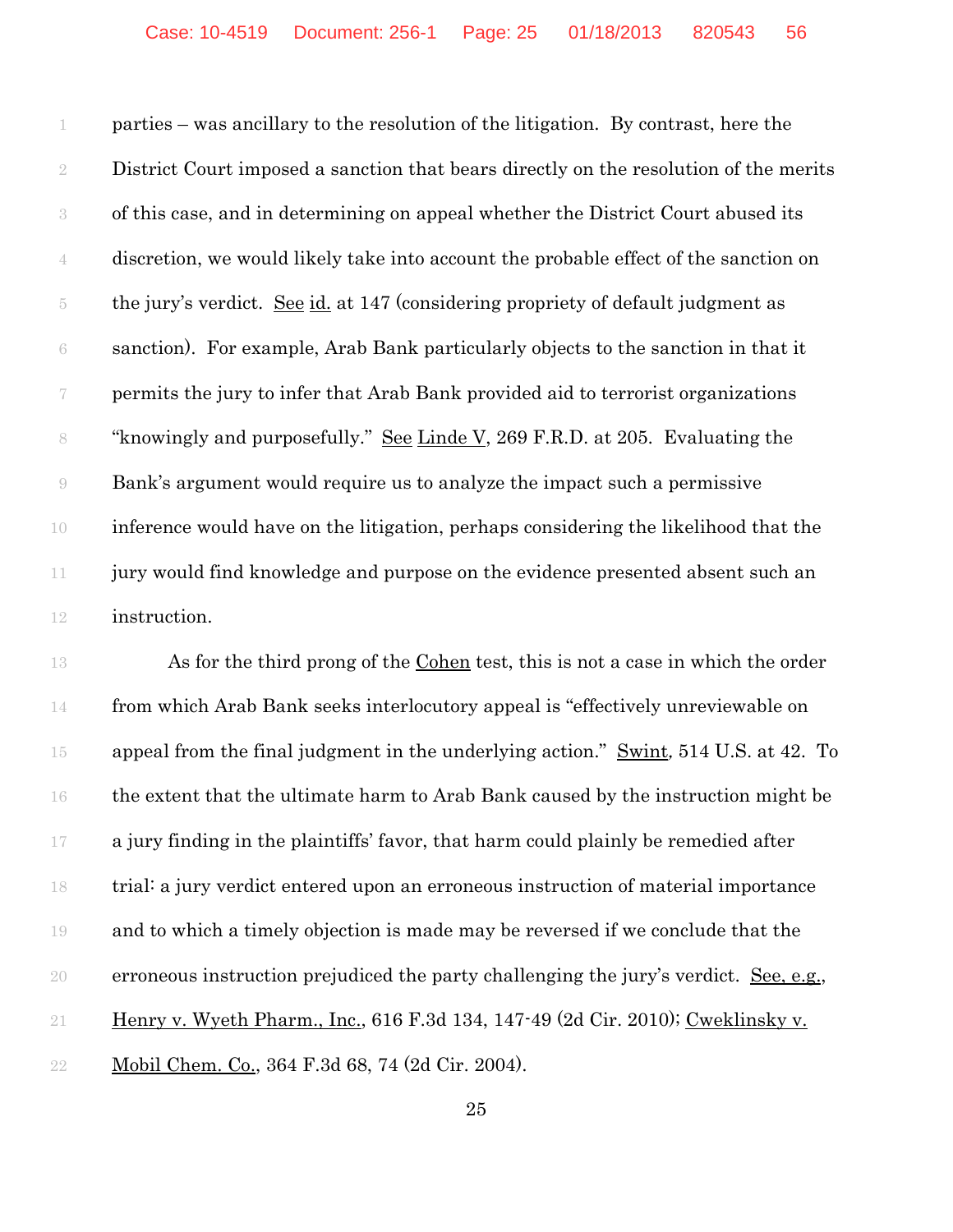parties – was ancillary to the resolution of the litigation. By contrast, here the District Court imposed a sanction that bears directly on the resolution of the merits of this case, and in determining on appeal whether the District Court abused its discretion, we would likely take into account the probable effect of the sanction on the jury's verdict. See id. at 147 (considering propriety of default judgment as sanction). For example, Arab Bank particularly objects to the sanction in that it permits the jury to infer that Arab Bank provided aid to terrorist organizations "knowingly and purposefully." See Linde V, 269 F.R.D. at 205. Evaluating the Bank's argument would require us to analyze the impact such a permissive inference would have on the litigation, perhaps considering the likelihood that the jury would find knowledge and purpose on the evidence presented absent such an instruction.

As for the third prong of the Cohen test, this is not a case in which the order from which Arab Bank seeks interlocutory appeal is "effectively unreviewable on appeal from the final judgment in the underlying action." Swint, 514 U.S. at 42. To the extent that the ultimate harm to Arab Bank caused by the instruction might be a jury finding in the plaintiffs' favor, that harm could plainly be remedied after trial: a jury verdict entered upon an erroneous instruction of material importance and to which a timely objection is made may be reversed if we conclude that the erroneous instruction prejudiced the party challenging the jury's verdict. See, e.g., Henry v. Wyeth Pharm., Inc., 616 F.3d 134, 147-49 (2d Cir. 2010); Cweklinsky v. Mobil Chem. Co., 364 F.3d 68, 74 (2d Cir. 2004).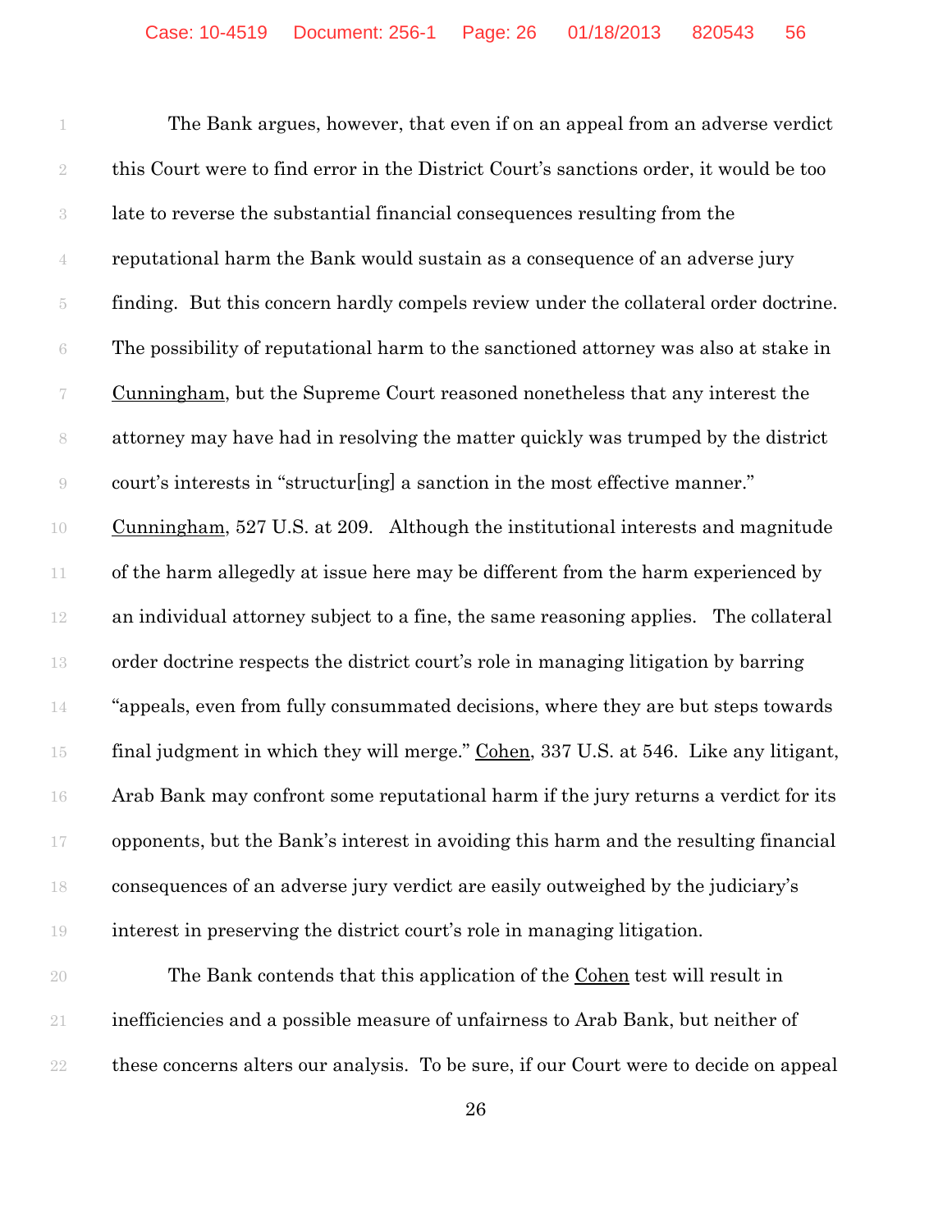The Bank argues, however, that even if on an appeal from an adverse verdict this Court were to find error in the District Court's sanctions order, it would be too late to reverse the substantial financial consequences resulting from the reputational harm the Bank would sustain as a consequence of an adverse jury finding. But this concern hardly compels review under the collateral order doctrine. The possibility of reputational harm to the sanctioned attorney was also at stake in Cunningham, but the Supreme Court reasoned nonetheless that any interest the attorney may have had in resolving the matter quickly was trumped by the district court's interests in "structur[ing] a sanction in the most effective manner." Cunningham, 527 U.S. at 209. Although the institutional interests and magnitude of the harm allegedly at issue here may be different from the harm experienced by an individual attorney subject to a fine, the same reasoning applies. The collateral order doctrine respects the district court's role in managing litigation by barring "appeals, even from fully consummated decisions, where they are but steps towards final judgment in which they will merge." Cohen, 337 U.S. at 546. Like any litigant, Arab Bank may confront some reputational harm if the jury returns a verdict for its opponents, but the Bank's interest in avoiding this harm and the resulting financial consequences of an adverse jury verdict are easily outweighed by the judiciary's interest in preserving the district court's role in managing litigation.

The Bank contends that this application of the Cohen test will result in inefficiencies and a possible measure of unfairness to Arab Bank, but neither of these concerns alters our analysis. To be sure, if our Court were to decide on appeal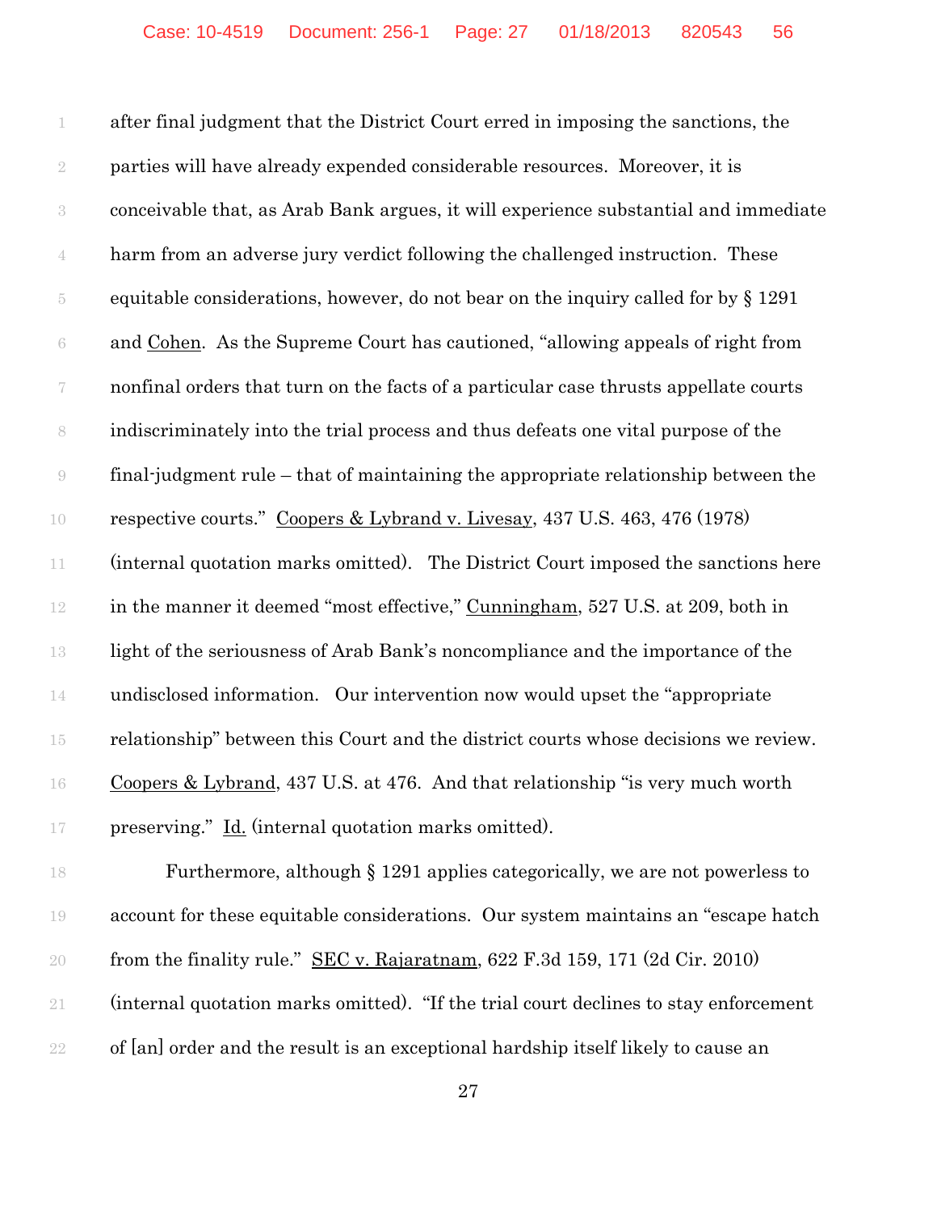after final judgment that the District Court erred in imposing the sanctions, the parties will have already expended considerable resources. Moreover, it is conceivable that, as Arab Bank argues, it will experience substantial and immediate harm from an adverse jury verdict following the challenged instruction. These equitable considerations, however, do not bear on the inquiry called for by § 1291 and Cohen. As the Supreme Court has cautioned, "allowing appeals of right from nonfinal orders that turn on the facts of a particular case thrusts appellate courts indiscriminately into the trial process and thus defeats one vital purpose of the final-judgment rule – that of maintaining the appropriate relationship between the respective courts." Coopers & Lybrand v. Livesay, 437 U.S. 463, 476 (1978) (internal quotation marks omitted). The District Court imposed the sanctions here in the manner it deemed "most effective," Cunningham, 527 U.S. at 209, both in light of the seriousness of Arab Bank's noncompliance and the importance of the undisclosed information. Our intervention now would upset the "appropriate relationship" between this Court and the district courts whose decisions we review. Coopers & Lybrand, 437 U.S. at 476. And that relationship "is very much worth preserving." Id. (internal quotation marks omitted).

Furthermore, although § 1291 applies categorically, we are not powerless to account for these equitable considerations. Our system maintains an "escape hatch from the finality rule." SEC v. Rajaratnam, 622 F.3d 159, 171 (2d Cir. 2010) (internal quotation marks omitted). "If the trial court declines to stay enforcement of [an] order and the result is an exceptional hardship itself likely to cause an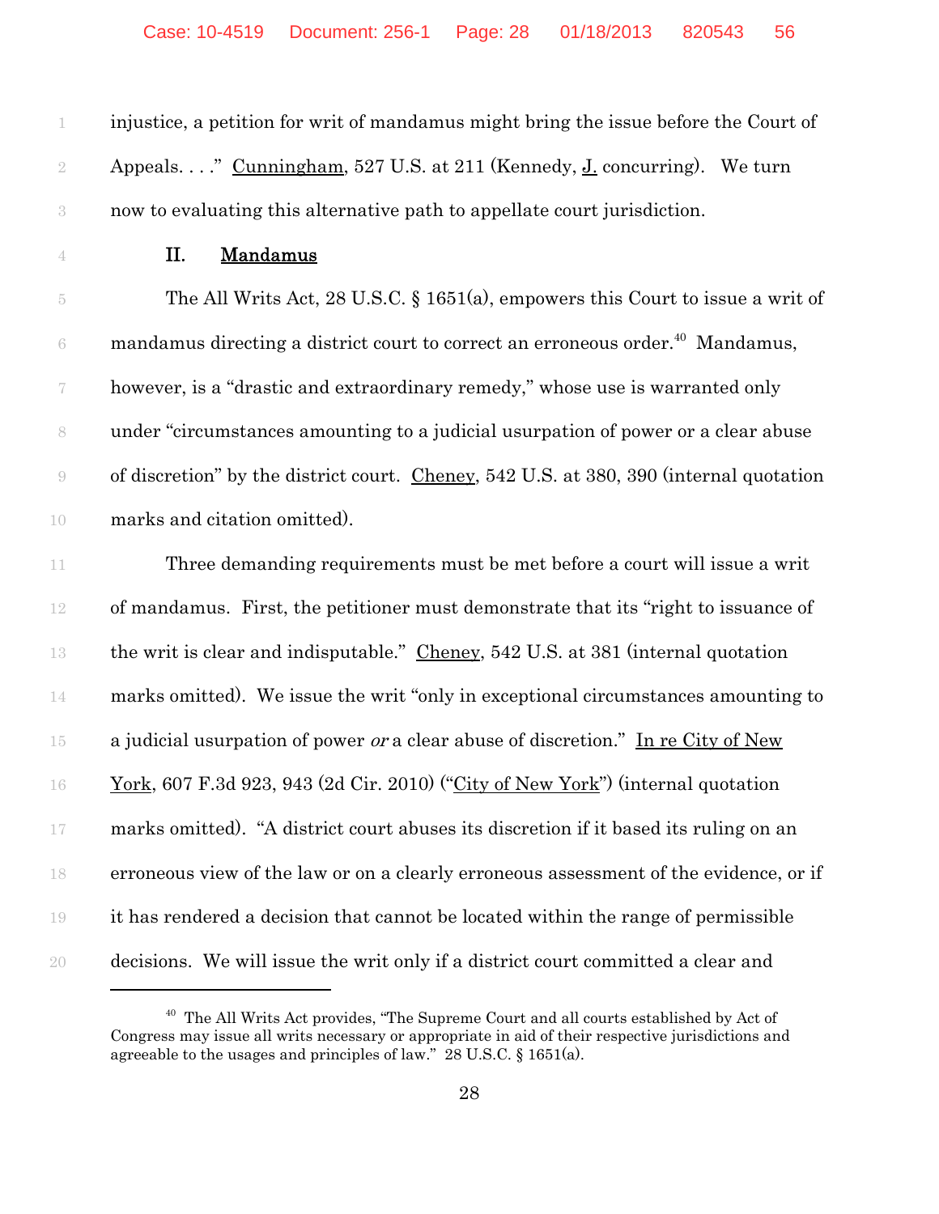injustice, a petition for writ of mandamus might bring the issue before the Court of Appeals. . . ." Cunningham, 527 U.S. at 211 (Kennedy, J. concurring). We turn now to evaluating this alternative path to appellate court jurisdiction.

## II. Mandamus

The All Writs Act, 28 U.S.C. § 1651(a), empowers this Court to issue a writ of mandamus directing a district court to correct an erroneous order.[40] Mandamus, however, is a "drastic and extraordinary remedy," whose use is warranted only under "circumstances amounting to a judicial usurpation of power or a clear abuse of discretion" by the district court. Cheney, 542 U.S. at 380, 390 (internal quotation marks and citation omitted).

Three demanding requirements must be met before a court will issue a writ of mandamus. First, the petitioner must demonstrate that its "right to issuance of the writ is clear and indisputable." Cheney, 542 U.S. at 381 (internal quotation marks omitted). We issue the writ "only in exceptional circumstances amounting to a judicial usurpation of power *or* a clear abuse of discretion." In re City of New York, 607 F.3d 923, 943 (2d Cir. 2010) ("City of New York") (internal quotation marks omitted). "A district court abuses its discretion if it based its ruling on an erroneous view of the law or on a clearly erroneous assessment of the evidence, or if it has rendered a decision that cannot be located within the range of permissible decisions. We will issue the writ only if a district court committed a clear and

---

[40] The All Writs Act provides, "The Supreme Court and all courts established by Act of Congress may issue all writs necessary or appropriate in aid of their respective jurisdictions and agreeable to the usages and principles of law." 28 U.S.C. § 1651(a).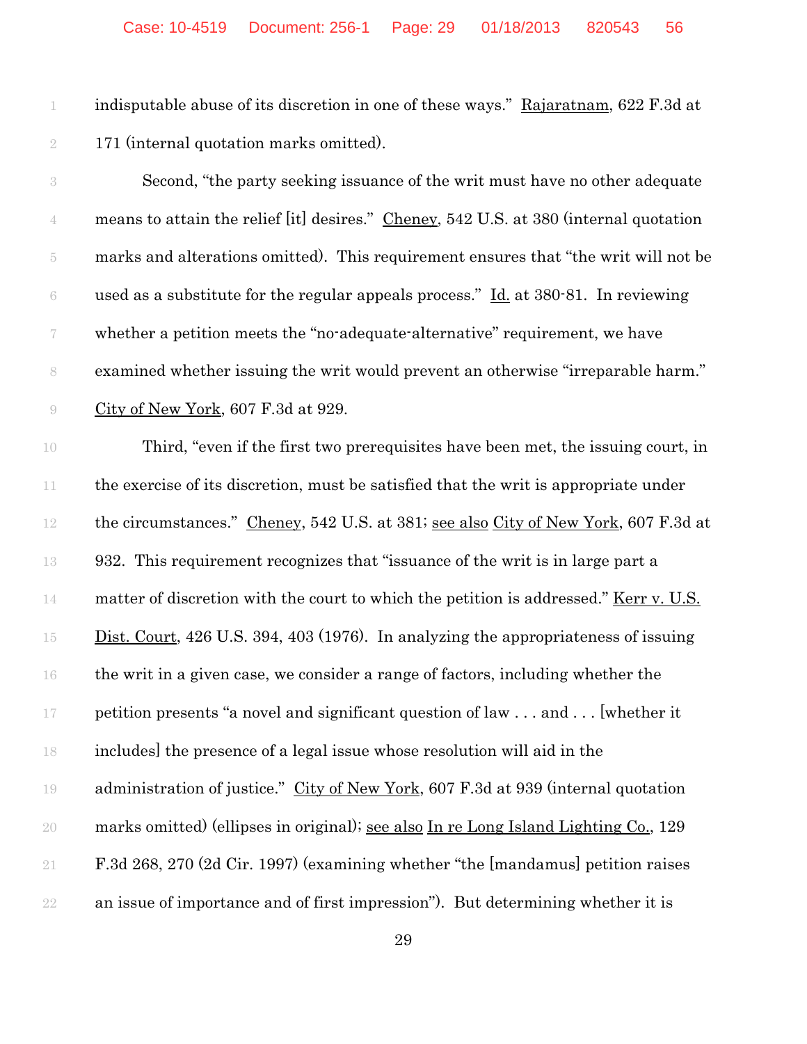indisputable abuse of its discretion in one of these ways." Rajaratnam, 622 F.3d at 171 (internal quotation marks omitted).

Second, "the party seeking issuance of the writ must have no other adequate means to attain the relief [it] desires." Cheney, 542 U.S. at 380 (internal quotation marks and alterations omitted). This requirement ensures that "the writ will not be used as a substitute for the regular appeals process." Id. at 380-81. In reviewing whether a petition meets the "no-adequate-alternative" requirement, we have examined whether issuing the writ would prevent an otherwise "irreparable harm." City of New York, 607 F.3d at 929.

Third, "even if the first two prerequisites have been met, the issuing court, in the exercise of its discretion, must be satisfied that the writ is appropriate under the circumstances." Cheney, 542 U.S. at 381; see also City of New York, 607 F.3d at 932. This requirement recognizes that "issuance of the writ is in large part a matter of discretion with the court to which the petition is addressed." Kerr v. U.S. Dist. Court, 426 U.S. 394, 403 (1976). In analyzing the appropriateness of issuing the writ in a given case, we consider a range of factors, including whether the petition presents "a novel and significant question of law . . . and . . . [whether it includes] the presence of a legal issue whose resolution will aid in the administration of justice." City of New York, 607 F.3d at 939 (internal quotation marks omitted) (ellipses in original); see also In re Long Island Lighting Co., 129 F.3d 268, 270 (2d Cir. 1997) (examining whether "the [mandamus] petition raises an issue of importance and of first impression"). But determining whether it is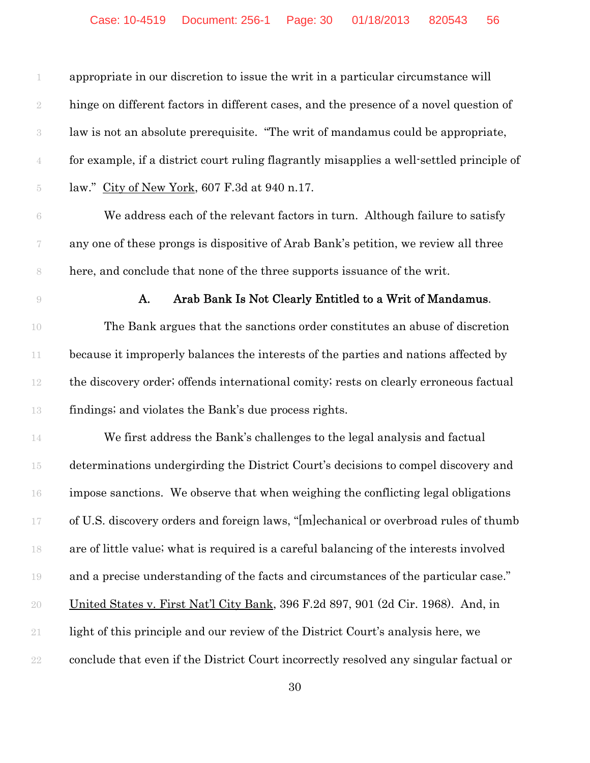appropriate in our discretion to issue the writ in a particular circumstance will hinge on different factors in different cases, and the presence of a novel question of law is not an absolute prerequisite. "The writ of mandamus could be appropriate, for example, if a district court ruling flagrantly misapplies a well-settled principle of law." City of New York, 607 F.3d at 940 n.17.

We address each of the relevant factors in turn. Although failure to satisfy any one of these prongs is dispositive of Arab Bank's petition, we review all three here, and conclude that none of the three supports issuance of the writ.

### A. Arab Bank Is Not Clearly Entitled to a Writ of Mandamus.

The Bank argues that the sanctions order constitutes an abuse of discretion because it improperly balances the interests of the parties and nations affected by the discovery order; offends international comity; rests on clearly erroneous factual findings; and violates the Bank's due process rights.

We first address the Bank's challenges to the legal analysis and factual determinations undergirding the District Court's decisions to compel discovery and impose sanctions. We observe that when weighing the conflicting legal obligations of U.S. discovery orders and foreign laws, "[m]echanical or overbroad rules of thumb are of little value; what is required is a careful balancing of the interests involved and a precise understanding of the facts and circumstances of the particular case." United States v. First Nat'l City Bank, 396 F.2d 897, 901 (2d Cir. 1968). And, in light of this principle and our review of the District Court's analysis here, we conclude that even if the District Court incorrectly resolved any singular factual or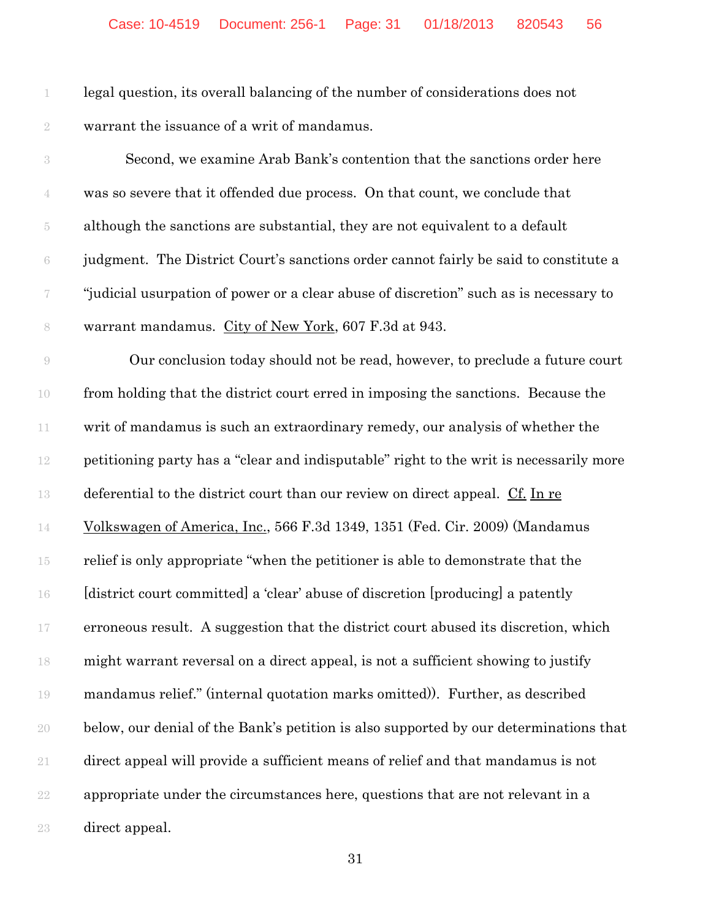legal question, its overall balancing of the number of considerations does not warrant the issuance of a writ of mandamus.

Second, we examine Arab Bank's contention that the sanctions order here was so severe that it offended due process. On that count, we conclude that although the sanctions are substantial, they are not equivalent to a default judgment. The District Court's sanctions order cannot fairly be said to constitute a "judicial usurpation of power or a clear abuse of discretion" such as is necessary to warrant mandamus. City of New York, 607 F.3d at 943.

Our conclusion today should not be read, however, to preclude a future court from holding that the district court erred in imposing the sanctions. Because the writ of mandamus is such an extraordinary remedy, our analysis of whether the petitioning party has a "clear and indisputable" right to the writ is necessarily more deferential to the district court than our review on direct appeal. Cf. In re Volkswagen of America, Inc., 566 F.3d 1349, 1351 (Fed. Cir. 2009) (Mandamus relief is only appropriate "when the petitioner is able to demonstrate that the [district court committed] a 'clear' abuse of discretion [producing] a patently erroneous result. A suggestion that the district court abused its discretion, which might warrant reversal on a direct appeal, is not a sufficient showing to justify mandamus relief." (internal quotation marks omitted)). Further, as described below, our denial of the Bank's petition is also supported by our determinations that direct appeal will provide a sufficient means of relief and that mandamus is not appropriate under the circumstances here, questions that are not relevant in a direct appeal.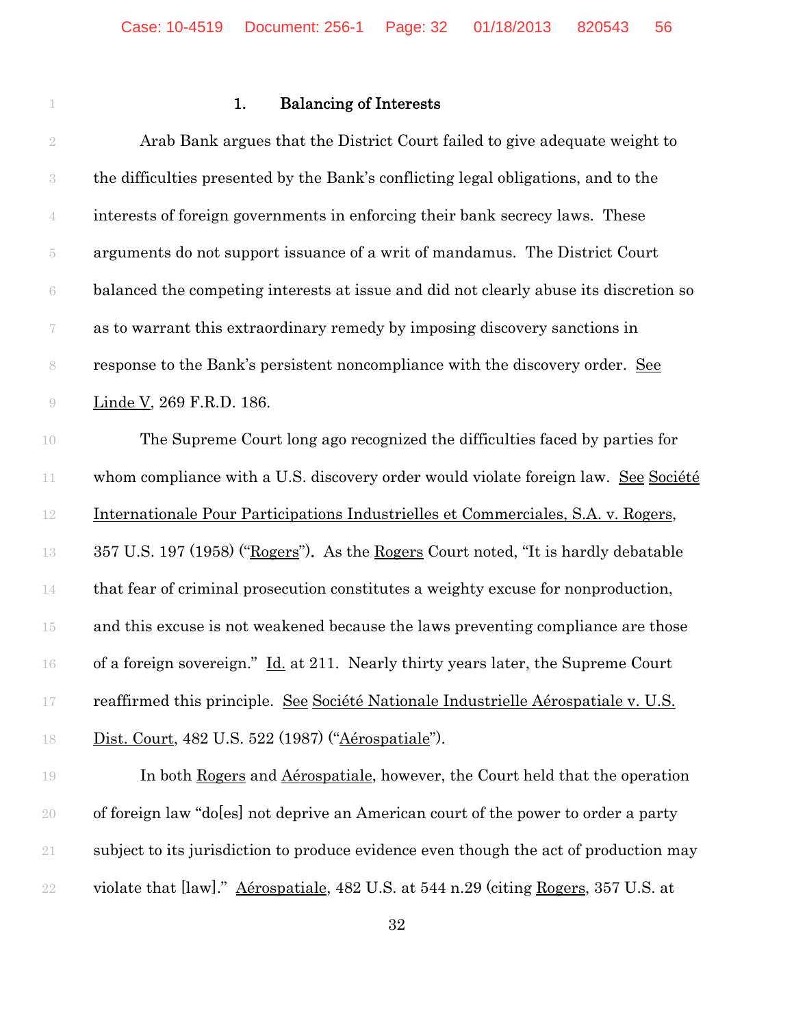### 1. **Balancing of Interests**

Arab Bank argues that the District Court failed to give adequate weight to the difficulties presented by the Bank's conflicting legal obligations, and to the interests of foreign governments in enforcing their bank secrecy laws. These arguments do not support issuance of a writ of mandamus. The District Court balanced the competing interests at issue and did not clearly abuse its discretion so as to warrant this extraordinary remedy by imposing discovery sanctions in response to the Bank's persistent noncompliance with the discovery order. See Linde V, 269 F.R.D. 186.

The Supreme Court long ago recognized the difficulties faced by parties for whom compliance with a U.S. discovery order would violate foreign law. See Société Internationale Pour Participations Industrielles et Commerciales, S.A. v. Rogers, 357 U.S. 197 (1958) ("Rogers"). As the Rogers Court noted, "It is hardly debatable that fear of criminal prosecution constitutes a weighty excuse for nonproduction, and this excuse is not weakened because the laws preventing compliance are those of a foreign sovereign." Id. at 211. Nearly thirty years later, the Supreme Court reaffirmed this principle. See Société Nationale Industrielle Aérospatiale v. U.S. Dist. Court, 482 U.S. 522 (1987) ("Aérospatiale").

In both Rogers and Aérospatiale, however, the Court held that the operation of foreign law "do[es] not deprive an American court of the power to order a party subject to its jurisdiction to produce evidence even though the act of production may violate that [law]." Aérospatiale, 482 U.S. at 544 n.29 (citing Rogers, 357 U.S. at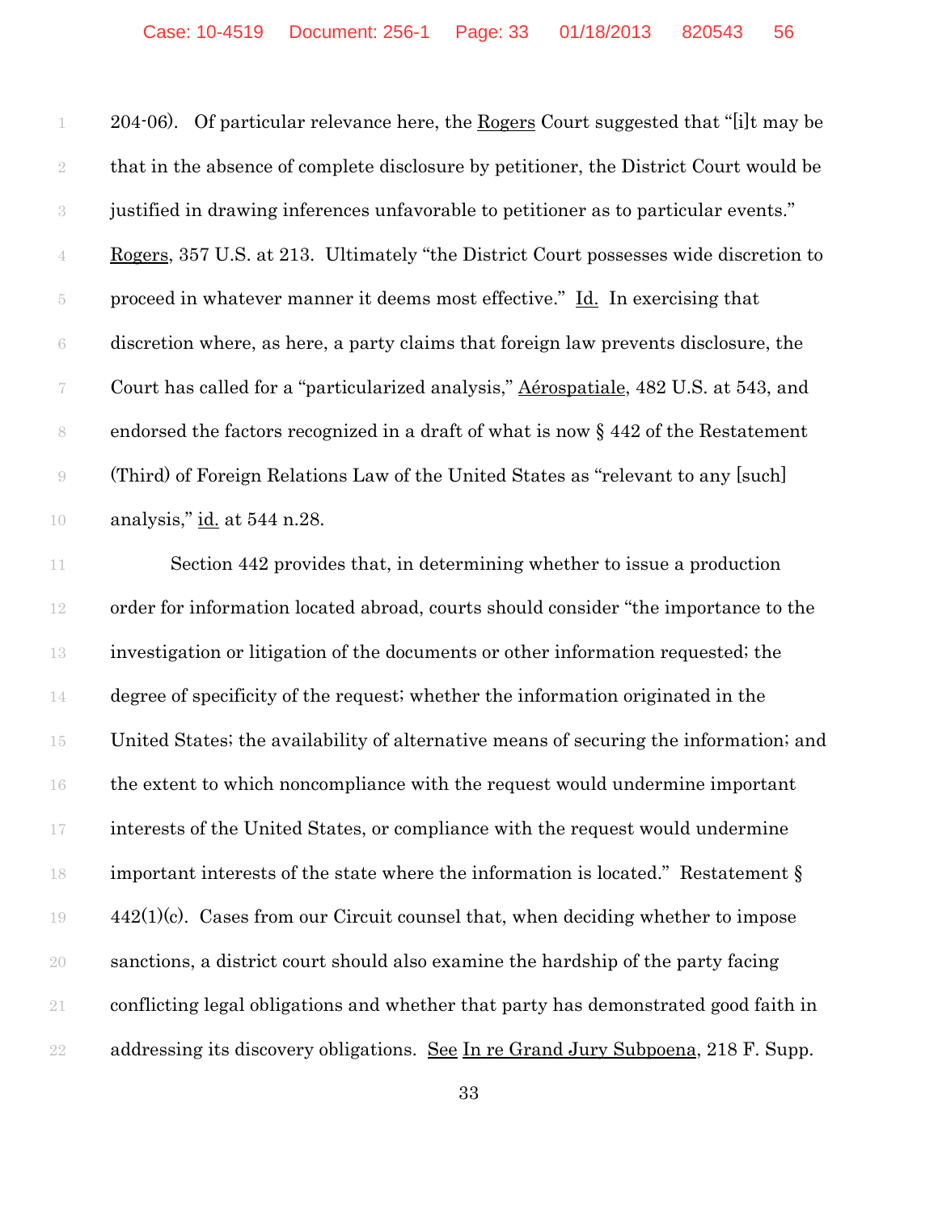204-06). Of particular relevance here, the Rogers Court suggested that "[i]t may be that in the absence of complete disclosure by petitioner, the District Court would be justified in drawing inferences unfavorable to petitioner as to particular events." Rogers, 357 U.S. at 213. Ultimately "the District Court possesses wide discretion to proceed in whatever manner it deems most effective." Id. In exercising that discretion where, as here, a party claims that foreign law prevents disclosure, the Court has called for a "particularized analysis," Aérospatiale, 482 U.S. at 543, and endorsed the factors recognized in a draft of what is now § 442 of the Restatement (Third) of Foreign Relations Law of the United States as "relevant to any [such] analysis," id. at 544 n.28.

Section 442 provides that, in determining whether to issue a production order for information located abroad, courts should consider "the importance to the investigation or litigation of the documents or other information requested; the degree of specificity of the request; whether the information originated in the United States; the availability of alternative means of securing the information; and the extent to which noncompliance with the request would undermine important interests of the United States, or compliance with the request would undermine important interests of the state where the information is located." Restatement § 442(1)(c). Cases from our Circuit counsel that, when deciding whether to impose sanctions, a district court should also examine the hardship of the party facing conflicting legal obligations and whether that party has demonstrated good faith in addressing its discovery obligations. See In re Grand Jury Subpoena, 218 F. Supp.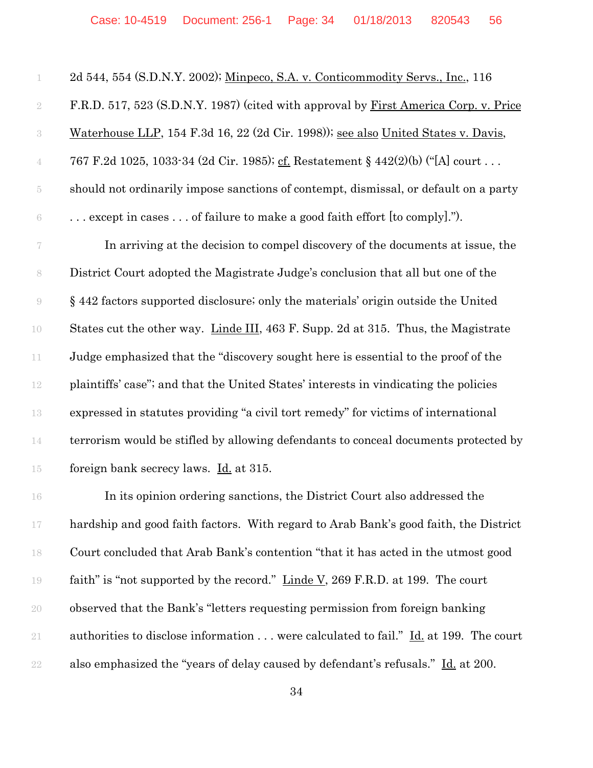2d 544, 554 (S.D.N.Y. 2002); Minpeco, S.A. v. Conticommodity Servs., Inc., 116 F.R.D. 517, 523 (S.D.N.Y. 1987) (cited with approval by First America Corp. v. Price Waterhouse LLP, 154 F.3d 16, 22 (2d Cir. 1998)); see also United States v. Davis, 767 F.2d 1025, 1033-34 (2d Cir. 1985); cf. Restatement § 442(2)(b) ("[A] court . . . should not ordinarily impose sanctions of contempt, dismissal, or default on a party . . . except in cases . . . of failure to make a good faith effort [to comply].").

In arriving at the decision to compel discovery of the documents at issue, the District Court adopted the Magistrate Judge's conclusion that all but one of the § 442 factors supported disclosure; only the materials' origin outside the United States cut the other way. Linde III, 463 F. Supp. 2d at 315. Thus, the Magistrate Judge emphasized that the "discovery sought here is essential to the proof of the plaintiffs' case"; and that the United States' interests in vindicating the policies expressed in statutes providing "a civil tort remedy" for victims of international terrorism would be stifled by allowing defendants to conceal documents protected by foreign bank secrecy laws. Id. at 315.

In its opinion ordering sanctions, the District Court also addressed the hardship and good faith factors. With regard to Arab Bank's good faith, the District Court concluded that Arab Bank's contention "that it has acted in the utmost good faith" is "not supported by the record." Linde V, 269 F.R.D. at 199. The court observed that the Bank's "letters requesting permission from foreign banking authorities to disclose information . . . were calculated to fail." Id. at 199. The court also emphasized the "years of delay caused by defendant's refusals." Id. at 200.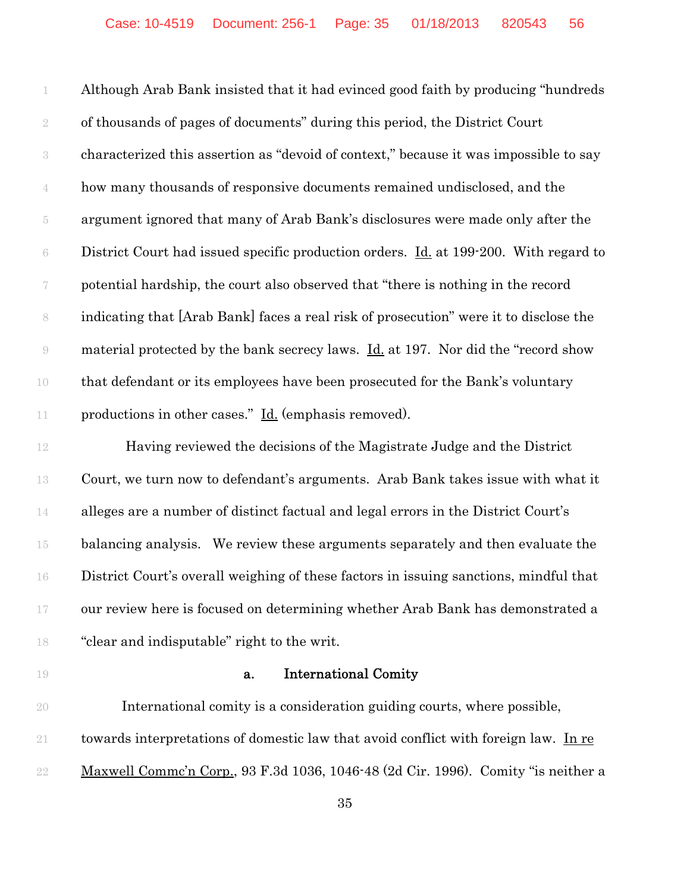Although Arab Bank insisted that it had evinced good faith by producing "hundreds of thousands of pages of documents" during this period, the District Court characterized this assertion as "devoid of context," because it was impossible to say how many thousands of responsive documents remained undisclosed, and the argument ignored that many of Arab Bank's disclosures were made only after the District Court had issued specific production orders. Id. at 199-200. With regard to potential hardship, the court also observed that "there is nothing in the record indicating that [Arab Bank] faces a real risk of prosecution" were it to disclose the material protected by the bank secrecy laws. Id. at 197. Nor did the "record show that defendant or its employees have been prosecuted for the Bank's voluntary productions in other cases." Id. (emphasis removed).

Having reviewed the decisions of the Magistrate Judge and the District Court, we turn now to defendant's arguments. Arab Bank takes issue with what it alleges are a number of distinct factual and legal errors in the District Court's balancing analysis. We review these arguments separately and then evaluate the District Court's overall weighing of these factors in issuing sanctions, mindful that our review here is focused on determining whether Arab Bank has demonstrated a "clear and indisputable" right to the writ.

**a. International Comity**

International comity is a consideration guiding courts, where possible, towards interpretations of domestic law that avoid conflict with foreign law. In re Maxwell Commc'n Corp., 93 F.3d 1036, 1046-48 (2d Cir. 1996). Comity "is neither a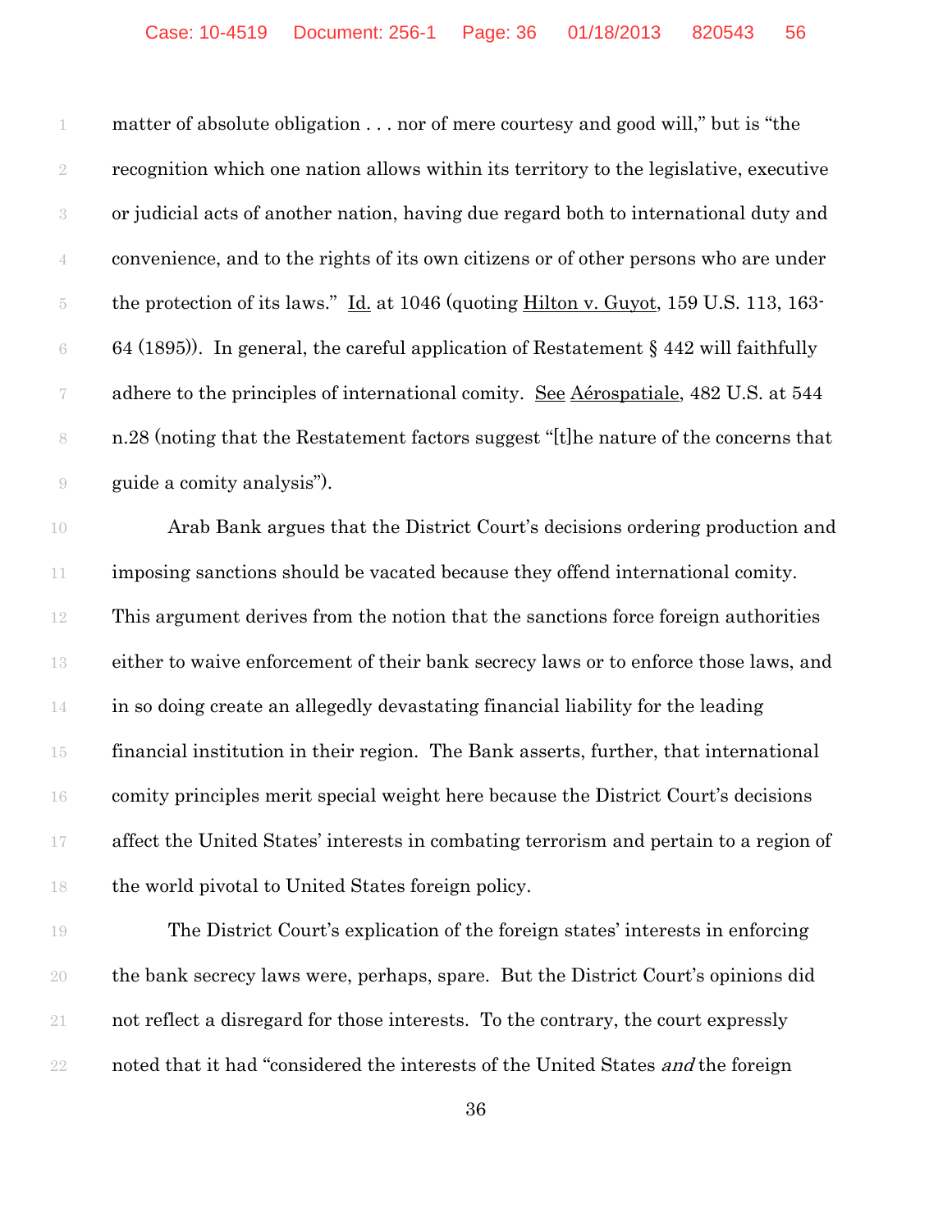matter of absolute obligation . . . nor of mere courtesy and good will," but is "the recognition which one nation allows within its territory to the legislative, executive or judicial acts of another nation, having due regard both to international duty and convenience, and to the rights of its own citizens or of other persons who are under the protection of its laws." Id. at 1046 (quoting Hilton v. Guyot, 159 U.S. 113, 163-64 (1895)). In general, the careful application of Restatement § 442 will faithfully adhere to the principles of international comity. See Aérospatiale, 482 U.S. at 544 n.28 (noting that the Restatement factors suggest "[t]he nature of the concerns that guide a comity analysis").

Arab Bank argues that the District Court's decisions ordering production and imposing sanctions should be vacated because they offend international comity. This argument derives from the notion that the sanctions force foreign authorities either to waive enforcement of their bank secrecy laws or to enforce those laws, and in so doing create an allegedly devastating financial liability for the leading financial institution in their region. The Bank asserts, further, that international comity principles merit special weight here because the District Court's decisions affect the United States' interests in combating terrorism and pertain to a region of the world pivotal to United States foreign policy.

The District Court's explication of the foreign states' interests in enforcing the bank secrecy laws were, perhaps, spare. But the District Court's opinions did not reflect a disregard for those interests. To the contrary, the court expressly noted that it had "considered the interests of the United States *and* the foreign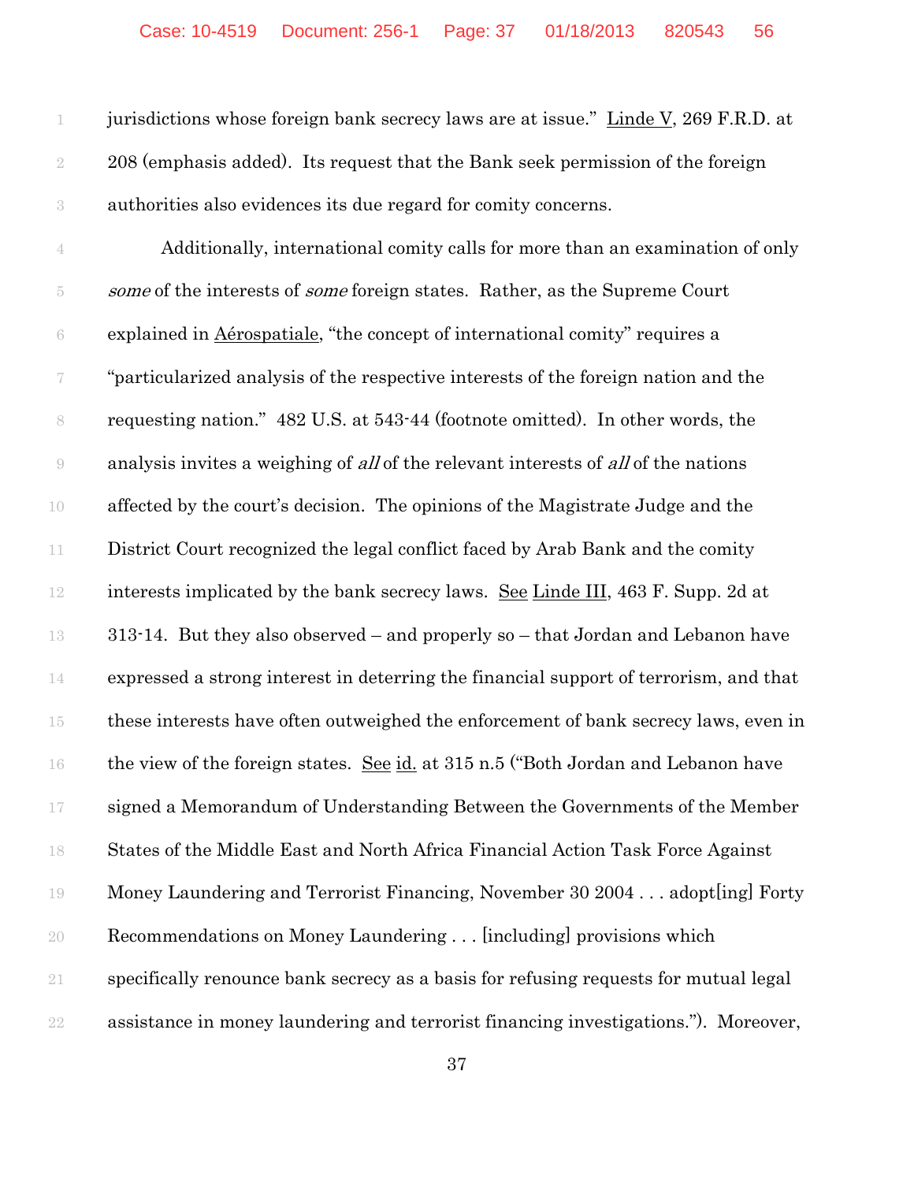jurisdictions whose foreign bank secrecy laws are at issue." Linde V, 269 F.R.D. at 208 (emphasis added). Its request that the Bank seek permission of the foreign authorities also evidences its due regard for comity concerns.

Additionally, international comity calls for more than an examination of only *some* of the interests of *some* foreign states. Rather, as the Supreme Court explained in Aérospatiale, "the concept of international comity" requires a "particularized analysis of the respective interests of the foreign nation and the requesting nation." 482 U.S. at 543-44 (footnote omitted). In other words, the analysis invites a weighing of *all* of the relevant interests of *all* of the nations affected by the court's decision. The opinions of the Magistrate Judge and the District Court recognized the legal conflict faced by Arab Bank and the comity interests implicated by the bank secrecy laws. See Linde III, 463 F. Supp. 2d at 313-14. But they also observed – and properly so – that Jordan and Lebanon have expressed a strong interest in deterring the financial support of terrorism, and that these interests have often outweighed the enforcement of bank secrecy laws, even in the view of the foreign states. See id. at 315 n.5 ("Both Jordan and Lebanon have signed a Memorandum of Understanding Between the Governments of the Member States of the Middle East and North Africa Financial Action Task Force Against Money Laundering and Terrorist Financing, November 30 2004 . . . adopt[ing] Forty Recommendations on Money Laundering . . . [including] provisions which specifically renounce bank secrecy as a basis for refusing requests for mutual legal assistance in money laundering and terrorist financing investigations."). Moreover,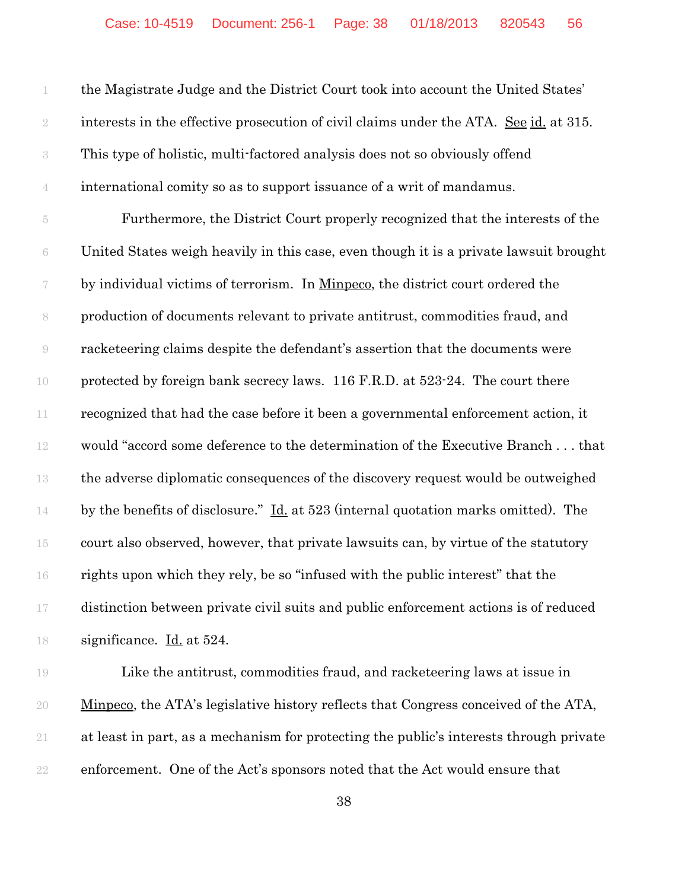the Magistrate Judge and the District Court took into account the United States' interests in the effective prosecution of civil claims under the ATA. See id. at 315. This type of holistic, multi-factored analysis does not so obviously offend international comity so as to support issuance of a writ of mandamus.

Furthermore, the District Court properly recognized that the interests of the United States weigh heavily in this case, even though it is a private lawsuit brought by individual victims of terrorism. In Minpeco, the district court ordered the production of documents relevant to private antitrust, commodities fraud, and racketeering claims despite the defendant's assertion that the documents were protected by foreign bank secrecy laws. 116 F.R.D. at 523-24. The court there recognized that had the case before it been a governmental enforcement action, it would "accord some deference to the determination of the Executive Branch . . . that the adverse diplomatic consequences of the discovery request would be outweighed by the benefits of disclosure." Id. at 523 (internal quotation marks omitted). The court also observed, however, that private lawsuits can, by virtue of the statutory rights upon which they rely, be so "infused with the public interest" that the distinction between private civil suits and public enforcement actions is of reduced significance. Id. at 524.

Like the antitrust, commodities fraud, and racketeering laws at issue in Minpeco, the ATA's legislative history reflects that Congress conceived of the ATA, at least in part, as a mechanism for protecting the public's interests through private enforcement. One of the Act's sponsors noted that the Act would ensure that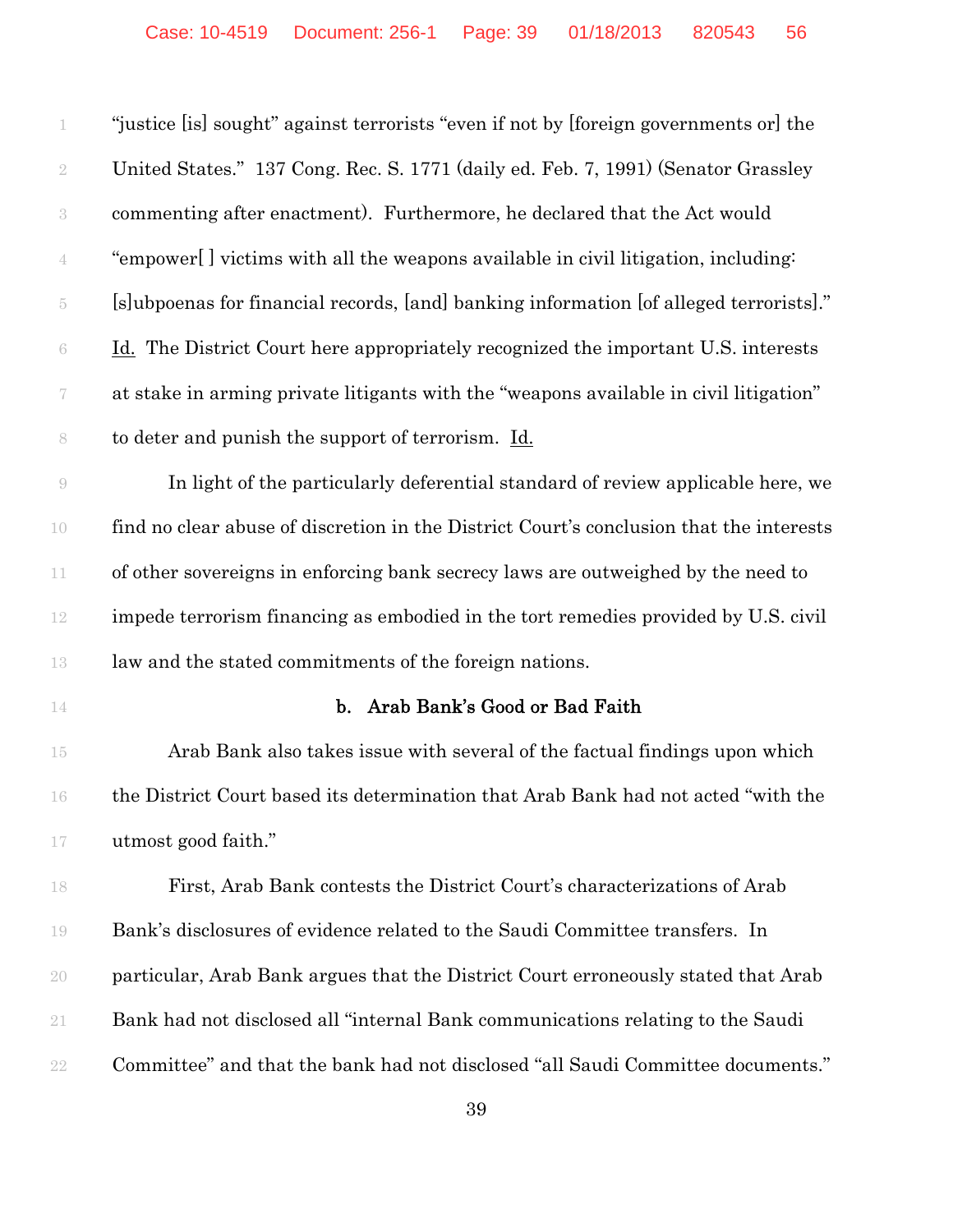"justice [is] sought" against terrorists "even if not by [foreign governments or] the United States." 137 Cong. Rec. S. 1771 (daily ed. Feb. 7, 1991) (Senator Grassley commenting after enactment). Furthermore, he declared that the Act would "empower[ ] victims with all the weapons available in civil litigation, including: [s]ubpoenas for financial records, [and] banking information [of alleged terrorists]." Id. The District Court here appropriately recognized the important U.S. interests at stake in arming private litigants with the "weapons available in civil litigation" to deter and punish the support of terrorism. Id.

In light of the particularly deferential standard of review applicable here, we find no clear abuse of discretion in the District Court's conclusion that the interests of other sovereigns in enforcing bank secrecy laws are outweighed by the need to impede terrorism financing as embodied in the tort remedies provided by U.S. civil law and the stated commitments of the foreign nations.

**b. Arab Bank's Good or Bad Faith**

Arab Bank also takes issue with several of the factual findings upon which the District Court based its determination that Arab Bank had not acted "with the utmost good faith."

First, Arab Bank contests the District Court's characterizations of Arab Bank's disclosures of evidence related to the Saudi Committee transfers. In particular, Arab Bank argues that the District Court erroneously stated that Arab Bank had not disclosed all "internal Bank communications relating to the Saudi Committee" and that the bank had not disclosed "all Saudi Committee documents."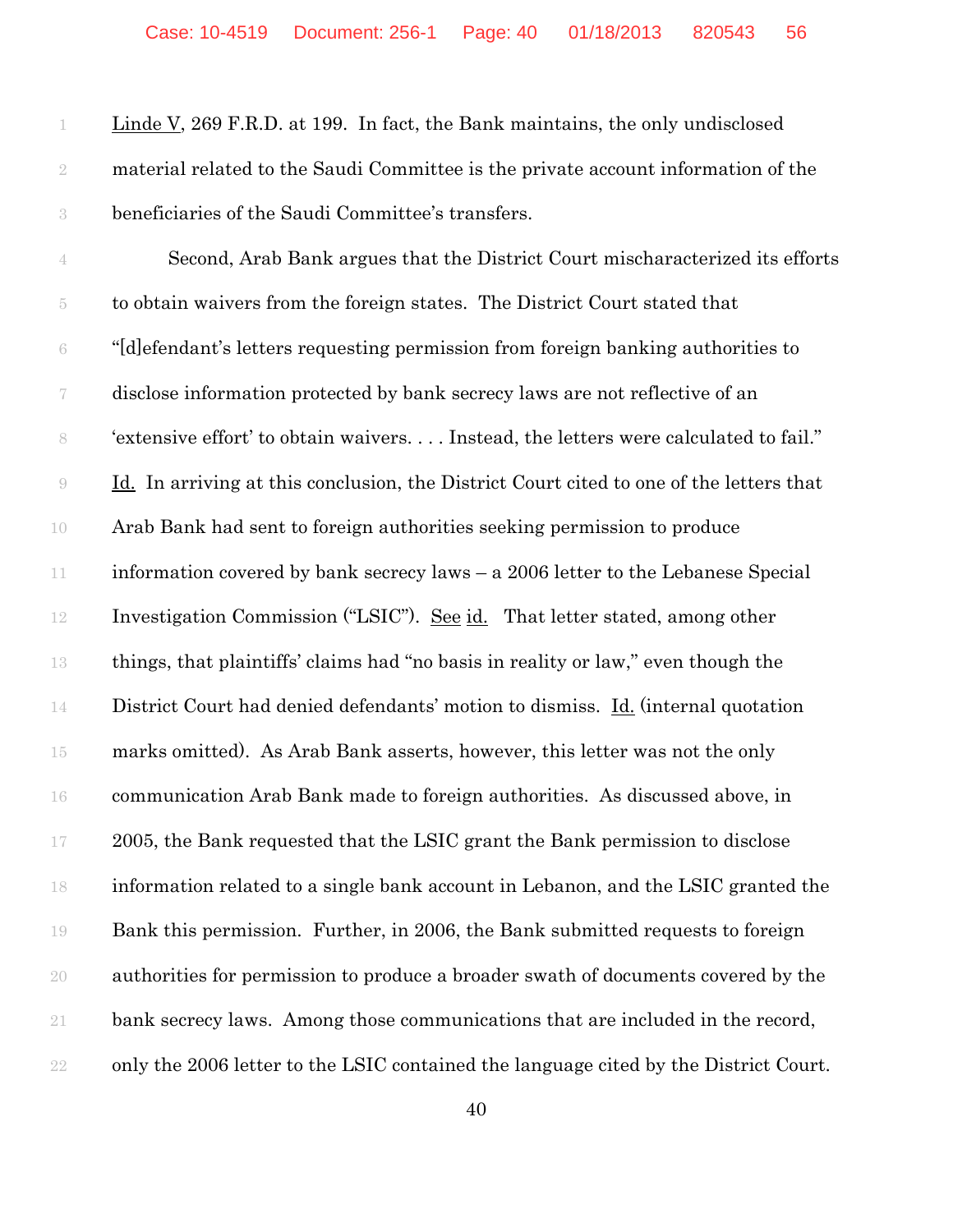Linde V, 269 F.R.D. at 199. In fact, the Bank maintains, the only undisclosed material related to the Saudi Committee is the private account information of the beneficiaries of the Saudi Committee's transfers.

Second, Arab Bank argues that the District Court mischaracterized its efforts to obtain waivers from the foreign states. The District Court stated that "[d]efendant's letters requesting permission from foreign banking authorities to disclose information protected by bank secrecy laws are not reflective of an 'extensive effort' to obtain waivers. . . . Instead, the letters were calculated to fail." Id. In arriving at this conclusion, the District Court cited to one of the letters that Arab Bank had sent to foreign authorities seeking permission to produce information covered by bank secrecy laws – a 2006 letter to the Lebanese Special Investigation Commission ("LSIC"). See id. That letter stated, among other things, that plaintiffs' claims had "no basis in reality or law," even though the District Court had denied defendants' motion to dismiss. Id. (internal quotation marks omitted). As Arab Bank asserts, however, this letter was not the only communication Arab Bank made to foreign authorities. As discussed above, in 2005, the Bank requested that the LSIC grant the Bank permission to disclose information related to a single bank account in Lebanon, and the LSIC granted the Bank this permission. Further, in 2006, the Bank submitted requests to foreign authorities for permission to produce a broader swath of documents covered by the bank secrecy laws. Among those communications that are included in the record, only the 2006 letter to the LSIC contained the language cited by the District Court.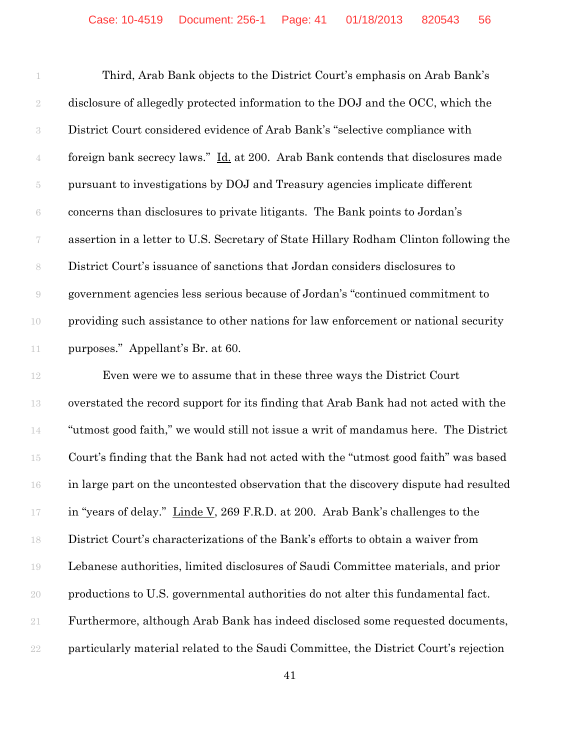Third, Arab Bank objects to the District Court's emphasis on Arab Bank's disclosure of allegedly protected information to the DOJ and the OCC, which the District Court considered evidence of Arab Bank's "selective compliance with foreign bank secrecy laws." Id. at 200. Arab Bank contends that disclosures made pursuant to investigations by DOJ and Treasury agencies implicate different concerns than disclosures to private litigants. The Bank points to Jordan's assertion in a letter to U.S. Secretary of State Hillary Rodham Clinton following the District Court's issuance of sanctions that Jordan considers disclosures to government agencies less serious because of Jordan's "continued commitment to providing such assistance to other nations for law enforcement or national security purposes." Appellant's Br. at 60.

Even were we to assume that in these three ways the District Court overstated the record support for its finding that Arab Bank had not acted with the "utmost good faith," we would still not issue a writ of mandamus here. The District Court's finding that the Bank had not acted with the "utmost good faith" was based in large part on the uncontested observation that the discovery dispute had resulted in "years of delay." Linde V, 269 F.R.D. at 200. Arab Bank's challenges to the District Court's characterizations of the Bank's efforts to obtain a waiver from Lebanese authorities, limited disclosures of Saudi Committee materials, and prior productions to U.S. governmental authorities do not alter this fundamental fact. Furthermore, although Arab Bank has indeed disclosed some requested documents, particularly material related to the Saudi Committee, the District Court's rejection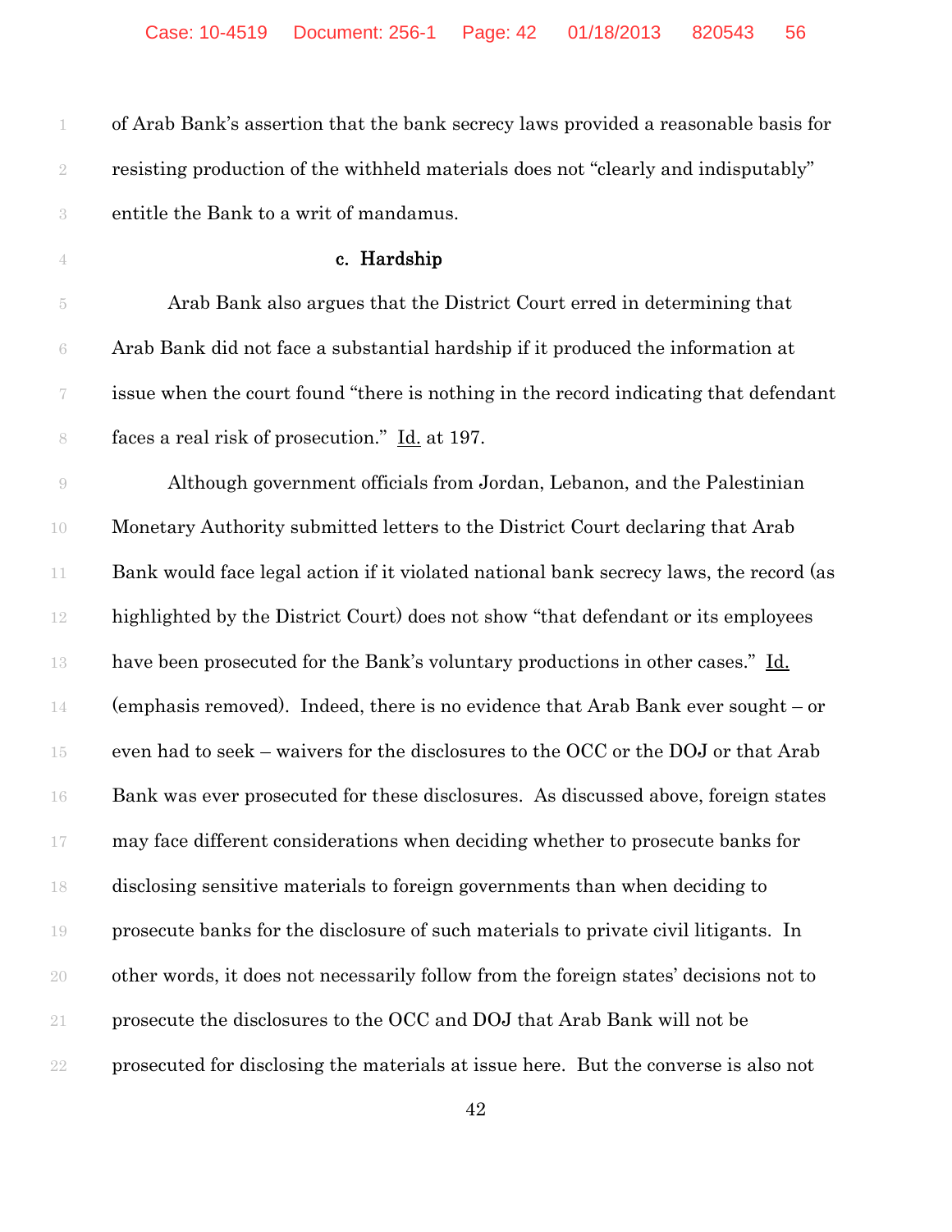of Arab Bank's assertion that the bank secrecy laws provided a reasonable basis for resisting production of the withheld materials does not "clearly and indisputably" entitle the Bank to a writ of mandamus.

### c. Hardship

Arab Bank also argues that the District Court erred in determining that Arab Bank did not face a substantial hardship if it produced the information at issue when the court found "there is nothing in the record indicating that defendant faces a real risk of prosecution." Id. at 197.

Although government officials from Jordan, Lebanon, and the Palestinian Monetary Authority submitted letters to the District Court declaring that Arab Bank would face legal action if it violated national bank secrecy laws, the record (as highlighted by the District Court) does not show "that defendant or its employees have been prosecuted for the Bank's voluntary productions in other cases." Id. (emphasis removed). Indeed, there is no evidence that Arab Bank ever sought – or even had to seek – waivers for the disclosures to the OCC or the DOJ or that Arab Bank was ever prosecuted for these disclosures. As discussed above, foreign states may face different considerations when deciding whether to prosecute banks for disclosing sensitive materials to foreign governments than when deciding to prosecute banks for the disclosure of such materials to private civil litigants. In other words, it does not necessarily follow from the foreign states' decisions not to prosecute the disclosures to the OCC and DOJ that Arab Bank will not be prosecuted for disclosing the materials at issue here. But the converse is also not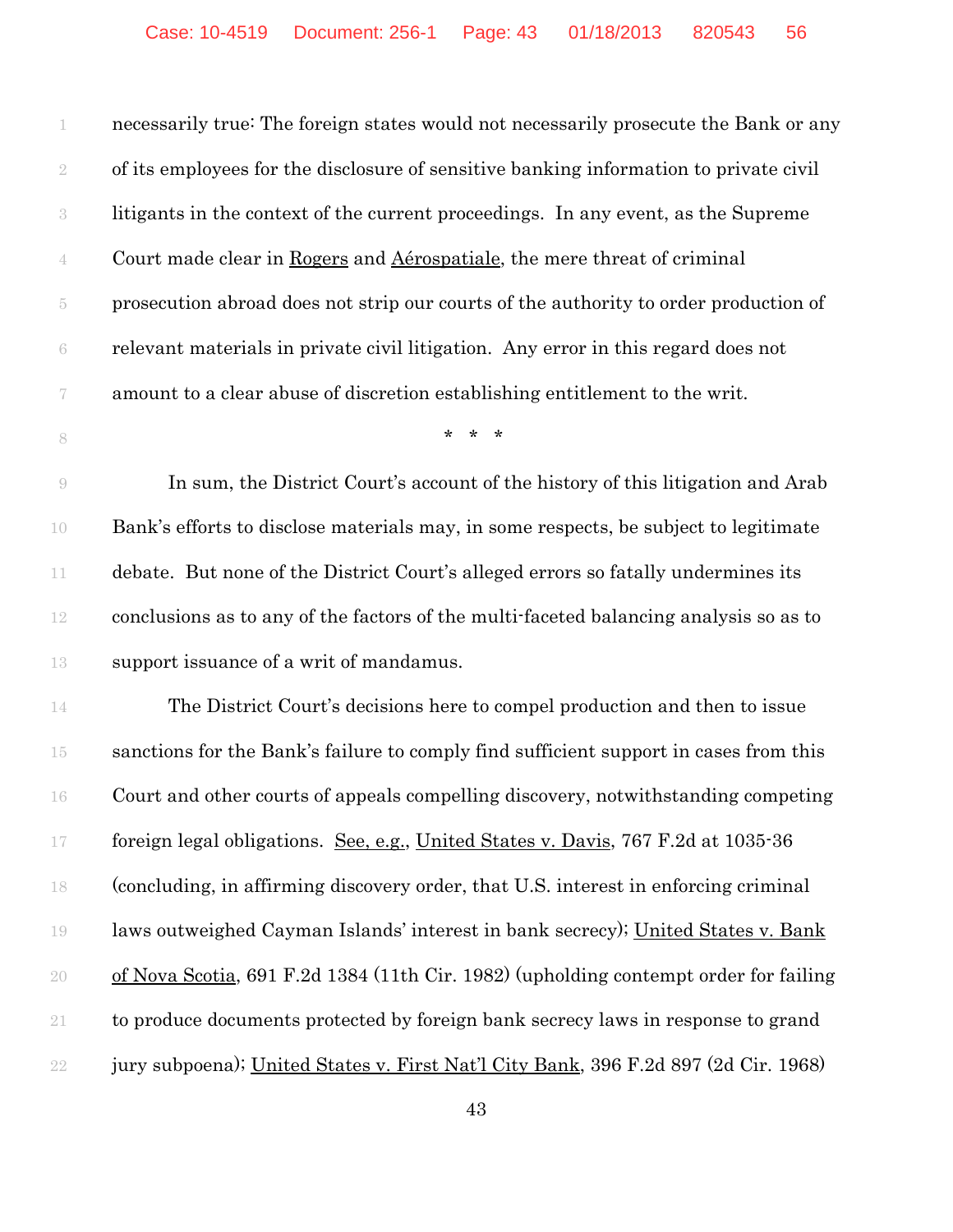necessarily true: The foreign states would not necessarily prosecute the Bank or any of its employees for the disclosure of sensitive banking information to private civil litigants in the context of the current proceedings. In any event, as the Supreme Court made clear in Rogers and Aérospatiale, the mere threat of criminal prosecution abroad does not strip our courts of the authority to order production of relevant materials in private civil litigation. Any error in this regard does not amount to a clear abuse of discretion establishing entitlement to the writ.

\* \* \*

In sum, the District Court's account of the history of this litigation and Arab Bank's efforts to disclose materials may, in some respects, be subject to legitimate debate. But none of the District Court's alleged errors so fatally undermines its conclusions as to any of the factors of the multi-faceted balancing analysis so as to support issuance of a writ of mandamus.

The District Court's decisions here to compel production and then to issue sanctions for the Bank's failure to comply find sufficient support in cases from this Court and other courts of appeals compelling discovery, notwithstanding competing foreign legal obligations. See, e.g., United States v. Davis, 767 F.2d at 1035-36 (concluding, in affirming discovery order, that U.S. interest in enforcing criminal laws outweighed Cayman Islands' interest in bank secrecy); United States v. Bank of Nova Scotia, 691 F.2d 1384 (11th Cir. 1982) (upholding contempt order for failing to produce documents protected by foreign bank secrecy laws in response to grand jury subpoena); United States v. First Nat'l City Bank, 396 F.2d 897 (2d Cir. 1968)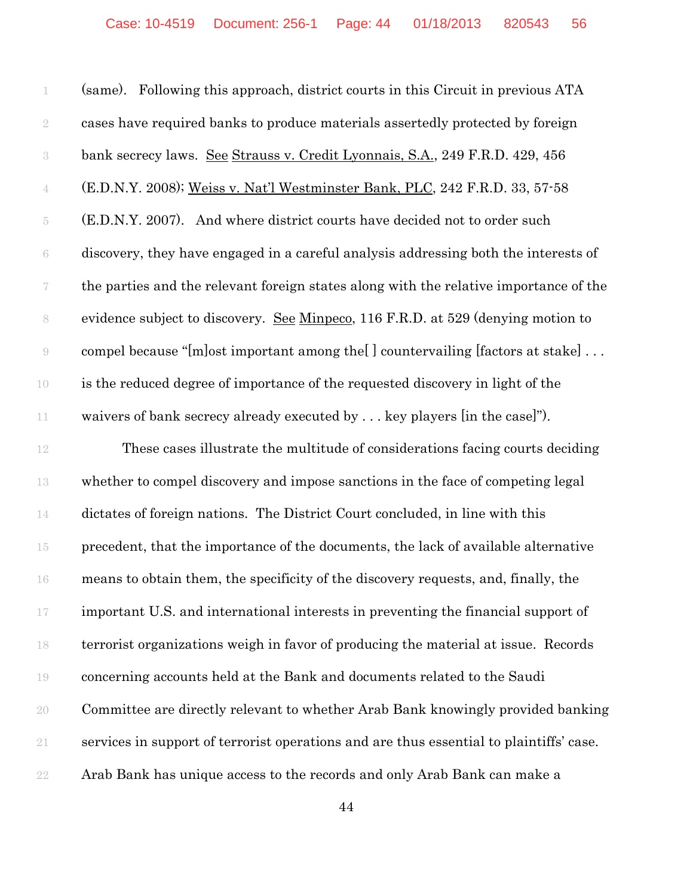(same). Following this approach, district courts in this Circuit in previous ATA cases have required banks to produce materials assertedly protected by foreign bank secrecy laws. See Strauss v. Credit Lyonnais, S.A., 249 F.R.D. 429, 456 (E.D.N.Y. 2008); Weiss v. Nat'l Westminster Bank, PLC, 242 F.R.D. 33, 57-58 (E.D.N.Y. 2007). And where district courts have decided not to order such discovery, they have engaged in a careful analysis addressing both the interests of the parties and the relevant foreign states along with the relative importance of the evidence subject to discovery. See Minpeco, 116 F.R.D. at 529 (denying motion to compel because "[m]ost important among the[ ] countervailing [factors at stake] . . . is the reduced degree of importance of the requested discovery in light of the waivers of bank secrecy already executed by . . . key players [in the case]").

These cases illustrate the multitude of considerations facing courts deciding whether to compel discovery and impose sanctions in the face of competing legal dictates of foreign nations. The District Court concluded, in line with this precedent, that the importance of the documents, the lack of available alternative means to obtain them, the specificity of the discovery requests, and, finally, the important U.S. and international interests in preventing the financial support of terrorist organizations weigh in favor of producing the material at issue. Records concerning accounts held at the Bank and documents related to the Saudi Committee are directly relevant to whether Arab Bank knowingly provided banking services in support of terrorist operations and are thus essential to plaintiffs' case. Arab Bank has unique access to the records and only Arab Bank can make a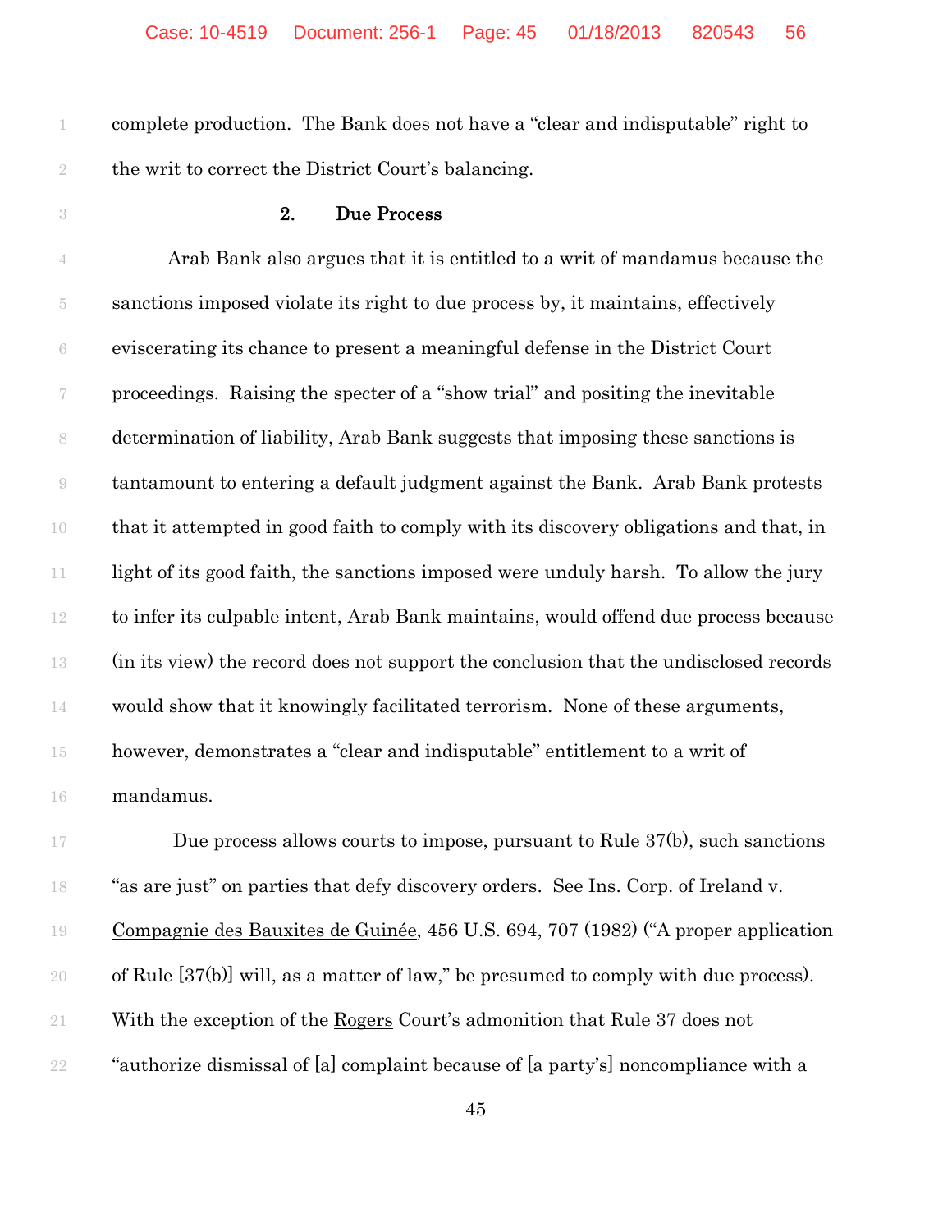complete production. The Bank does not have a "clear and indisputable" right to the writ to correct the District Court's balancing.

### 2. Due Process

Arab Bank also argues that it is entitled to a writ of mandamus because the sanctions imposed violate its right to due process by, it maintains, effectively eviscerating its chance to present a meaningful defense in the District Court proceedings. Raising the specter of a "show trial" and positing the inevitable determination of liability, Arab Bank suggests that imposing these sanctions is tantamount to entering a default judgment against the Bank. Arab Bank protests that it attempted in good faith to comply with its discovery obligations and that, in light of its good faith, the sanctions imposed were unduly harsh. To allow the jury to infer its culpable intent, Arab Bank maintains, would offend due process because (in its view) the record does not support the conclusion that the undisclosed records would show that it knowingly facilitated terrorism. None of these arguments, however, demonstrates a "clear and indisputable" entitlement to a writ of mandamus.

Due process allows courts to impose, pursuant to Rule 37(b), such sanctions "as are just" on parties that defy discovery orders. See Ins. Corp. of Ireland v. Compagnie des Bauxites de Guinée, 456 U.S. 694, 707 (1982) ("A proper application of Rule [37(b)] will, as a matter of law," be presumed to comply with due process). With the exception of the Rogers Court's admonition that Rule 37 does not "authorize dismissal of [a] complaint because of [a party's] noncompliance with a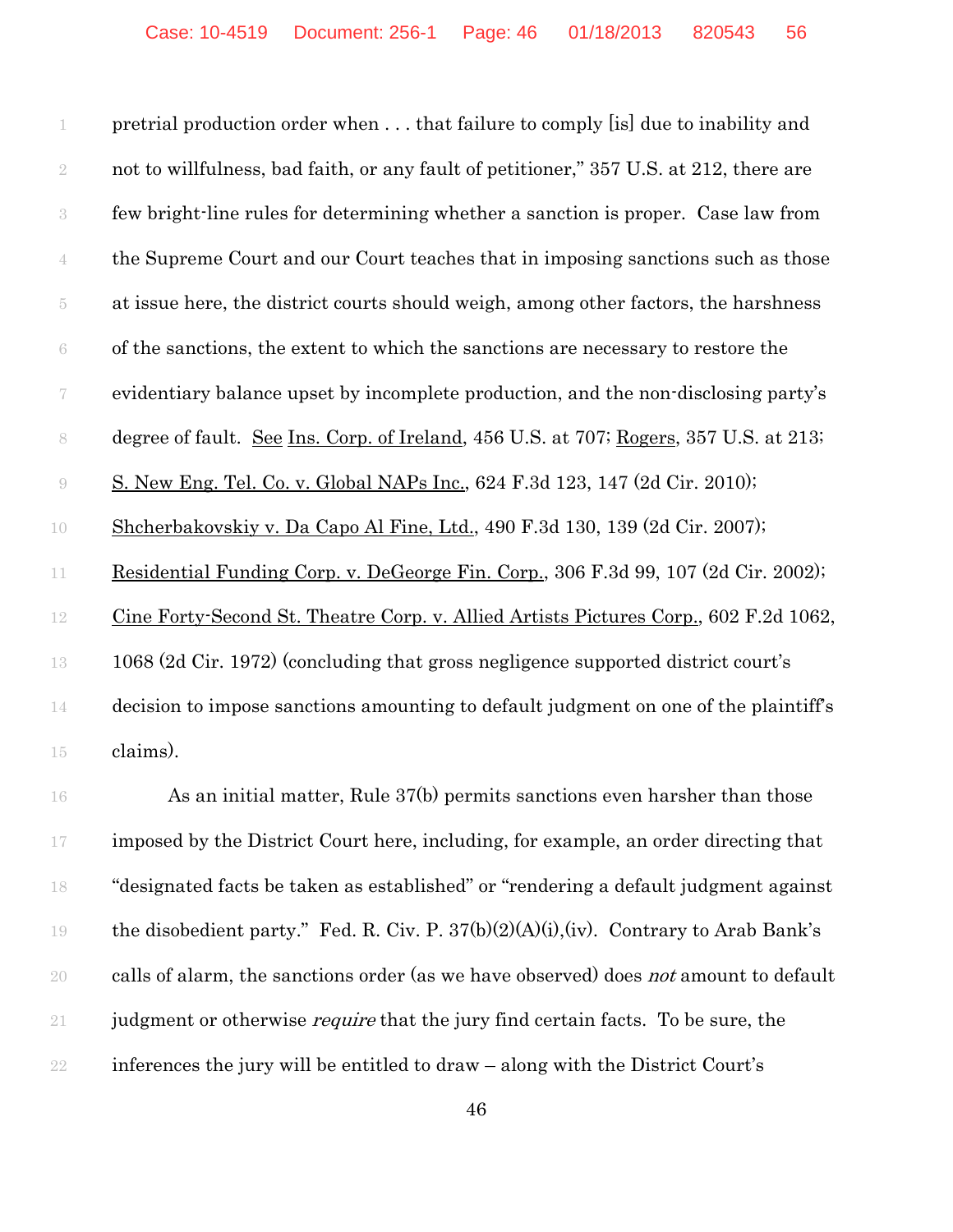pretrial production order when . . . that failure to comply [is] due to inability and not to willfulness, bad faith, or any fault of petitioner," 357 U.S. at 212, there are few bright-line rules for determining whether a sanction is proper. Case law from the Supreme Court and our Court teaches that in imposing sanctions such as those at issue here, the district courts should weigh, among other factors, the harshness of the sanctions, the extent to which the sanctions are necessary to restore the evidentiary balance upset by incomplete production, and the non-disclosing party's degree of fault. See Ins. Corp. of Ireland, 456 U.S. at 707; Rogers, 357 U.S. at 213; S. New Eng. Tel. Co. v. Global NAPs Inc., 624 F.3d 123, 147 (2d Cir. 2010); Shcherbakovskiy v. Da Capo Al Fine, Ltd., 490 F.3d 130, 139 (2d Cir. 2007); Residential Funding Corp. v. DeGeorge Fin. Corp., 306 F.3d 99, 107 (2d Cir. 2002); Cine Forty-Second St. Theatre Corp. v. Allied Artists Pictures Corp., 602 F.2d 1062, 1068 (2d Cir. 1972) (concluding that gross negligence supported district court's decision to impose sanctions amounting to default judgment on one of the plaintiff's claims).

As an initial matter, Rule 37(b) permits sanctions even harsher than those imposed by the District Court here, including, for example, an order directing that "designated facts be taken as established" or "rendering a default judgment against the disobedient party." Fed. R. Civ. P. 37(b)(2)(A)(i),(iv). Contrary to Arab Bank's calls of alarm, the sanctions order (as we have observed) does *not* amount to default judgment or otherwise *require* that the jury find certain facts. To be sure, the inferences the jury will be entitled to draw – along with the District Court's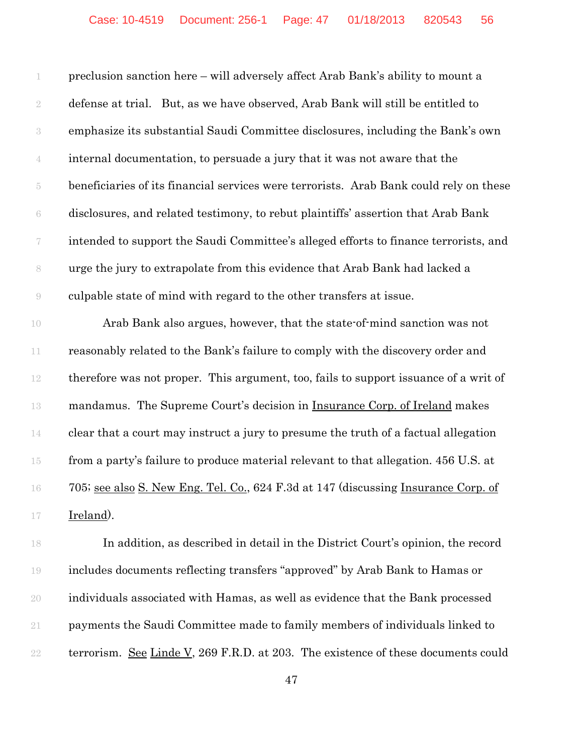preclusion sanction here – will adversely affect Arab Bank's ability to mount a defense at trial. But, as we have observed, Arab Bank will still be entitled to emphasize its substantial Saudi Committee disclosures, including the Bank's own internal documentation, to persuade a jury that it was not aware that the beneficiaries of its financial services were terrorists. Arab Bank could rely on these disclosures, and related testimony, to rebut plaintiffs' assertion that Arab Bank intended to support the Saudi Committee's alleged efforts to finance terrorists, and urge the jury to extrapolate from this evidence that Arab Bank had lacked a culpable state of mind with regard to the other transfers at issue.

Arab Bank also argues, however, that the state-of-mind sanction was not reasonably related to the Bank's failure to comply with the discovery order and therefore was not proper. This argument, too, fails to support issuance of a writ of mandamus. The Supreme Court's decision in Insurance Corp. of Ireland makes clear that a court may instruct a jury to presume the truth of a factual allegation from a party's failure to produce material relevant to that allegation. 456 U.S. at 705; see also S. New Eng. Tel. Co., 624 F.3d at 147 (discussing Insurance Corp. of Ireland).

In addition, as described in detail in the District Court's opinion, the record includes documents reflecting transfers "approved" by Arab Bank to Hamas or individuals associated with Hamas, as well as evidence that the Bank processed payments the Saudi Committee made to family members of individuals linked to terrorism. See Linde V, 269 F.R.D. at 203. The existence of these documents could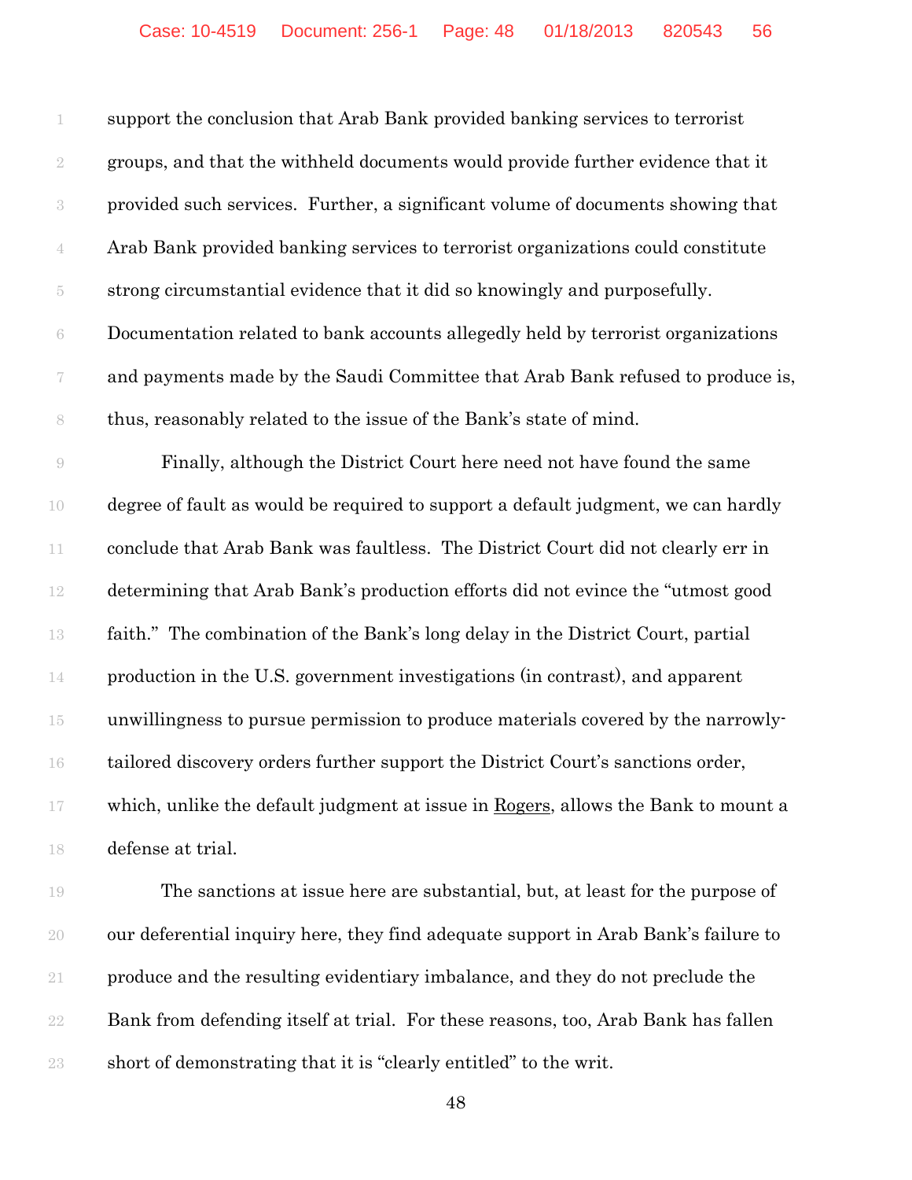support the conclusion that Arab Bank provided banking services to terrorist groups, and that the withheld documents would provide further evidence that it provided such services. Further, a significant volume of documents showing that Arab Bank provided banking services to terrorist organizations could constitute strong circumstantial evidence that it did so knowingly and purposefully. Documentation related to bank accounts allegedly held by terrorist organizations and payments made by the Saudi Committee that Arab Bank refused to produce is, thus, reasonably related to the issue of the Bank's state of mind.

Finally, although the District Court here need not have found the same degree of fault as would be required to support a default judgment, we can hardly conclude that Arab Bank was faultless. The District Court did not clearly err in determining that Arab Bank's production efforts did not evince the "utmost good faith." The combination of the Bank's long delay in the District Court, partial production in the U.S. government investigations (in contrast), and apparent unwillingness to pursue permission to produce materials covered by the narrowly-tailored discovery orders further support the District Court's sanctions order, which, unlike the default judgment at issue in Rogers, allows the Bank to mount a defense at trial.

The sanctions at issue here are substantial, but, at least for the purpose of our deferential inquiry here, they find adequate support in Arab Bank's failure to produce and the resulting evidentiary imbalance, and they do not preclude the Bank from defending itself at trial. For these reasons, too, Arab Bank has fallen short of demonstrating that it is "clearly entitled" to the writ.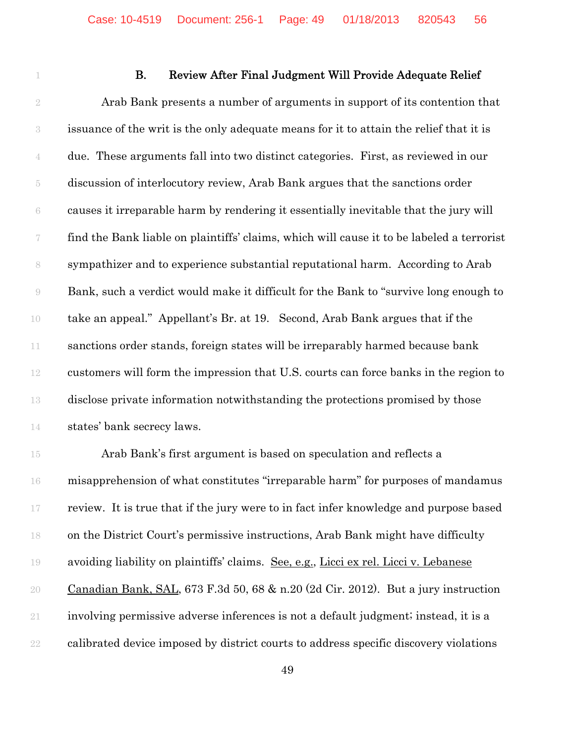### B. Review After Final Judgment Will Provide Adequate Relief

Arab Bank presents a number of arguments in support of its contention that issuance of the writ is the only adequate means for it to attain the relief that it is due. These arguments fall into two distinct categories. First, as reviewed in our discussion of interlocutory review, Arab Bank argues that the sanctions order causes it irreparable harm by rendering it essentially inevitable that the jury will find the Bank liable on plaintiffs' claims, which will cause it to be labeled a terrorist sympathizer and to experience substantial reputational harm. According to Arab Bank, such a verdict would make it difficult for the Bank to "survive long enough to take an appeal." Appellant's Br. at 19. Second, Arab Bank argues that if the sanctions order stands, foreign states will be irreparably harmed because bank customers will form the impression that U.S. courts can force banks in the region to disclose private information notwithstanding the protections promised by those states' bank secrecy laws.

Arab Bank's first argument is based on speculation and reflects a misapprehension of what constitutes "irreparable harm" for purposes of mandamus review. It is true that if the jury were to in fact infer knowledge and purpose based on the District Court's permissive instructions, Arab Bank might have difficulty avoiding liability on plaintiffs' claims. See, e.g., Licci ex rel. Licci v. Lebanese Canadian Bank, SAL, 673 F.3d 50, 68 & n.20 (2d Cir. 2012). But a jury instruction involving permissive adverse inferences is not a default judgment; instead, it is a calibrated device imposed by district courts to address specific discovery violations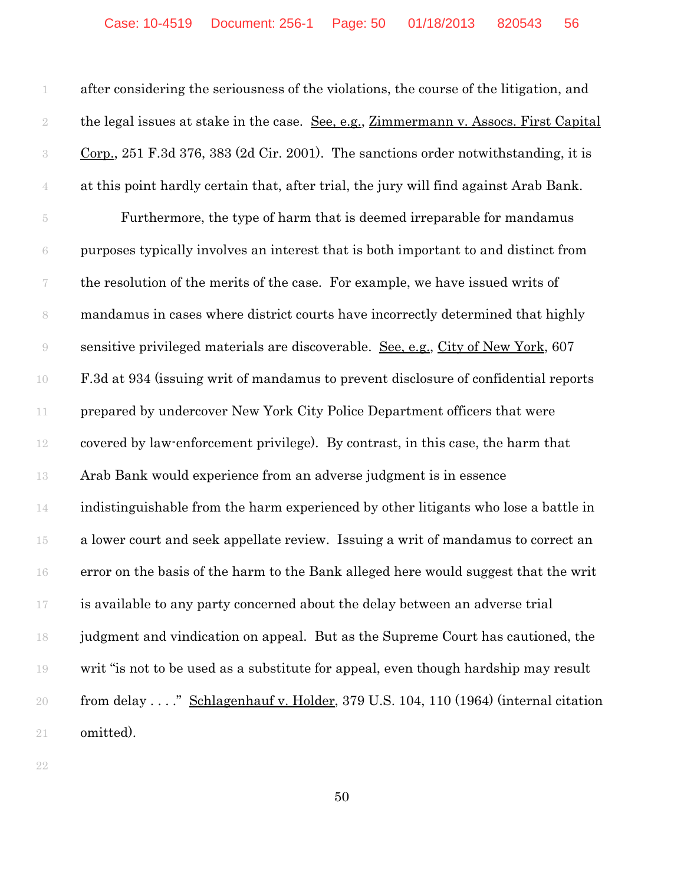after considering the seriousness of the violations, the course of the litigation, and the legal issues at stake in the case. See, e.g., Zimmermann v. Assocs. First Capital Corp., 251 F.3d 376, 383 (2d Cir. 2001). The sanctions order notwithstanding, it is at this point hardly certain that, after trial, the jury will find against Arab Bank.

Furthermore, the type of harm that is deemed irreparable for mandamus purposes typically involves an interest that is both important to and distinct from the resolution of the merits of the case. For example, we have issued writs of mandamus in cases where district courts have incorrectly determined that highly sensitive privileged materials are discoverable. See, e.g., City of New York, 607 F.3d at 934 (issuing writ of mandamus to prevent disclosure of confidential reports prepared by undercover New York City Police Department officers that were covered by law-enforcement privilege). By contrast, in this case, the harm that Arab Bank would experience from an adverse judgment is in essence indistinguishable from the harm experienced by other litigants who lose a battle in a lower court and seek appellate review. Issuing a writ of mandamus to correct an error on the basis of the harm to the Bank alleged here would suggest that the writ is available to any party concerned about the delay between an adverse trial judgment and vindication on appeal. But as the Supreme Court has cautioned, the writ "is not to be used as a substitute for appeal, even though hardship may result from delay . . . ." Schlagenhauf v. Holder, 379 U.S. 104, 110 (1964) (internal citation omitted).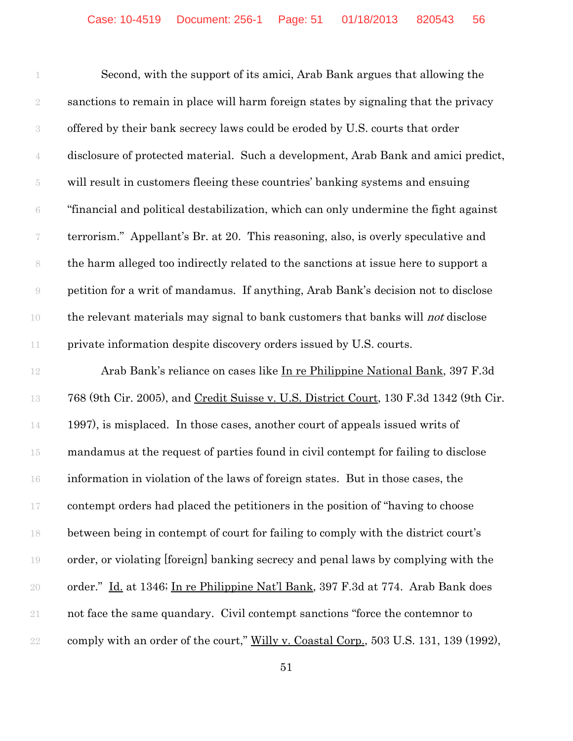Second, with the support of its amici, Arab Bank argues that allowing the sanctions to remain in place will harm foreign states by signaling that the privacy offered by their bank secrecy laws could be eroded by U.S. courts that order disclosure of protected material. Such a development, Arab Bank and amici predict, will result in customers fleeing these countries' banking systems and ensuing "financial and political destabilization, which can only undermine the fight against terrorism." Appellant's Br. at 20. This reasoning, also, is overly speculative and the harm alleged too indirectly related to the sanctions at issue here to support a petition for a writ of mandamus. If anything, Arab Bank's decision not to disclose the relevant materials may signal to bank customers that banks will *not* disclose private information despite discovery orders issued by U.S. courts.

Arab Bank's reliance on cases like In re Philippine National Bank, 397 F.3d 768 (9th Cir. 2005), and Credit Suisse v. U.S. District Court, 130 F.3d 1342 (9th Cir. 1997), is misplaced. In those cases, another court of appeals issued writs of mandamus at the request of parties found in civil contempt for failing to disclose information in violation of the laws of foreign states. But in those cases, the contempt orders had placed the petitioners in the position of "having to choose between being in contempt of court for failing to comply with the district court's order, or violating [foreign] banking secrecy and penal laws by complying with the order." Id. at 1346; In re Philippine Nat'l Bank, 397 F.3d at 774. Arab Bank does not face the same quandary. Civil contempt sanctions "force the contemnor to comply with an order of the court," Willy v. Coastal Corp., 503 U.S. 131, 139 (1992),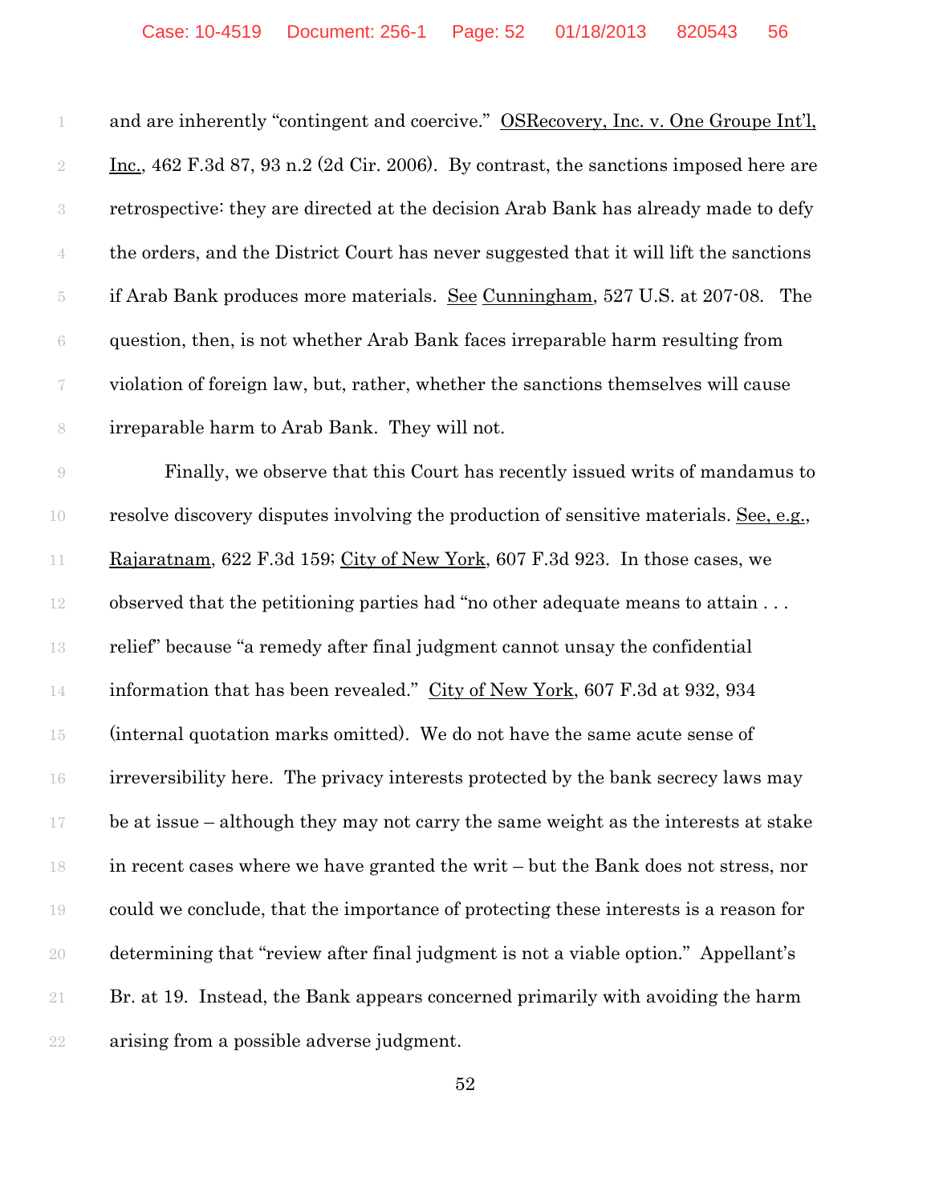and are inherently "contingent and coercive." OSRecovery, Inc. v. One Groupe Int'l, Inc., 462 F.3d 87, 93 n.2 (2d Cir. 2006). By contrast, the sanctions imposed here are retrospective: they are directed at the decision Arab Bank has already made to defy the orders, and the District Court has never suggested that it will lift the sanctions if Arab Bank produces more materials. See Cunningham, 527 U.S. at 207-08. The question, then, is not whether Arab Bank faces irreparable harm resulting from violation of foreign law, but, rather, whether the sanctions themselves will cause irreparable harm to Arab Bank. They will not.

Finally, we observe that this Court has recently issued writs of mandamus to resolve discovery disputes involving the production of sensitive materials. See, e.g., Rajaratnam, 622 F.3d 159; City of New York, 607 F.3d 923. In those cases, we observed that the petitioning parties had "no other adequate means to attain . . . relief" because "a remedy after final judgment cannot unsay the confidential information that has been revealed." City of New York, 607 F.3d at 932, 934 (internal quotation marks omitted). We do not have the same acute sense of irreversibility here. The privacy interests protected by the bank secrecy laws may be at issue – although they may not carry the same weight as the interests at stake in recent cases where we have granted the writ – but the Bank does not stress, nor could we conclude, that the importance of protecting these interests is a reason for determining that "review after final judgment is not a viable option." Appellant's Br. at 19. Instead, the Bank appears concerned primarily with avoiding the harm arising from a possible adverse judgment.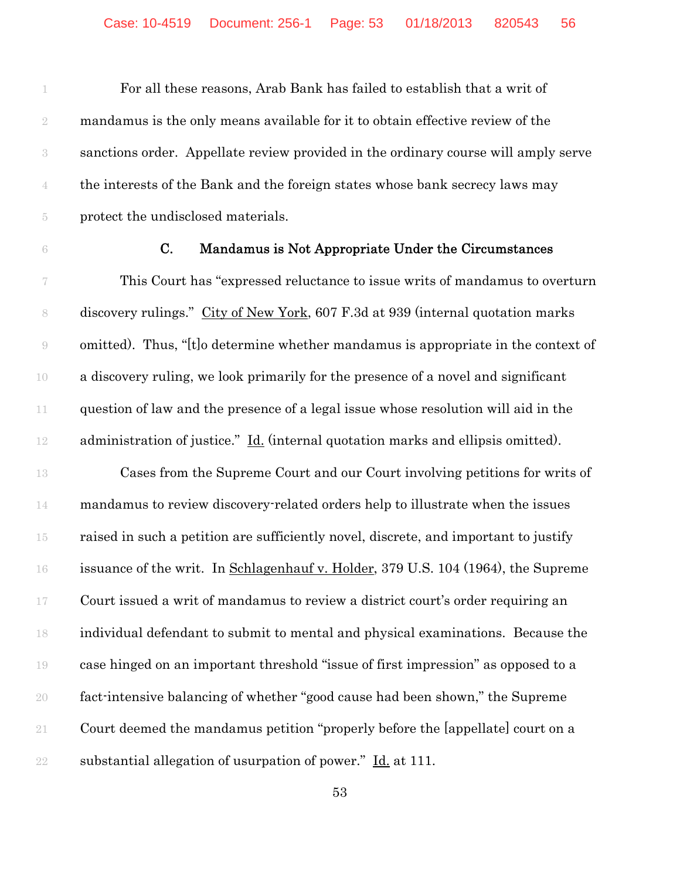For all these reasons, Arab Bank has failed to establish that a writ of mandamus is the only means available for it to obtain effective review of the sanctions order. Appellate review provided in the ordinary course will amply serve the interests of the Bank and the foreign states whose bank secrecy laws may protect the undisclosed materials.

### C. Mandamus is Not Appropriate Under the Circumstances

This Court has "expressed reluctance to issue writs of mandamus to overturn discovery rulings." City of New York, 607 F.3d at 939 (internal quotation marks omitted). Thus, "[t]o determine whether mandamus is appropriate in the context of a discovery ruling, we look primarily for the presence of a novel and significant question of law and the presence of a legal issue whose resolution will aid in the administration of justice." Id. (internal quotation marks and ellipsis omitted).

Cases from the Supreme Court and our Court involving petitions for writs of mandamus to review discovery-related orders help to illustrate when the issues raised in such a petition are sufficiently novel, discrete, and important to justify issuance of the writ. In Schlagenhauf v. Holder, 379 U.S. 104 (1964), the Supreme Court issued a writ of mandamus to review a district court's order requiring an individual defendant to submit to mental and physical examinations. Because the case hinged on an important threshold "issue of first impression" as opposed to a fact-intensive balancing of whether "good cause had been shown," the Supreme Court deemed the mandamus petition "properly before the [appellate] court on a substantial allegation of usurpation of power." Id. at 111.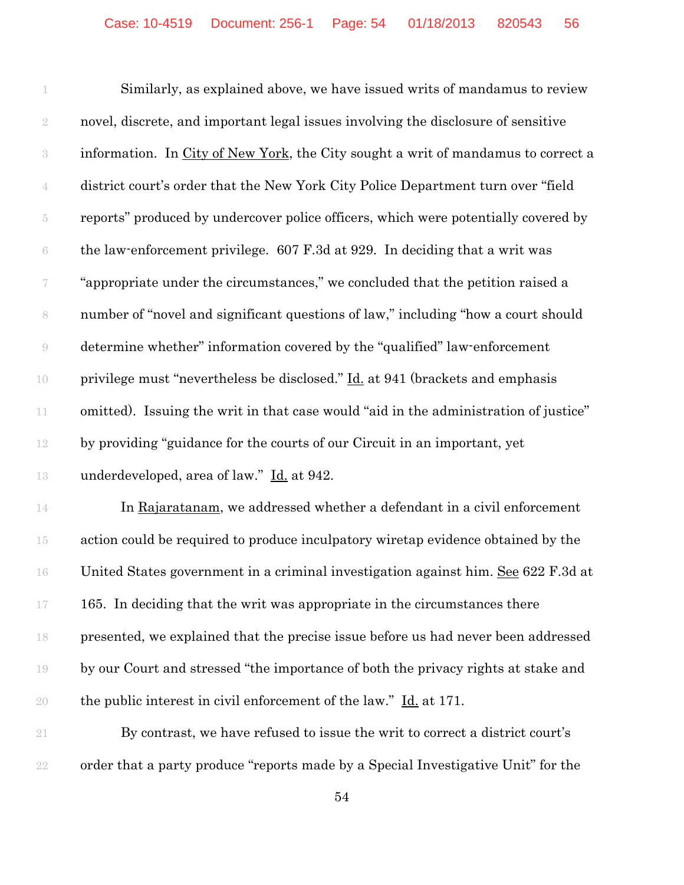Similarly, as explained above, we have issued writs of mandamus to review novel, discrete, and important legal issues involving the disclosure of sensitive information. In City of New York, the City sought a writ of mandamus to correct a district court's order that the New York City Police Department turn over "field reports" produced by undercover police officers, which were potentially covered by the law-enforcement privilege. 607 F.3d at 929. In deciding that a writ was "appropriate under the circumstances," we concluded that the petition raised a number of "novel and significant questions of law," including "how a court should determine whether" information covered by the "qualified" law-enforcement privilege must "nevertheless be disclosed." Id. at 941 (brackets and emphasis omitted). Issuing the writ in that case would "aid in the administration of justice" by providing "guidance for the courts of our Circuit in an important, yet underdeveloped, area of law." Id. at 942.

In Rajaratanam, we addressed whether a defendant in a civil enforcement action could be required to produce inculpatory wiretap evidence obtained by the United States government in a criminal investigation against him. See 622 F.3d at 165. In deciding that the writ was appropriate in the circumstances there presented, we explained that the precise issue before us had never been addressed by our Court and stressed "the importance of both the privacy rights at stake and the public interest in civil enforcement of the law." Id. at 171.

By contrast, we have refused to issue the writ to correct a district court's order that a party produce "reports made by a Special Investigative Unit" for the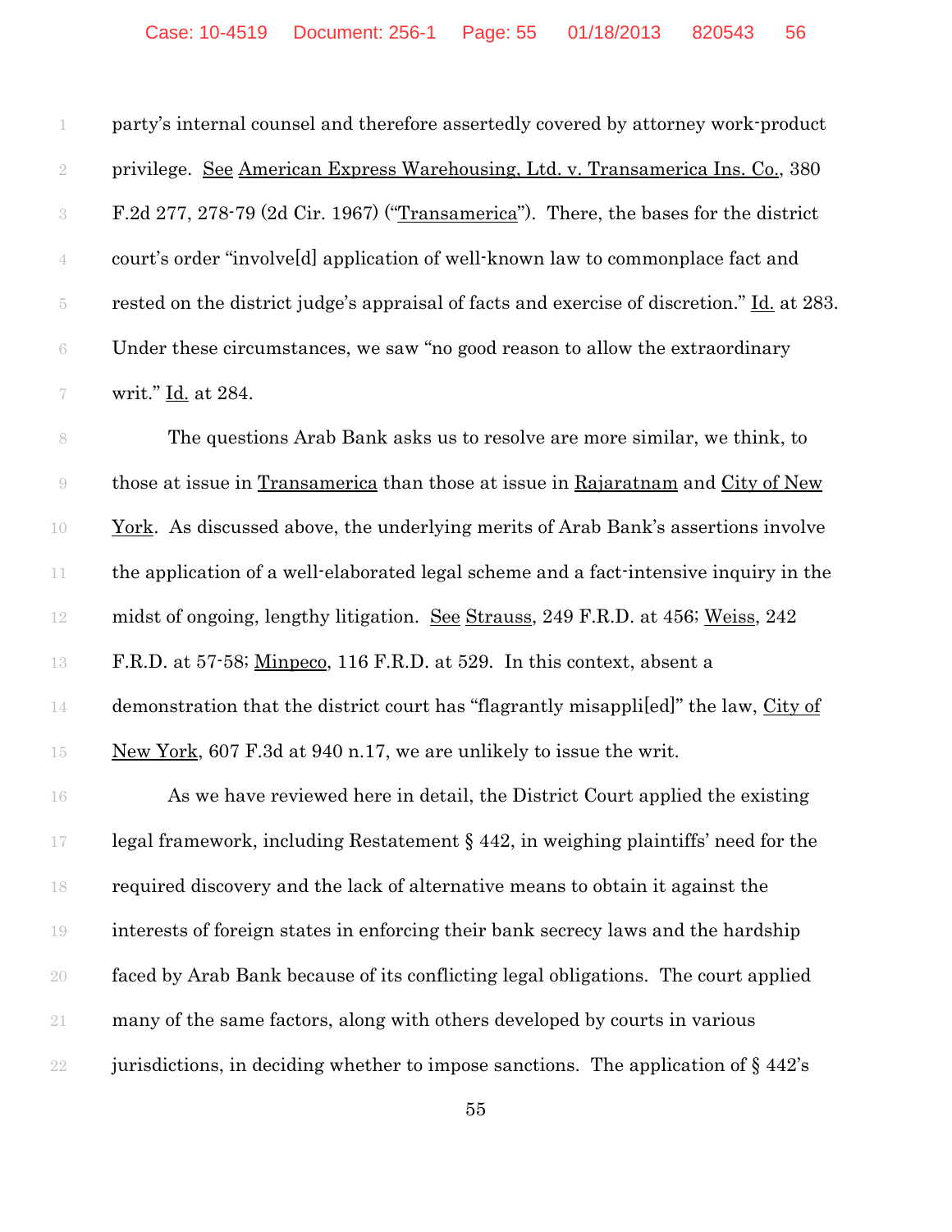party's internal counsel and therefore assertedly covered by attorney work-product privilege. See American Express Warehousing, Ltd. v. Transamerica Ins. Co., 380 F.2d 277, 278-79 (2d Cir. 1967) ("Transamerica"). There, the bases for the district court's order "involve[d] application of well-known law to commonplace fact and rested on the district judge's appraisal of facts and exercise of discretion." Id. at 283. Under these circumstances, we saw "no good reason to allow the extraordinary writ." Id. at 284.

The questions Arab Bank asks us to resolve are more similar, we think, to those at issue in Transamerica than those at issue in Rajaratnam and City of New York. As discussed above, the underlying merits of Arab Bank's assertions involve the application of a well-elaborated legal scheme and a fact-intensive inquiry in the midst of ongoing, lengthy litigation. See Strauss, 249 F.R.D. at 456; Weiss, 242 F.R.D. at 57-58; Minpeco, 116 F.R.D. at 529. In this context, absent a demonstration that the district court has "flagrantly misappli[ed]" the law, City of New York, 607 F.3d at 940 n.17, we are unlikely to issue the writ.

As we have reviewed here in detail, the District Court applied the existing legal framework, including Restatement § 442, in weighing plaintiffs' need for the required discovery and the lack of alternative means to obtain it against the interests of foreign states in enforcing their bank secrecy laws and the hardship faced by Arab Bank because of its conflicting legal obligations. The court applied many of the same factors, along with others developed by courts in various jurisdictions, in deciding whether to impose sanctions. The application of § 442's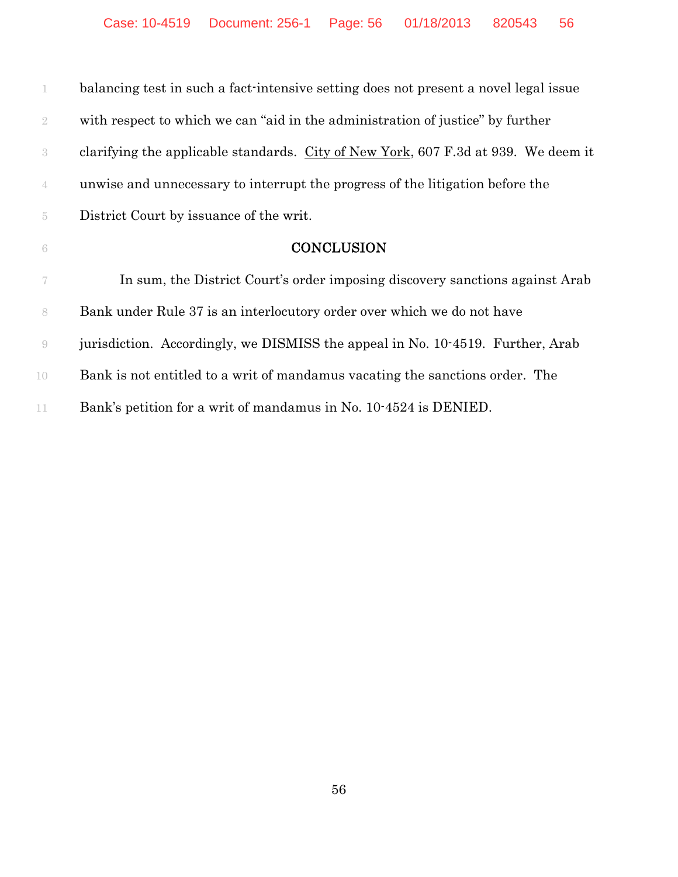balancing test in such a fact-intensive setting does not present a novel legal issue with respect to which we can "aid in the administration of justice" by further clarifying the applicable standards. City of New York, 607 F.3d at 939. We deem it unwise and unnecessary to interrupt the progress of the litigation before the District Court by issuance of the writ.

## CONCLUSION

In sum, the District Court's order imposing discovery sanctions against Arab Bank under Rule 37 is an interlocutory order over which we do not have jurisdiction. Accordingly, we DISMISS the appeal in No. 10-4519. Further, Arab Bank is not entitled to a writ of mandamus vacating the sanctions order. The Bank's petition for a writ of mandamus in No. 10-4524 is DENIED.